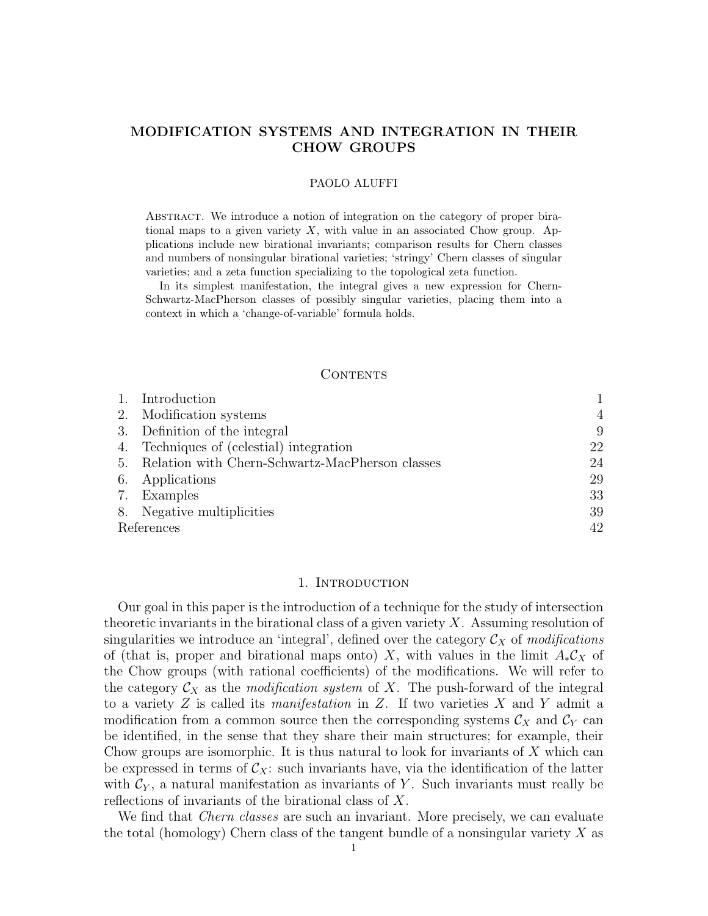# MODIFICATION SYSTEMS AND INTEGRATION IN THEIR CHOW GROUPS

PAOLO ALUFFI

Abstract. We introduce a notion of integration on the category of proper birational maps to a given variety $X$, with value in an associated Chow group. Applications include new birational invariants; comparison results for Chern classes and numbers of nonsingular birational varieties; 'stringy' Chern classes of singular varieties; and a zeta function specializing to the topological zeta function.

In its simplest manifestation, the integral gives a new expression for Chern-Schwartz-MacPherson classes of possibly singular varieties, placing them into a context in which a 'change-of-variable' formula holds.

## Contents

| | | |
|---|---|---|
| 1. | Introduction | 1 |
| 2. | Modification systems | 4 |
| 3. | Definition of the integral | 9 |
| 4. | Techniques of (celestial) integration | 22 |
| 5. | Relation with Chern-Schwartz-MacPherson classes | 24 |
| 6. | Applications | 29 |
| 7. | Examples | 33 |
| 8. | Negative multiplicities | 39 |
| | References | 42 |

## 1. Introduction

Our goal in this paper is the introduction of a technique for the study of intersection theoretic invariants in the birational class of a given variety $X$. Assuming resolution of singularities we introduce an 'integral', defined over the category $\mathcal{C}_X$ of *modifications* of (that is, proper and birational maps onto) $X$, with values in the limit $A_*\mathcal{C}_X$ of the Chow groups (with rational coefficients) of the modifications. We will refer to the category $\mathcal{C}_X$ as the *modification system* of $X$. The push-forward of the integral to a variety $Z$ is called its *manifestation* in $Z$. If two varieties $X$ and $Y$ admit a modification from a common source then the corresponding systems $\mathcal{C}_X$ and $\mathcal{C}_Y$ can be identified, in the sense that they share their main structures; for example, their Chow groups are isomorphic. It is thus natural to look for invariants of $X$ which can be expressed in terms of $\mathcal{C}_X$: such invariants have, via the identification of the latter with $\mathcal{C}_Y$, a natural manifestation as invariants of $Y$. Such invariants must really be reflections of invariants of the birational class of $X$.

We find that *Chern classes* are such an invariant. More precisely, we can evaluate the total (homology) Chern class of the tangent bundle of a nonsingular variety $X$ as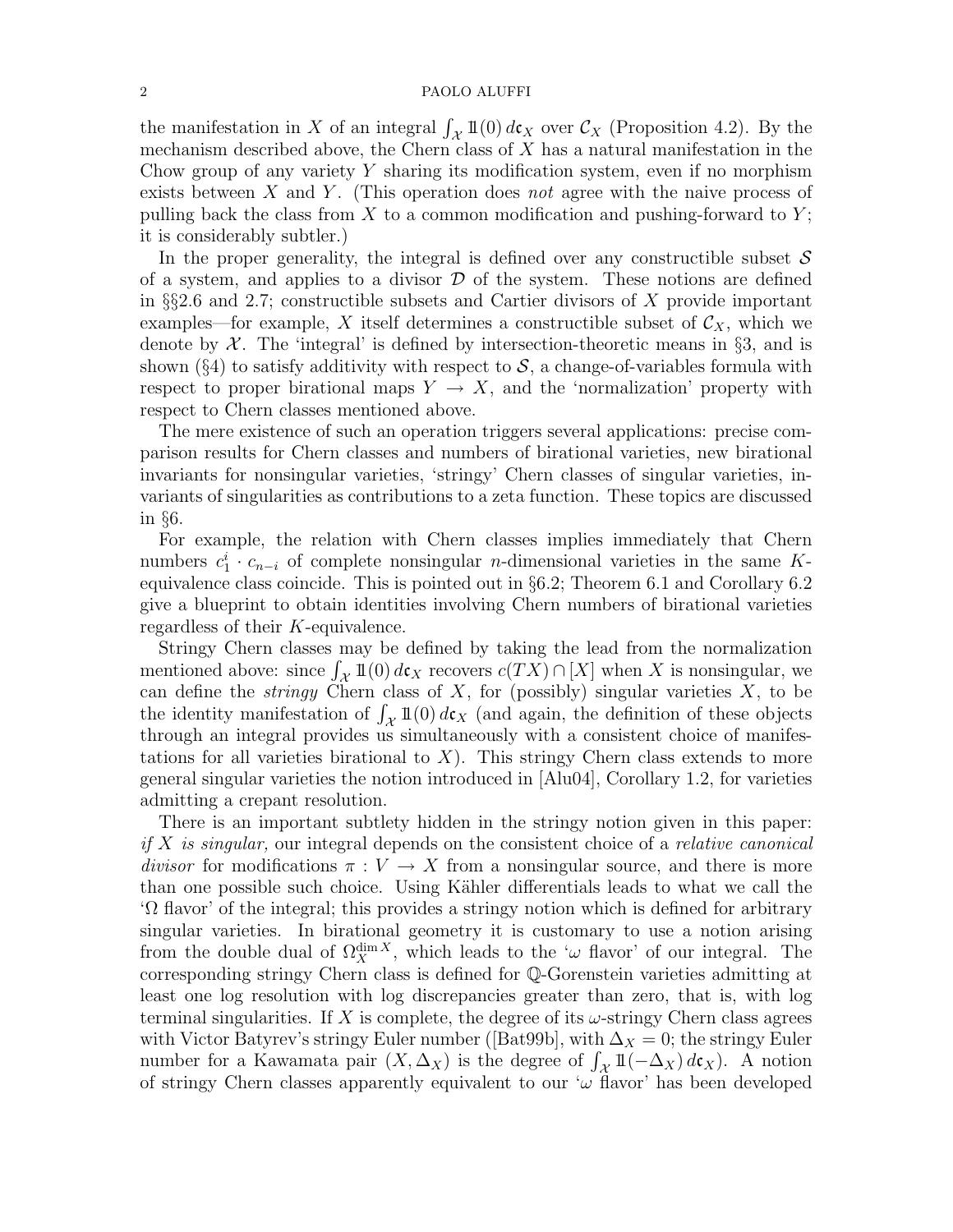the manifestation in $X$ of an integral $\int_{\mathcal{X}} 1\!\!1(0)\, d\mathfrak{c}_X$ over $\mathcal{C}_X$ (Proposition 4.2). By the mechanism described above, the Chern class of $X$ has a natural manifestation in the Chow group of any variety $Y$ sharing its modification system, even if no morphism exists between $X$ and $Y$. (This operation does *not* agree with the naive process of pulling back the class from $X$ to a common modification and pushing-forward to $Y$; it is considerably subtler.)

In the proper generality, the integral is defined over any constructible subset $\mathcal{S}$ of a system, and applies to a divisor $\mathcal{D}$ of the system. These notions are defined in §§2.6 and 2.7; constructible subsets and Cartier divisors of $X$ provide important examples—for example, $X$ itself determines a constructible subset of $\mathcal{C}_X$, which we denote by $\mathcal{X}$. The 'integral' is defined by intersection-theoretic means in §3, and is shown (§4) to satisfy additivity with respect to $\mathcal{S}$, a change-of-variables formula with respect to proper birational maps $Y \to X$, and the 'normalization' property with respect to Chern classes mentioned above.

The mere existence of such an operation triggers several applications: precise comparison results for Chern classes and numbers of birational varieties, new birational invariants for nonsingular varieties, 'stringy' Chern classes of singular varieties, invariants of singularities as contributions to a zeta function. These topics are discussed in §6.

For example, the relation with Chern classes implies immediately that Chern numbers $c_1^i \cdot c_{n-i}$ of complete nonsingular $n$-dimensional varieties in the same $K$-equivalence class coincide. This is pointed out in §6.2; Theorem 6.1 and Corollary 6.2 give a blueprint to obtain identities involving Chern numbers of birational varieties regardless of their $K$-equivalence.

Stringy Chern classes may be defined by taking the lead from the normalization mentioned above: since $\int_{\mathcal{X}} 1\!\!1(0)\, d\mathfrak{c}_X$ recovers $c(TX) \cap [X]$ when $X$ is nonsingular, we can define the *stringy* Chern class of $X$, for (possibly) singular varieties $X$, to be the identity manifestation of $\int_{\mathcal{X}} 1\!\!1(0)\, d\mathfrak{c}_X$ (and again, the definition of these objects through an integral provides us simultaneously with a consistent choice of manifestations for all varieties birational to $X$). This stringy Chern class extends to more general singular varieties the notion introduced in [Alu04], Corollary 1.2, for varieties admitting a crepant resolution.

There is an important subtlety hidden in the stringy notion given in this paper: *if $X$ is singular,* our integral depends on the consistent choice of a *relative canonical divisor* for modifications $\pi : V \to X$ from a nonsingular source, and there is more than one possible such choice. Using Kähler differentials leads to what we call the '$\Omega$ flavor' of the integral; this provides a stringy notion which is defined for arbitrary singular varieties. In birational geometry it is customary to use a notion arising from the double dual of $\Omega_X^{\dim X}$, which leads to the '$\omega$ flavor' of our integral. The corresponding stringy Chern class is defined for $\mathbb{Q}$-Gorenstein varieties admitting at least one log resolution with log discrepancies greater than zero, that is, with log terminal singularities. If $X$ is complete, the degree of its $\omega$-stringy Chern class agrees with Victor Batyrev's stringy Euler number ([Bat99b], with $\Delta_X = 0$; the stringy Euler number for a Kawamata pair $(X, \Delta_X)$ is the degree of $\int_{\mathcal{X}} 1\!\!1(-\Delta_X)\, d\mathfrak{c}_X$). A notion of stringy Chern classes apparently equivalent to our '$\omega$ flavor' has been developed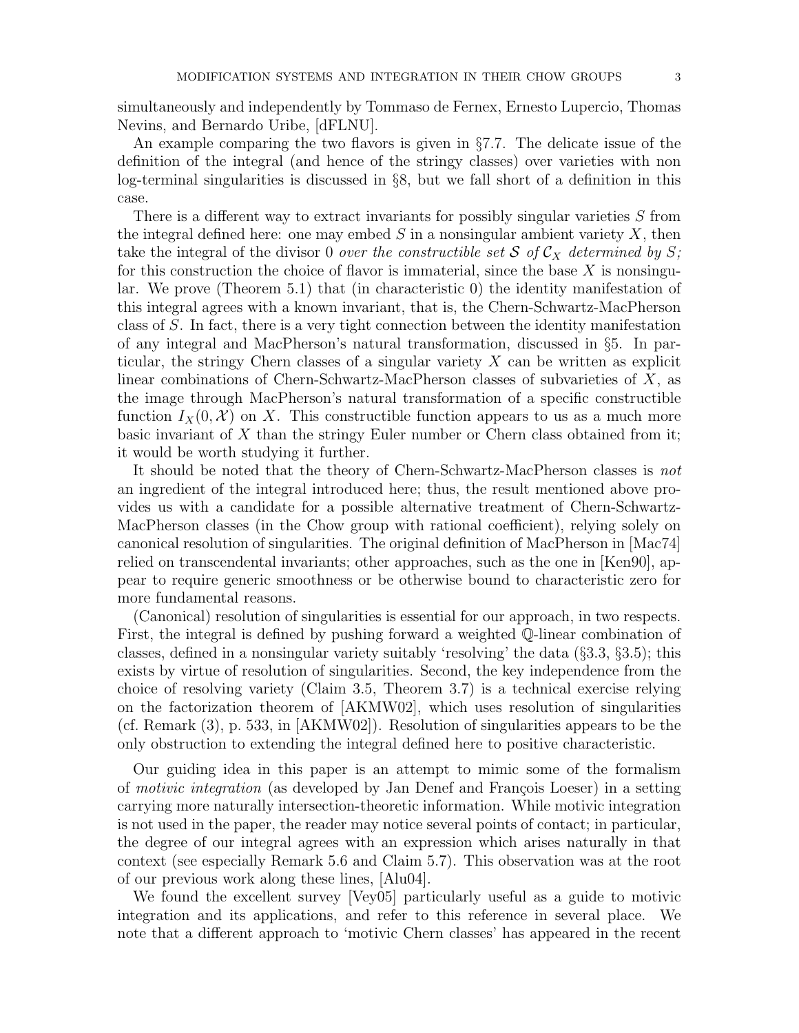simultaneously and independently by Tommaso de Fernex, Ernesto Lupercio, Thomas Nevins, and Bernardo Uribe, [dFLNU].

An example comparing the two flavors is given in §7.7. The delicate issue of the definition of the integral (and hence of the stringy classes) over varieties with non log-terminal singularities is discussed in §8, but we fall short of a definition in this case.

There is a different way to extract invariants for possibly singular varieties $S$ from the integral defined here: one may embed $S$ in a nonsingular ambient variety $X$, then take the integral of the divisor 0 *over the constructible set* $\mathcal{S}$ *of* $\mathcal{C}_X$ *determined by* $S$*;* for this construction the choice of flavor is immaterial, since the base $X$ is nonsingular. We prove (Theorem 5.1) that (in characteristic 0) the identity manifestation of this integral agrees with a known invariant, that is, the Chern-Schwartz-MacPherson class of $S$. In fact, there is a very tight connection between the identity manifestation of any integral and MacPherson's natural transformation, discussed in §5. In particular, the stringy Chern classes of a singular variety $X$ can be written as explicit linear combinations of Chern-Schwartz-MacPherson classes of subvarieties of $X$, as the image through MacPherson's natural transformation of a specific constructible function $I_X(0, \mathcal{X})$ on $X$. This constructible function appears to us as a much more basic invariant of $X$ than the stringy Euler number or Chern class obtained from it; it would be worth studying it further.

It should be noted that the theory of Chern-Schwartz-MacPherson classes is *not* an ingredient of the integral introduced here; thus, the result mentioned above provides us with a candidate for a possible alternative treatment of Chern-Schwartz-MacPherson classes (in the Chow group with rational coefficient), relying solely on canonical resolution of singularities. The original definition of MacPherson in [Mac74] relied on transcendental invariants; other approaches, such as the one in [Ken90], appear to require generic smoothness or be otherwise bound to characteristic zero for more fundamental reasons.

(Canonical) resolution of singularities is essential for our approach, in two respects. First, the integral is defined by pushing forward a weighted $\mathbb{Q}$-linear combination of classes, defined in a nonsingular variety suitably 'resolving' the data (§3.3, §3.5); this exists by virtue of resolution of singularities. Second, the key independence from the choice of resolving variety (Claim 3.5, Theorem 3.7) is a technical exercise relying on the factorization theorem of [AKMW02], which uses resolution of singularities (cf. Remark (3), p. 533, in [AKMW02]). Resolution of singularities appears to be the only obstruction to extending the integral defined here to positive characteristic.

Our guiding idea in this paper is an attempt to mimic some of the formalism of *motivic integration* (as developed by Jan Denef and François Loeser) in a setting carrying more naturally intersection-theoretic information. While motivic integration is not used in the paper, the reader may notice several points of contact; in particular, the degree of our integral agrees with an expression which arises naturally in that context (see especially Remark 5.6 and Claim 5.7). This observation was at the root of our previous work along these lines, [Alu04].

We found the excellent survey [Vey05] particularly useful as a guide to motivic integration and its applications, and refer to this reference in several place. We note that a different approach to 'motivic Chern classes' has appeared in the recent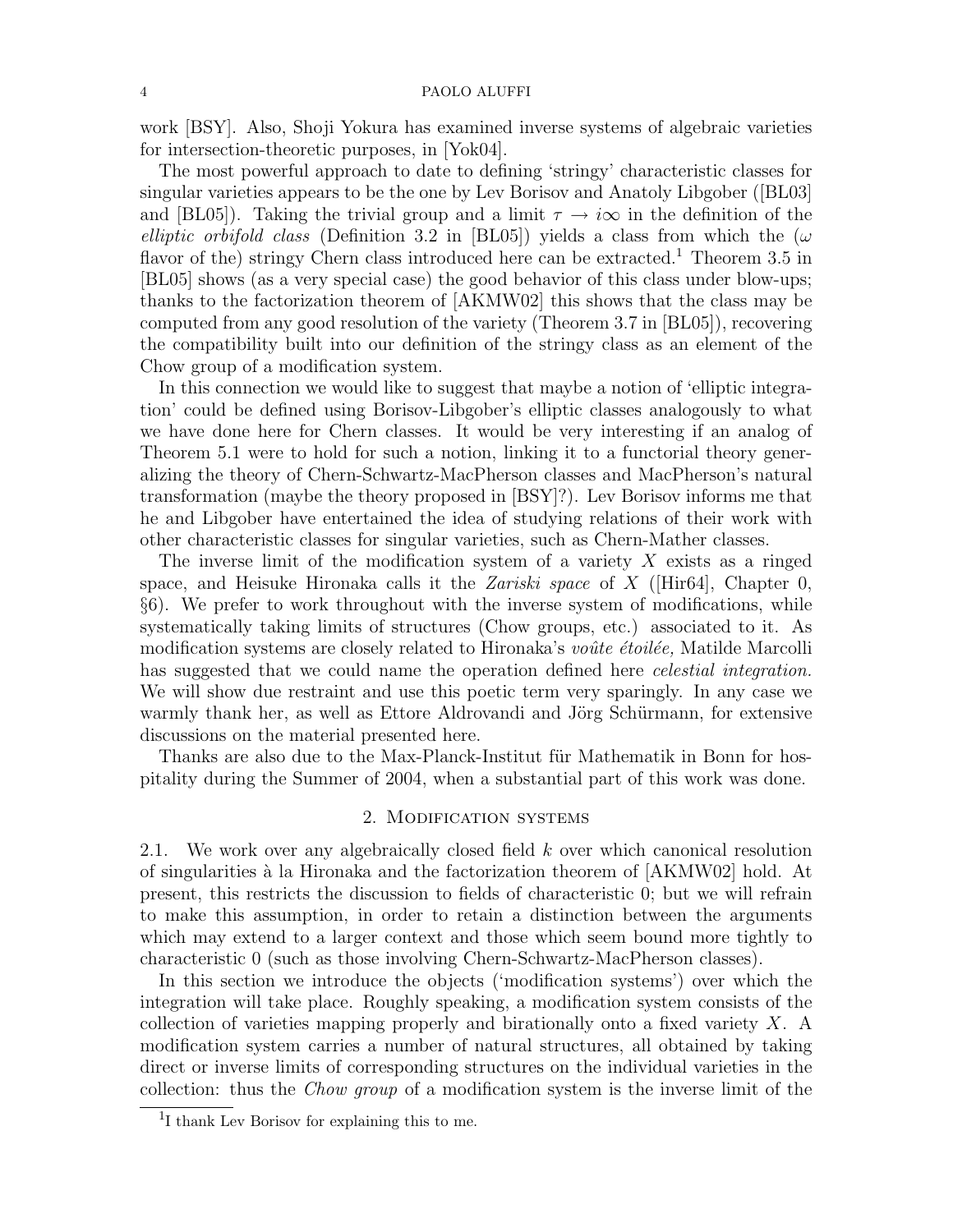work [BSY]. Also, Shoji Yokura has examined inverse systems of algebraic varieties for intersection-theoretic purposes, in [Yok04].

The most powerful approach to date to defining 'stringy' characteristic classes for singular varieties appears to be the one by Lev Borisov and Anatoly Libgober ([BL03] and [BL05]). Taking the trivial group and a limit $\tau \to i\infty$ in the definition of the *elliptic orbifold class* (Definition 3.2 in [BL05]) yields a class from which the ($\omega$ flavor of the) stringy Chern class introduced here can be extracted.[1] Theorem 3.5 in [BL05] shows (as a very special case) the good behavior of this class under blow-ups; thanks to the factorization theorem of [AKMW02] this shows that the class may be computed from any good resolution of the variety (Theorem 3.7 in [BL05]), recovering the compatibility built into our definition of the stringy class as an element of the Chow group of a modification system.

In this connection we would like to suggest that maybe a notion of 'elliptic integration' could be defined using Borisov-Libgober's elliptic classes analogously to what we have done here for Chern classes. It would be very interesting if an analog of Theorem 5.1 were to hold for such a notion, linking it to a functorial theory generalizing the theory of Chern-Schwartz-MacPherson classes and MacPherson's natural transformation (maybe the theory proposed in [BSY]?). Lev Borisov informs me that he and Libgober have entertained the idea of studying relations of their work with other characteristic classes for singular varieties, such as Chern-Mather classes.

The inverse limit of the modification system of a variety $X$ exists as a ringed space, and Heisuke Hironaka calls it the *Zariski space* of $X$ ([Hir64], Chapter 0, §6). We prefer to work throughout with the inverse system of modifications, while systematically taking limits of structures (Chow groups, etc.) associated to it. As modification systems are closely related to Hironaka's *voûte étoilée,* Matilde Marcolli has suggested that we could name the operation defined here *celestial integration.* We will show due restraint and use this poetic term very sparingly. In any case we warmly thank her, as well as Ettore Aldrovandi and Jörg Schürmann, for extensive discussions on the material presented here.

Thanks are also due to the Max-Planck-Institut für Mathematik in Bonn for hospitality during the Summer of 2004, when a substantial part of this work was done.

## 2. Modification systems

2.1. We work over any algebraically closed field $k$ over which canonical resolution of singularities à la Hironaka and the factorization theorem of [AKMW02] hold. At present, this restricts the discussion to fields of characteristic 0; but we will refrain to make this assumption, in order to retain a distinction between the arguments which may extend to a larger context and those which seem bound more tightly to characteristic 0 (such as those involving Chern-Schwartz-MacPherson classes).

In this section we introduce the objects ('modification systems') over which the integration will take place. Roughly speaking, a modification system consists of the collection of varieties mapping properly and birationally onto a fixed variety $X$. A modification system carries a number of natural structures, all obtained by taking direct or inverse limits of corresponding structures on the individual varieties in the collection: thus the *Chow group* of a modification system is the inverse limit of the

[1] I thank Lev Borisov for explaining this to me.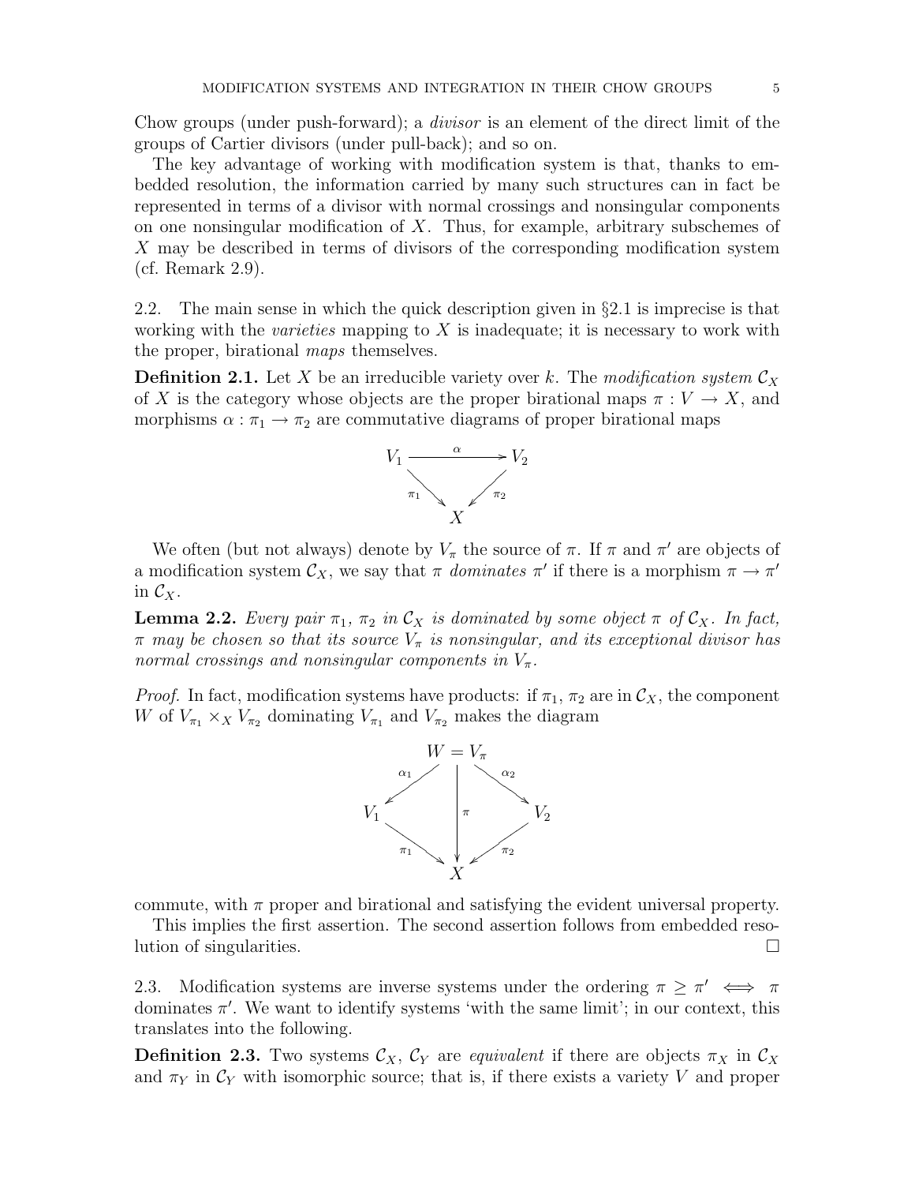Chow groups (under push-forward); a *divisor* is an element of the direct limit of the groups of Cartier divisors (under pull-back); and so on.

The key advantage of working with modification system is that, thanks to embedded resolution, the information carried by many such structures can in fact be represented in terms of a divisor with normal crossings and nonsingular components on one nonsingular modification of $X$. Thus, for example, arbitrary subschemes of $X$ may be described in terms of divisors of the corresponding modification system (cf. Remark 2.9).

2.2. The main sense in which the quick description given in §2.1 is imprecise is that working with the *varieties* mapping to $X$ is inadequate; it is necessary to work with the proper, birational *maps* themselves.

**Definition 2.1.** Let $X$ be an irreducible variety over $k$. The *modification system* $\mathcal{C}_X$ of $X$ is the category whose objects are the proper birational maps $\pi : V \to X$, and morphisms $\alpha : \pi_1 \to \pi_2$ are commutative diagrams of proper birational maps

$$\begin{array}{ccc} V_1 & \xrightarrow{\alpha} & V_2 \\ & {\scriptstyle \pi_1}\searrow \quad \swarrow{\scriptstyle \pi_2} & \\ & X & \end{array}$$

We often (but not always) denote by $V_\pi$ the source of $\pi$. If $\pi$ and $\pi'$ are objects of a modification system $\mathcal{C}_X$, we say that $\pi$ *dominates* $\pi'$ if there is a morphism $\pi \to \pi'$ in $\mathcal{C}_X$.

**Lemma 2.2.** *Every pair $\pi_1$, $\pi_2$ in $\mathcal{C}_X$ is dominated by some object $\pi$ of $\mathcal{C}_X$. In fact, $\pi$ may be chosen so that its source $V_\pi$ is nonsingular, and its exceptional divisor has normal crossings and nonsingular components in $V_\pi$.*

*Proof.* In fact, modification systems have products: if $\pi_1$, $\pi_2$ are in $\mathcal{C}_X$, the component $W$ of $V_{\pi_1} \times_X V_{\pi_2}$ dominating $V_{\pi_1}$ and $V_{\pi_2}$ makes the diagram

$$\begin{array}{ccccc} & & W = V_\pi & & \\ & {\scriptstyle \alpha_1}\swarrow & \downarrow{\scriptstyle \pi} & \searrow{\scriptstyle \alpha_2} & \\ V_1 & & & & V_2 \\ & {\scriptstyle \pi_1}\searrow & & \swarrow{\scriptstyle \pi_2} & \\ & & X & & \end{array}$$

commute, with $\pi$ proper and birational and satisfying the evident universal property.

This implies the first assertion. The second assertion follows from embedded resolution of singularities. □

2.3. Modification systems are inverse systems under the ordering $\pi \geq \pi' \iff \pi$ dominates $\pi'$. We want to identify systems 'with the same limit'; in our context, this translates into the following.

**Definition 2.3.** Two systems $\mathcal{C}_X$, $\mathcal{C}_Y$ are *equivalent* if there are objects $\pi_X$ in $\mathcal{C}_X$ and $\pi_Y$ in $\mathcal{C}_Y$ with isomorphic source; that is, if there exists a variety $V$ and proper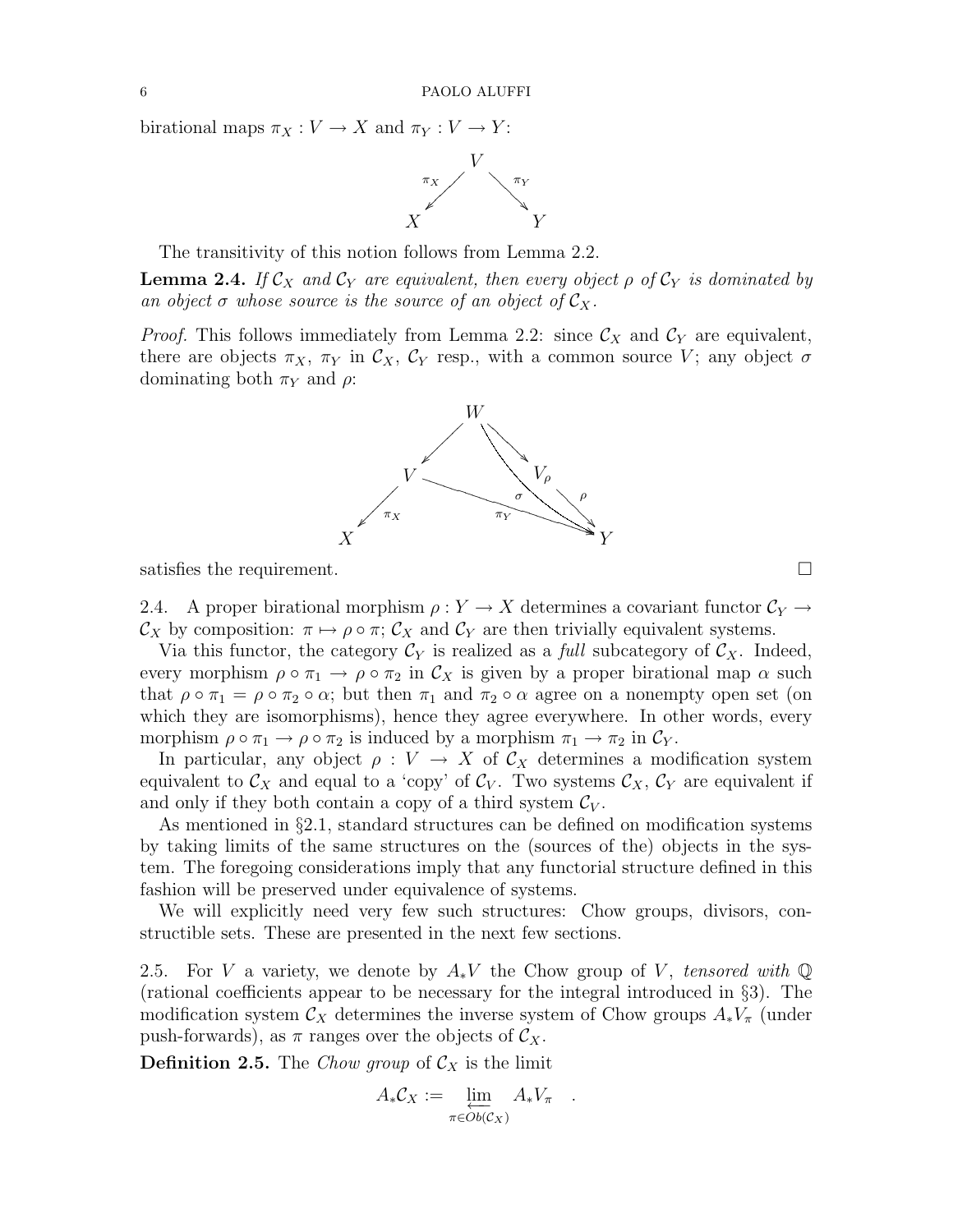birational maps $\pi_X : V \to X$ and $\pi_Y : V \to Y$:

$$\begin{array}{ccc} & V & \\ {\scriptstyle \pi_X} \swarrow & & \searrow {\scriptstyle \pi_Y} \\ X & & Y \end{array}$$

The transitivity of this notion follows from Lemma 2.2.

**Lemma 2.4.** *If $\mathcal{C}_X$ and $\mathcal{C}_Y$ are equivalent, then every object $\rho$ of $\mathcal{C}_Y$ is dominated by an object $\sigma$ whose source is the source of an object of $\mathcal{C}_X$.*

*Proof.* This follows immediately from Lemma 2.2: since $\mathcal{C}_X$ and $\mathcal{C}_Y$ are equivalent, there are objects $\pi_X$, $\pi_Y$ in $\mathcal{C}_X$, $\mathcal{C}_Y$ resp., with a common source $V$; any object $\sigma$ dominating both $\pi_Y$ and $\rho$:

$$\begin{array}{ccccc} & & W & & \\ & \swarrow & & \searrow & \\ & V & & V_\rho & \\ {\scriptstyle \pi_X} \swarrow & & {\scriptstyle \pi_Y} \searrow \quad {\scriptstyle \sigma} \downarrow & & \swarrow {\scriptstyle \rho} \\ X & & & Y & \end{array}$$

satisfies the requirement. $\square$

2.4. A proper birational morphism $\rho : Y \to X$ determines a covariant functor $\mathcal{C}_Y \to \mathcal{C}_X$ by composition: $\pi \mapsto \rho \circ \pi$; $\mathcal{C}_X$ and $\mathcal{C}_Y$ are then trivially equivalent systems.

Via this functor, the category $\mathcal{C}_Y$ is realized as a *full* subcategory of $\mathcal{C}_X$. Indeed, every morphism $\rho \circ \pi_1 \to \rho \circ \pi_2$ in $\mathcal{C}_X$ is given by a proper birational map $\alpha$ such that $\rho \circ \pi_1 = \rho \circ \pi_2 \circ \alpha$; but then $\pi_1$ and $\pi_2 \circ \alpha$ agree on a nonempty open set (on which they are isomorphisms), hence they agree everywhere. In other words, every morphism $\rho \circ \pi_1 \to \rho \circ \pi_2$ is induced by a morphism $\pi_1 \to \pi_2$ in $\mathcal{C}_Y$.

In particular, any object $\rho : V \to X$ of $\mathcal{C}_X$ determines a modification system equivalent to $\mathcal{C}_X$ and equal to a 'copy' of $\mathcal{C}_V$. Two systems $\mathcal{C}_X$, $\mathcal{C}_Y$ are equivalent if and only if they both contain a copy of a third system $\mathcal{C}_V$.

As mentioned in §2.1, standard structures can be defined on modification systems by taking limits of the same structures on the (sources of the) objects in the system. The foregoing considerations imply that any functorial structure defined in this fashion will be preserved under equivalence of systems.

We will explicitly need very few such structures: Chow groups, divisors, constructible sets. These are presented in the next few sections.

2.5. For $V$ a variety, we denote by $A_*V$ the Chow group of $V$, *tensored with* $\mathbb{Q}$ (rational coefficients appear to be necessary for the integral introduced in §3). The modification system $\mathcal{C}_X$ determines the inverse system of Chow groups $A_*V_\pi$ (under push-forwards), as $\pi$ ranges over the objects of $\mathcal{C}_X$.

**Definition 2.5.** The *Chow group* of $\mathcal{C}_X$ is the limit

$$A_*\mathcal{C}_X := \varprojlim_{\pi \in Ob(\mathcal{C}_X)} A_*V_\pi \quad .$$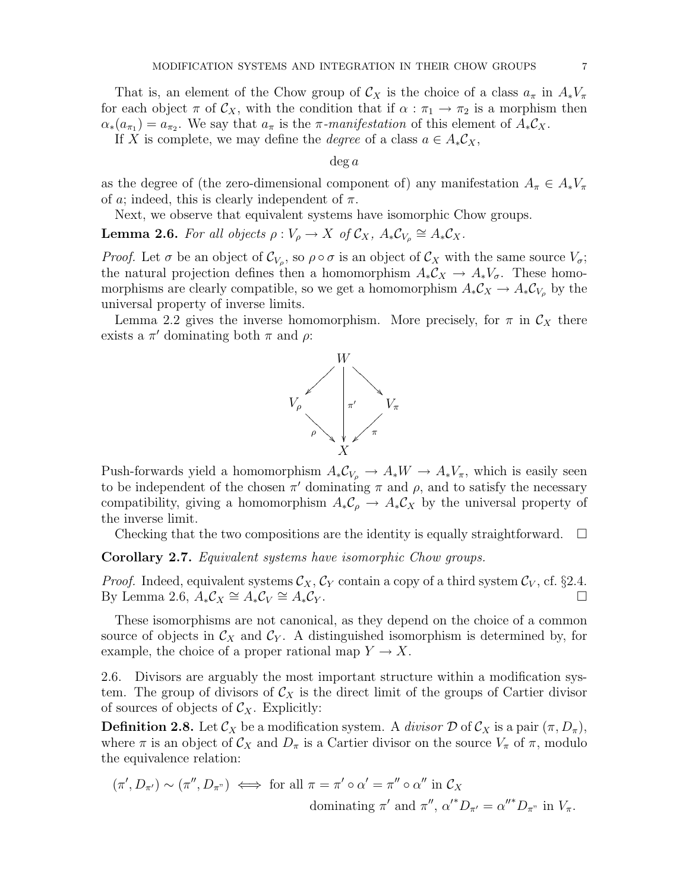That is, an element of the Chow group of $\mathcal{C}_X$ is the choice of a class $a_\pi$ in $A_*V_\pi$ for each object $\pi$ of $\mathcal{C}_X$, with the condition that if $\alpha : \pi_1 \to \pi_2$ is a morphism then $\alpha_*(a_{\pi_1}) = a_{\pi_2}$. We say that $a_\pi$ is the *$\pi$-manifestation* of this element of $A_*\mathcal{C}_X$.

If $X$ is complete, we may define the *degree* of a class $a \in A_*\mathcal{C}_X$,

$$\deg a$$

as the degree of (the zero-dimensional component of) any manifestation $A_\pi \in A_*V_\pi$ of $a$; indeed, this is clearly independent of $\pi$.

Next, we observe that equivalent systems have isomorphic Chow groups.

**Lemma 2.6.** *For all objects $\rho : V_\rho \to X$ of $\mathcal{C}_X$, $A_*\mathcal{C}_{V_\rho} \cong A_*\mathcal{C}_X$.*

*Proof.* Let $\sigma$ be an object of $\mathcal{C}_{V_\rho}$, so $\rho \circ \sigma$ is an object of $\mathcal{C}_X$ with the same source $V_\sigma$; the natural projection defines then a homomorphism $A_*\mathcal{C}_X \to A_*V_\sigma$. These homomorphisms are clearly compatible, so we get a homomorphism $A_*\mathcal{C}_X \to A_*\mathcal{C}_{V_\rho}$ by the universal property of inverse limits.

Lemma 2.2 gives the inverse homomorphism. More precisely, for $\pi$ in $\mathcal{C}_X$ there exists a $\pi'$ dominating both $\pi$ and $\rho$:

$$\begin{array}{ccccc} & & W & & \\ & \swarrow & \downarrow \pi' & \searrow & \\ V_\rho & & & & V_\pi \\ & \underset{\rho}{\searrow} & & \underset{\pi}{\swarrow} & \\ & & X & & \end{array}$$

Push-forwards yield a homomorphism $A_*\mathcal{C}_{V_\rho} \to A_*W \to A_*V_\pi$, which is easily seen to be independent of the chosen $\pi'$ dominating $\pi$ and $\rho$, and to satisfy the necessary compatibility, giving a homomorphism $A_*\mathcal{C}_\rho \to A_*\mathcal{C}_X$ by the universal property of the inverse limit.

Checking that the two compositions are the identity is equally straightforward. $\square$

**Corollary 2.7.** *Equivalent systems have isomorphic Chow groups.*

*Proof.* Indeed, equivalent systems $\mathcal{C}_X$, $\mathcal{C}_Y$ contain a copy of a third system $\mathcal{C}_V$, cf. §2.4. By Lemma 2.6, $A_*\mathcal{C}_X \cong A_*\mathcal{C}_V \cong A_*\mathcal{C}_Y$. $\square$

These isomorphisms are not canonical, as they depend on the choice of a common source of objects in $\mathcal{C}_X$ and $\mathcal{C}_Y$. A distinguished isomorphism is determined by, for example, the choice of a proper rational map $Y \to X$.

2.6. Divisors are arguably the most important structure within a modification system. The group of divisors of $\mathcal{C}_X$ is the direct limit of the groups of Cartier divisor of sources of objects of $\mathcal{C}_X$. Explicitly:

**Definition 2.8.** Let $\mathcal{C}_X$ be a modification system. A *divisor* $\mathcal{D}$ of $\mathcal{C}_X$ is a pair $(\pi, D_\pi)$, where $\pi$ is an object of $\mathcal{C}_X$ and $D_\pi$ is a Cartier divisor on the source $V_\pi$ of $\pi$, modulo the equivalence relation:

$$(\pi', D_{\pi'}) \sim (\pi'', D_{\pi''}) \iff \text{for all } \pi = \pi' \circ \alpha' = \pi'' \circ \alpha'' \text{ in } \mathcal{C}_X$$
$$\text{dominating } \pi' \text{ and } \pi'',\ \alpha'^* D_{\pi'} = \alpha''^* D_{\pi''} \text{ in } V_\pi.$$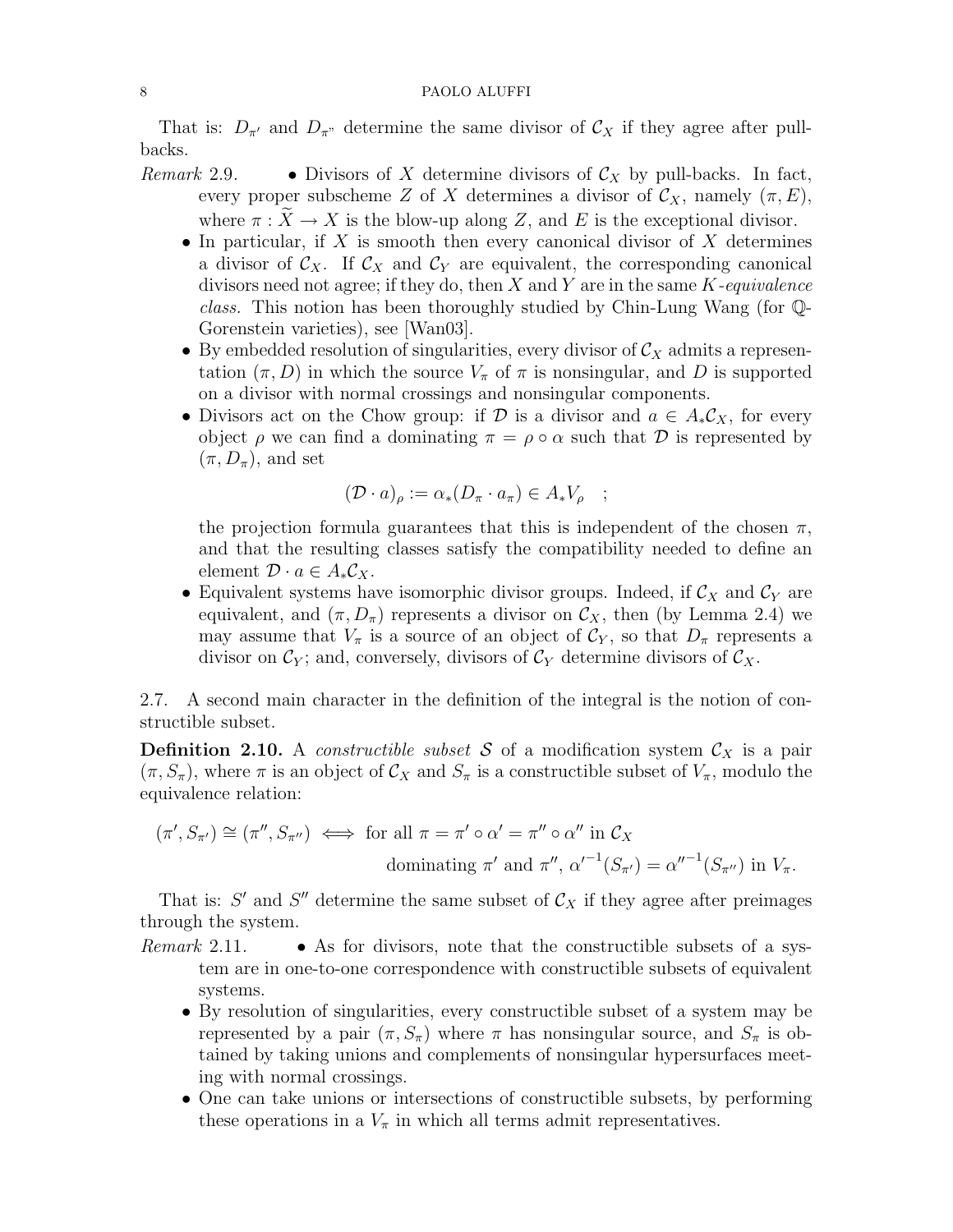That is: $D_{\pi'}$ and $D_{\pi''}$ determine the same divisor of $\mathcal{C}_X$ if they agree after pull-backs.

*Remark* 2.9.
- Divisors of $X$ determine divisors of $\mathcal{C}_X$ by pull-backs. In fact, every proper subscheme $Z$ of $X$ determines a divisor of $\mathcal{C}_X$, namely $(\pi, E)$, where $\pi : \widetilde{X} \to X$ is the blow-up along $Z$, and $E$ is the exceptional divisor.
- In particular, if $X$ is smooth then every canonical divisor of $X$ determines a divisor of $\mathcal{C}_X$. If $\mathcal{C}_X$ and $\mathcal{C}_Y$ are equivalent, the corresponding canonical divisors need not agree; if they do, then $X$ and $Y$ are in the same *K-equivalence class.* This notion has been thoroughly studied by Chin-Lung Wang (for $\mathbb{Q}$-Gorenstein varieties), see [Wan03].
- By embedded resolution of singularities, every divisor of $\mathcal{C}_X$ admits a representation $(\pi, D)$ in which the source $V_\pi$ of $\pi$ is nonsingular, and $D$ is supported on a divisor with normal crossings and nonsingular components.
- Divisors act on the Chow group: if $\mathcal{D}$ is a divisor and $a \in A_*\mathcal{C}_X$, for every object $\rho$ we can find a dominating $\pi = \rho \circ \alpha$ such that $\mathcal{D}$ is represented by $(\pi, D_\pi)$, and set

$$(\mathcal{D} \cdot a)_\rho := \alpha_*(D_\pi \cdot a_\pi) \in A_* V_\rho \quad ;$$

the projection formula guarantees that this is independent of the chosen $\pi$, and that the resulting classes satisfy the compatibility needed to define an element $\mathcal{D} \cdot a \in A_*\mathcal{C}_X$.
- Equivalent systems have isomorphic divisor groups. Indeed, if $\mathcal{C}_X$ and $\mathcal{C}_Y$ are equivalent, and $(\pi, D_\pi)$ represents a divisor on $\mathcal{C}_X$, then (by Lemma 2.4) we may assume that $V_\pi$ is a source of an object of $\mathcal{C}_Y$, so that $D_\pi$ represents a divisor on $\mathcal{C}_Y$; and, conversely, divisors of $\mathcal{C}_Y$ determine divisors of $\mathcal{C}_X$.

2.7. A second main character in the definition of the integral is the notion of constructible subset.

**Definition 2.10.** A *constructible subset* $\mathcal{S}$ of a modification system $\mathcal{C}_X$ is a pair $(\pi, S_\pi)$, where $\pi$ is an object of $\mathcal{C}_X$ and $S_\pi$ is a constructible subset of $V_\pi$, modulo the equivalence relation:

$$(\pi', S_{\pi'}) \cong (\pi'', S_{\pi''}) \iff \text{for all } \pi = \pi' \circ \alpha' = \pi'' \circ \alpha'' \text{ in } \mathcal{C}_X$$
$$\text{dominating } \pi' \text{ and } \pi'',\ {\alpha'}^{-1}(S_{\pi'}) = {\alpha''}^{-1}(S_{\pi''}) \text{ in } V_\pi.$$

That is: $S'$ and $S''$ determine the same subset of $\mathcal{C}_X$ if they agree after preimages through the system.

*Remark* 2.11.
- As for divisors, note that the constructible subsets of a system are in one-to-one correspondence with constructible subsets of equivalent systems.
- By resolution of singularities, every constructible subset of a system may be represented by a pair $(\pi, S_\pi)$ where $\pi$ has nonsingular source, and $S_\pi$ is obtained by taking unions and complements of nonsingular hypersurfaces meeting with normal crossings.
- One can take unions or intersections of constructible subsets, by performing these operations in a $V_\pi$ in which all terms admit representatives.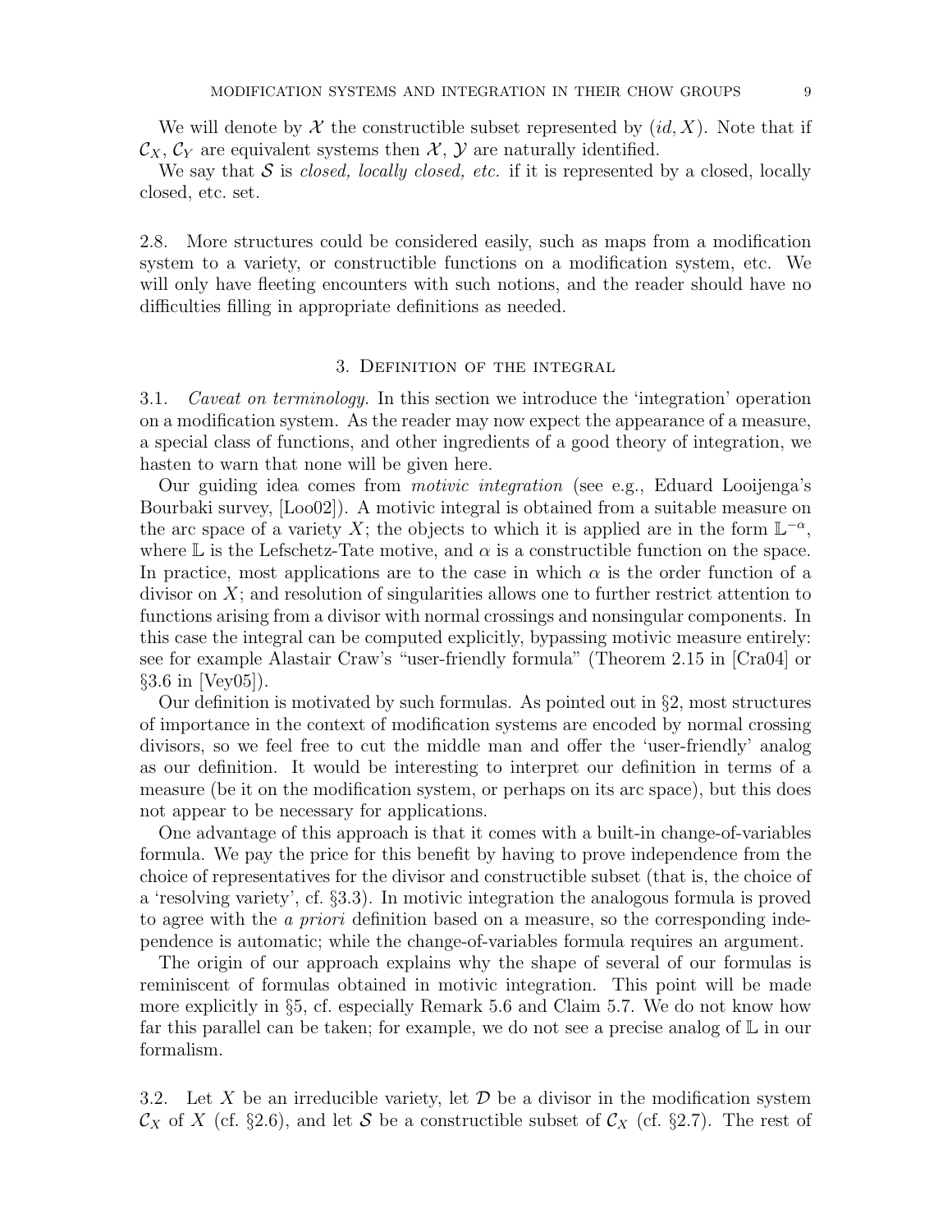We will denote by $\mathcal{X}$ the constructible subset represented by $(id, X)$. Note that if $\mathcal{C}_X$, $\mathcal{C}_Y$ are equivalent systems then $\mathcal{X}$, $\mathcal{Y}$ are naturally identified.

We say that $\mathcal{S}$ is *closed, locally closed, etc.* if it is represented by a closed, locally closed, etc. set.

2.8. More structures could be considered easily, such as maps from a modification system to a variety, or constructible functions on a modification system, etc. We will only have fleeting encounters with such notions, and the reader should have no difficulties filling in appropriate definitions as needed.

## 3. Definition of the integral

3.1. *Caveat on terminology.* In this section we introduce the 'integration' operation on a modification system. As the reader may now expect the appearance of a measure, a special class of functions, and other ingredients of a good theory of integration, we hasten to warn that none will be given here.

Our guiding idea comes from *motivic integration* (see e.g., Eduard Looijenga's Bourbaki survey, [Loo02]). A motivic integral is obtained from a suitable measure on the arc space of a variety $X$; the objects to which it is applied are in the form $\mathbb{L}^{-\alpha}$, where $\mathbb{L}$ is the Lefschetz-Tate motive, and $\alpha$ is a constructible function on the space. In practice, most applications are to the case in which $\alpha$ is the order function of a divisor on $X$; and resolution of singularities allows one to further restrict attention to functions arising from a divisor with normal crossings and nonsingular components. In this case the integral can be computed explicitly, bypassing motivic measure entirely: see for example Alastair Craw's "user-friendly formula" (Theorem 2.15 in [Cra04] or §3.6 in [Vey05]).

Our definition is motivated by such formulas. As pointed out in §2, most structures of importance in the context of modification systems are encoded by normal crossing divisors, so we feel free to cut the middle man and offer the 'user-friendly' analog as our definition. It would be interesting to interpret our definition in terms of a measure (be it on the modification system, or perhaps on its arc space), but this does not appear to be necessary for applications.

One advantage of this approach is that it comes with a built-in change-of-variables formula. We pay the price for this benefit by having to prove independence from the choice of representatives for the divisor and constructible subset (that is, the choice of a 'resolving variety', cf. §3.3). In motivic integration the analogous formula is proved to agree with the *a priori* definition based on a measure, so the corresponding independence is automatic; while the change-of-variables formula requires an argument.

The origin of our approach explains why the shape of several of our formulas is reminiscent of formulas obtained in motivic integration. This point will be made more explicitly in §5, cf. especially Remark 5.6 and Claim 5.7. We do not know how far this parallel can be taken; for example, we do not see a precise analog of $\mathbb{L}$ in our formalism.

3.2. Let $X$ be an irreducible variety, let $\mathcal{D}$ be a divisor in the modification system $\mathcal{C}_X$ of $X$ (cf. §2.6), and let $\mathcal{S}$ be a constructible subset of $\mathcal{C}_X$ (cf. §2.7). The rest of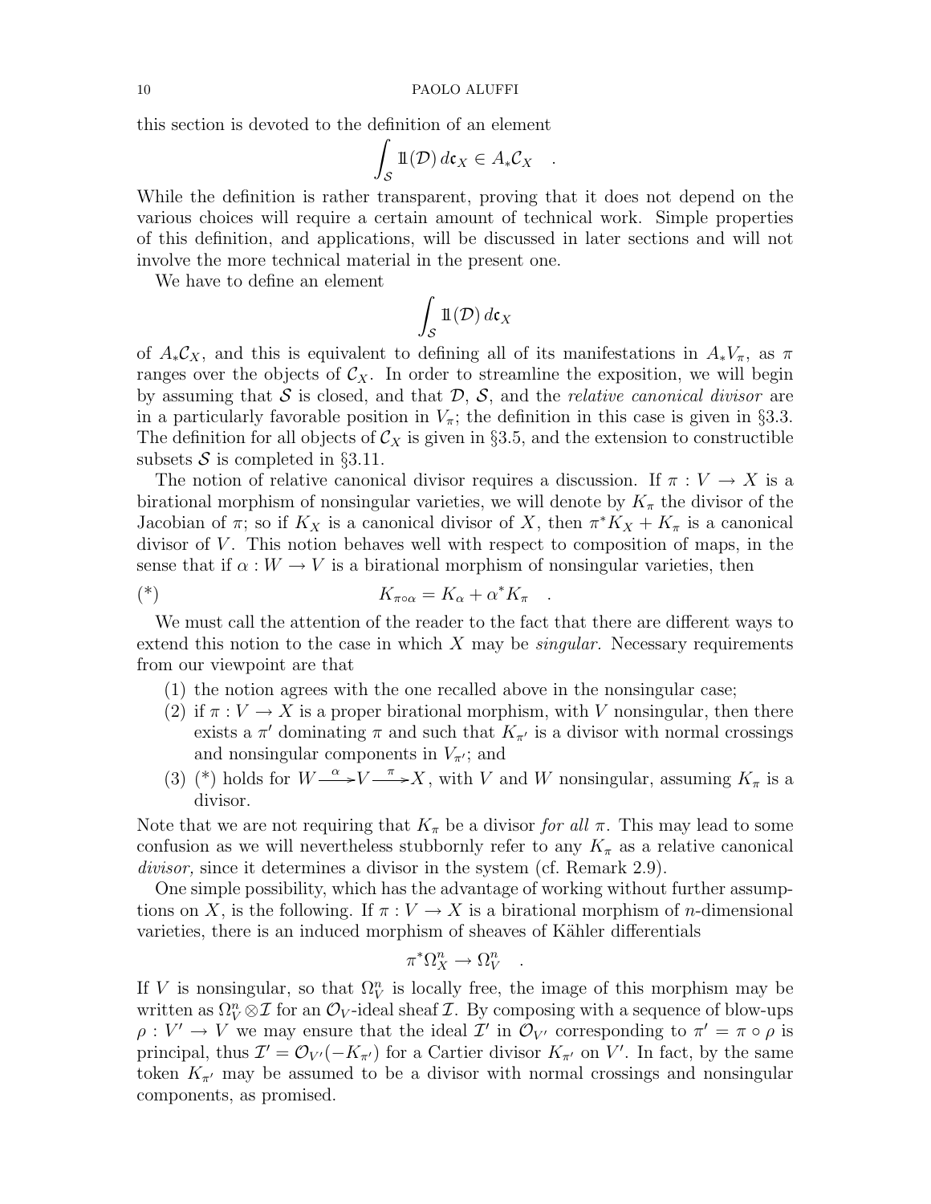this section is devoted to the definition of an element

$$\int_{\mathcal{S}} 1\!\!1(\mathcal{D})\, d\mathfrak{c}_X \in A_*\mathcal{C}_X \quad .$$

While the definition is rather transparent, proving that it does not depend on the various choices will require a certain amount of technical work. Simple properties of this definition, and applications, will be discussed in later sections and will not involve the more technical material in the present one.

We have to define an element

$$\int_{\mathcal{S}} 1\!\!1(\mathcal{D})\, d\mathfrak{c}_X$$

of $A_*\mathcal{C}_X$, and this is equivalent to defining all of its manifestations in $A_*V_\pi$, as $\pi$ ranges over the objects of $\mathcal{C}_X$. In order to streamline the exposition, we will begin by assuming that $\mathcal{S}$ is closed, and that $\mathcal{D}$, $\mathcal{S}$, and the *relative canonical divisor* are in a particularly favorable position in $V_\pi$; the definition in this case is given in §3.3. The definition for all objects of $\mathcal{C}_X$ is given in §3.5, and the extension to constructible subsets $\mathcal{S}$ is completed in §3.11.

The notion of relative canonical divisor requires a discussion. If $\pi : V \to X$ is a birational morphism of nonsingular varieties, we will denote by $K_\pi$ the divisor of the Jacobian of $\pi$; so if $K_X$ is a canonical divisor of $X$, then $\pi^*K_X + K_\pi$ is a canonical divisor of $V$. This notion behaves well with respect to composition of maps, in the sense that if $\alpha : W \to V$ is a birational morphism of nonsingular varieties, then

$$(*) \qquad K_{\pi\circ\alpha} = K_\alpha + \alpha^* K_\pi \quad .$$

We must call the attention of the reader to the fact that there are different ways to extend this notion to the case in which $X$ may be *singular*. Necessary requirements from our viewpoint are that

1. the notion agrees with the one recalled above in the nonsingular case;
2. if $\pi : V \to X$ is a proper birational morphism, with $V$ nonsingular, then there exists a $\pi'$ dominating $\pi$ and such that $K_{\pi'}$ is a divisor with normal crossings and nonsingular components in $V_{\pi'}$; and
3. $(*)$ holds for $W \xrightarrow{\alpha} V \xrightarrow{\pi} X$, with $V$ and $W$ nonsingular, assuming $K_\pi$ is a divisor.

Note that we are not requiring that $K_\pi$ be a divisor *for all* $\pi$. This may lead to some confusion as we will nevertheless stubbornly refer to any $K_\pi$ as a relative canonical *divisor,* since it determines a divisor in the system (cf. Remark 2.9).

One simple possibility, which has the advantage of working without further assumptions on $X$, is the following. If $\pi : V \to X$ is a birational morphism of $n$-dimensional varieties, there is an induced morphism of sheaves of Kähler differentials

$$\pi^*\Omega^n_X \to \Omega^n_V \quad .$$

If $V$ is nonsingular, so that $\Omega^n_V$ is locally free, the image of this morphism may be written as $\Omega^n_V \otimes \mathcal{I}$ for an $\mathcal{O}_V$-ideal sheaf $\mathcal{I}$. By composing with a sequence of blow-ups $\rho : V' \to V$ we may ensure that the ideal $\mathcal{I}'$ in $\mathcal{O}_{V'}$ corresponding to $\pi' = \pi \circ \rho$ is principal, thus $\mathcal{I}' = \mathcal{O}_{V'}(-K_{\pi'})$ for a Cartier divisor $K_{\pi'}$ on $V'$. In fact, by the same token $K_{\pi'}$ may be assumed to be a divisor with normal crossings and nonsingular components, as promised.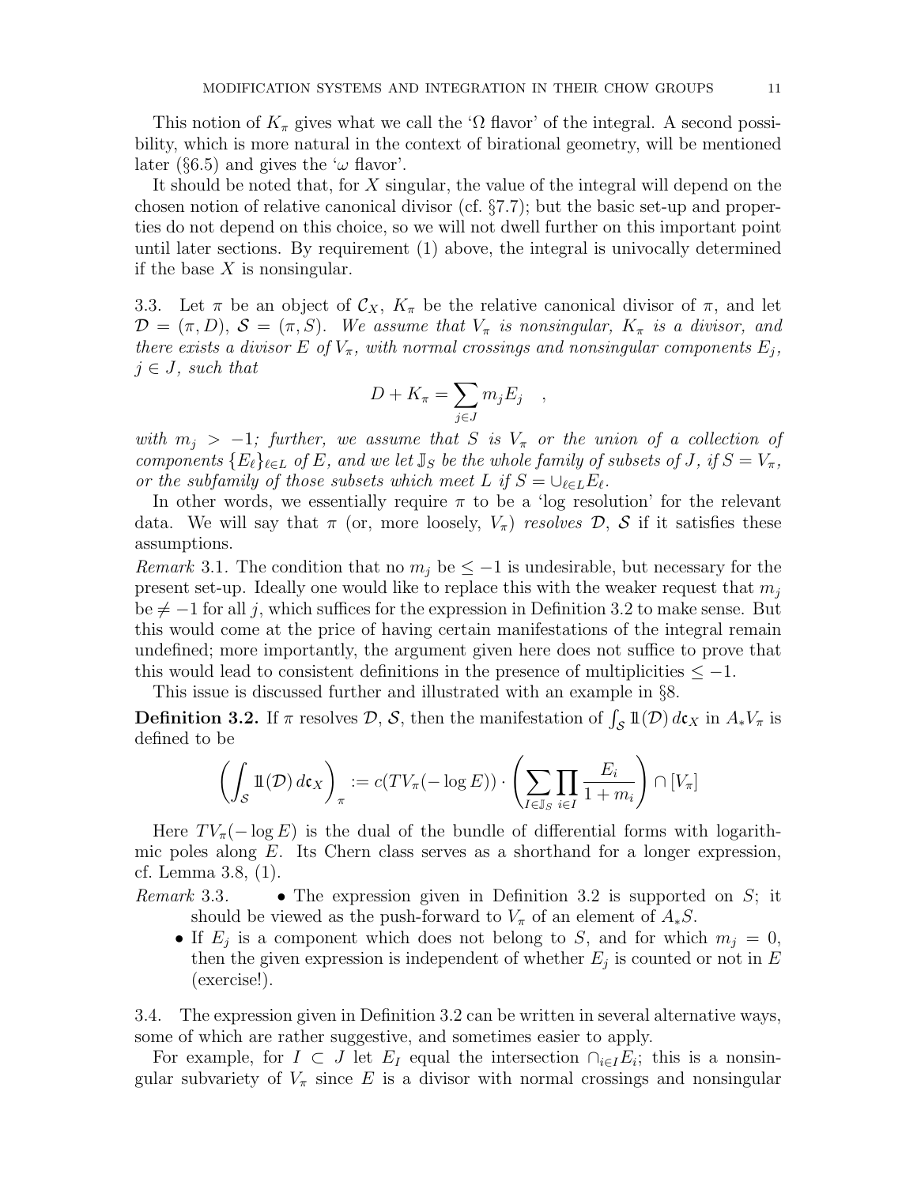This notion of $K_\pi$ gives what we call the '$\Omega$ flavor' of the integral. A second possibility, which is more natural in the context of birational geometry, will be mentioned later (§6.5) and gives the '$\omega$ flavor'.

It should be noted that, for $X$ singular, the value of the integral will depend on the chosen notion of relative canonical divisor (cf. §7.7); but the basic set-up and properties do not depend on this choice, so we will not dwell further on this important point until later sections. By requirement (1) above, the integral is univocally determined if the base $X$ is nonsingular.

3.3. Let $\pi$ be an object of $\mathcal{C}_X$, $K_\pi$ be the relative canonical divisor of $\pi$, and let $\mathcal{D} = (\pi, D)$, $\mathcal{S} = (\pi, S)$. *We assume that $V_\pi$ is nonsingular, $K_\pi$ is a divisor, and there exists a divisor $E$ of $V_\pi$, with normal crossings and nonsingular components $E_j$, $j \in J$, such that*

$$D + K_\pi = \sum_{j\in J} m_j E_j \quad ,$$

*with $m_j > -1$; further, we assume that $S$ is $V_\pi$ or the union of a collection of components $\{E_\ell\}_{\ell\in L}$ of $E$, and we let $\mathbb{J}_S$ be the whole family of subsets of $J$, if $S = V_\pi$, or the subfamily of those subsets which meet $L$ if $S = \cup_{\ell\in L} E_\ell$.*

In other words, we essentially require $\pi$ to be a 'log resolution' for the relevant data. We will say that $\pi$ (or, more loosely, $V_\pi$) *resolves* $\mathcal{D}$, $\mathcal{S}$ if it satisfies these assumptions.

*Remark* 3.1. The condition that no $m_j$ be $\leq -1$ is undesirable, but necessary for the present set-up. Ideally one would like to replace this with the weaker request that $m_j$ be $\neq -1$ for all $j$, which suffices for the expression in Definition 3.2 to make sense. But this would come at the price of having certain manifestations of the integral remain undefined; more importantly, the argument given here does not suffice to prove that this would lead to consistent definitions in the presence of multiplicities $\leq -1$.

This issue is discussed further and illustrated with an example in §8.

**Definition 3.2.** If $\pi$ resolves $\mathcal{D}$, $\mathcal{S}$, then the manifestation of $\int_{\mathcal{S}} \mathbb{1}(\mathcal{D})\, d\mathfrak{c}_X$ in $A_*V_\pi$ is defined to be

$$\left(\int_{\mathcal{S}} \mathbb{1}(\mathcal{D})\, d\mathfrak{c}_X\right)_\pi := c(TV_\pi(-\log E)) \cdot \left(\sum_{I\in\mathbb{J}_S} \prod_{i\in I} \frac{E_i}{1+m_i}\right) \cap [V_\pi]$$

Here $TV_\pi(-\log E)$ is the dual of the bundle of differential forms with logarithmic poles along $E$. Its Chern class serves as a shorthand for a longer expression, cf. Lemma 3.8, (1).

*Remark* 3.3.
- The expression given in Definition 3.2 is supported on $S$; it should be viewed as the push-forward to $V_\pi$ of an element of $A_*S$.
- If $E_j$ is a component which does not belong to $S$, and for which $m_j = 0$, then the given expression is independent of whether $E_j$ is counted or not in $E$ (exercise!).

3.4. The expression given in Definition 3.2 can be written in several alternative ways, some of which are rather suggestive, and sometimes easier to apply.

For example, for $I \subset J$ let $E_I$ equal the intersection $\cap_{i\in I} E_i$; this is a nonsingular subvariety of $V_\pi$ since $E$ is a divisor with normal crossings and nonsingular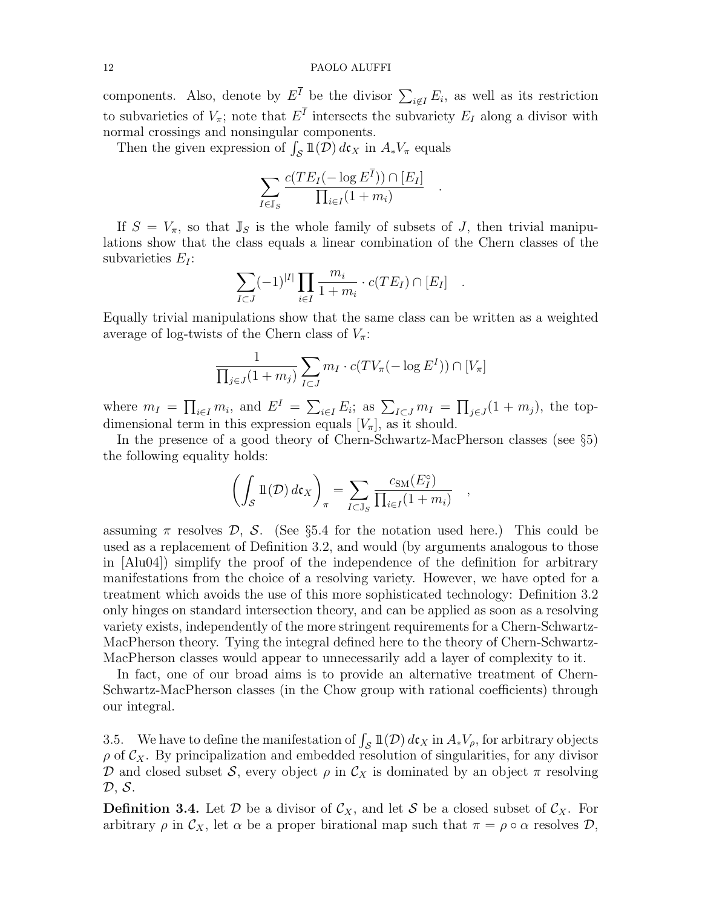components. Also, denote by $E^{\overline{I}}$ be the divisor $\sum_{i\notin I} E_i$, as well as its restriction to subvarieties of $V_\pi$; note that $E^{\overline{I}}$ intersects the subvariety $E_I$ along a divisor with normal crossings and nonsingular components.

Then the given expression of $\int_{\mathcal{S}} 1\!\!1(\mathcal{D})\, d\mathfrak{c}_X$ in $A_*V_\pi$ equals

$$\sum_{I\in \mathbb{J}_S} \frac{c(TE_I(-\log E^{\overline{I}}))\cap [E_I]}{\prod_{i\in I}(1+m_i)} \quad .$$

If $S = V_\pi$, so that $\mathbb{J}_S$ is the whole family of subsets of $J$, then trivial manipulations show that the class equals a linear combination of the Chern classes of the subvarieties $E_I$:

$$\sum_{I\subset J} (-1)^{|I|} \prod_{i\in I} \frac{m_i}{1+m_i} \cdot c(TE_I)\cap [E_I] \quad .$$

Equally trivial manipulations show that the same class can be written as a weighted average of log-twists of the Chern class of $V_\pi$:

$$\frac{1}{\prod_{j\in J}(1+m_j)} \sum_{I\subset J} m_I \cdot c(TV_\pi(-\log E^I))\cap [V_\pi]$$

where $m_I = \prod_{i\in I} m_i$, and $E^I = \sum_{i\in I} E_i$; as $\sum_{I\subset J} m_I = \prod_{j\in J}(1+m_j)$, the top-dimensional term in this expression equals $[V_\pi]$, as it should.

In the presence of a good theory of Chern-Schwartz-MacPherson classes (see §5) the following equality holds:

$$\left(\int_{\mathcal{S}} 1\!\!1(\mathcal{D})\, d\mathfrak{c}_X\right)_\pi = \sum_{I\subset \mathbb{J}_S} \frac{c_{\mathrm{SM}}(E_I^\circ)}{\prod_{i\in I}(1+m_i)} \quad ,$$

assuming $\pi$ resolves $\mathcal{D}$, $\mathcal{S}$. (See §5.4 for the notation used here.) This could be used as a replacement of Definition 3.2, and would (by arguments analogous to those in [Alu04]) simplify the proof of the independence of the definition for arbitrary manifestations from the choice of a resolving variety. However, we have opted for a treatment which avoids the use of this more sophisticated technology: Definition 3.2 only hinges on standard intersection theory, and can be applied as soon as a resolving variety exists, independently of the more stringent requirements for a Chern-Schwartz-MacPherson theory. Tying the integral defined here to the theory of Chern-Schwartz-MacPherson classes would appear to unnecessarily add a layer of complexity to it.

In fact, one of our broad aims is to provide an alternative treatment of Chern-Schwartz-MacPherson classes (in the Chow group with rational coefficients) through our integral.

3.5. We have to define the manifestation of $\int_{\mathcal{S}} 1\!\!1(\mathcal{D})\, d\mathfrak{c}_X$ in $A_*V_\rho$, for arbitrary objects $\rho$ of $\mathcal{C}_X$. By principalization and embedded resolution of singularities, for any divisor $\mathcal{D}$ and closed subset $\mathcal{S}$, every object $\rho$ in $\mathcal{C}_X$ is dominated by an object $\pi$ resolving $\mathcal{D}$, $\mathcal{S}$.

**Definition 3.4.** Let $\mathcal{D}$ be a divisor of $\mathcal{C}_X$, and let $\mathcal{S}$ be a closed subset of $\mathcal{C}_X$. For arbitrary $\rho$ in $\mathcal{C}_X$, let $\alpha$ be a proper birational map such that $\pi = \rho\circ\alpha$ resolves $\mathcal{D}$,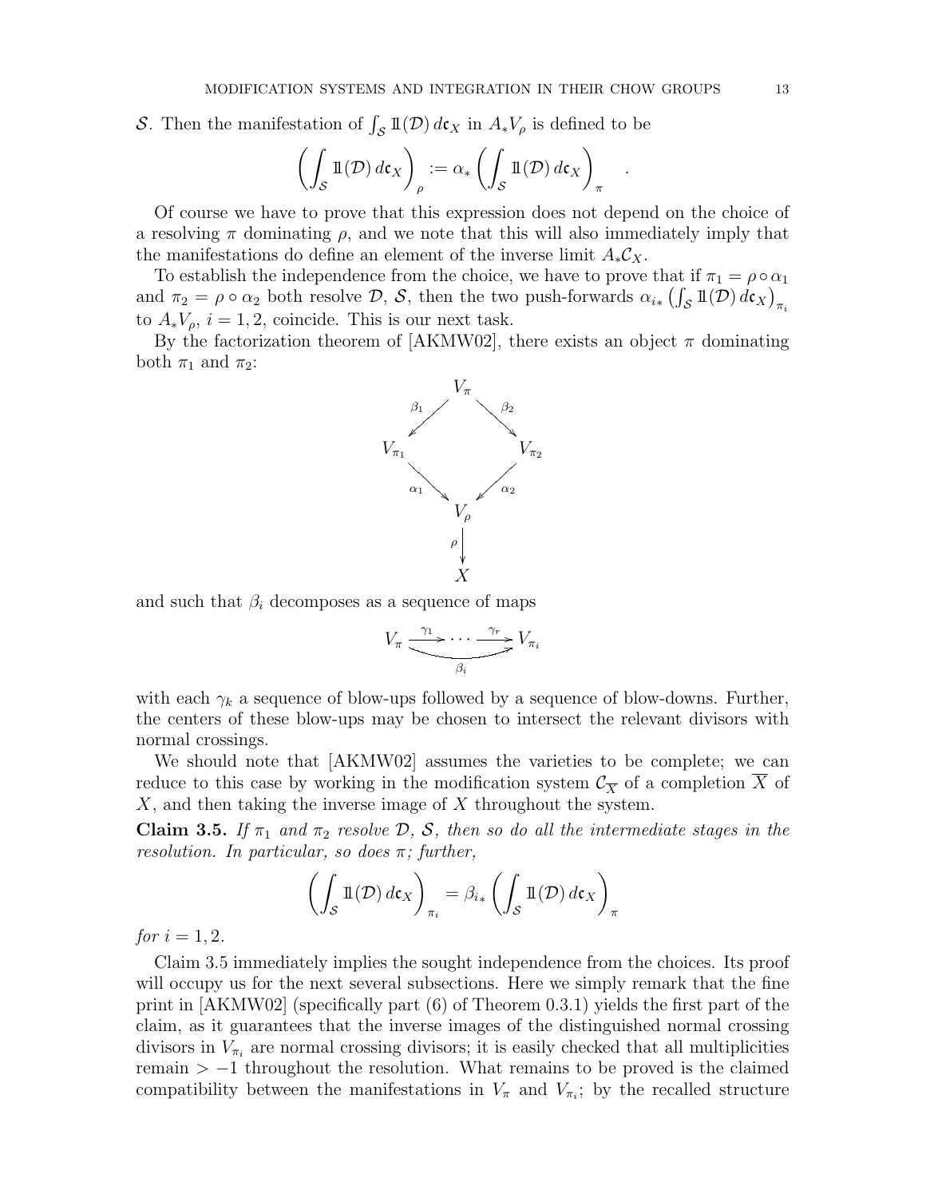$\mathcal{S}$. Then the manifestation of $\int_{\mathcal{S}} 1\!\!1(\mathcal{D})\, d\mathfrak{c}_X$ in $A_*V_\rho$ is defined to be

$$\left(\int_{\mathcal{S}} 1\!\!1(\mathcal{D})\, d\mathfrak{c}_X\right)_\rho := \alpha_*\left(\int_{\mathcal{S}} 1\!\!1(\mathcal{D})\, d\mathfrak{c}_X\right)_\pi \quad .$$

Of course we have to prove that this expression does not depend on the choice of a resolving $\pi$ dominating $\rho$, and we note that this will also immediately imply that the manifestations do define an element of the inverse limit $A_*\mathcal{C}_X$.

To establish the independence from the choice, we have to prove that if $\pi_1 = \rho\circ\alpha_1$ and $\pi_2 = \rho\circ\alpha_2$ both resolve $\mathcal{D}$, $\mathcal{S}$, then the two push-forwards $\alpha_{i*}\left(\int_{\mathcal{S}} 1\!\!1(\mathcal{D})\, d\mathfrak{c}_X\right)_{\pi_i}$ to $A_*V_\rho$, $i=1,2$, coincide. This is our next task.

By the factorization theorem of [AKMW02], there exists an object $\pi$ dominating both $\pi_1$ and $\pi_2$:

$$\begin{array}{ccccc} & & V_\pi & & \\ & \swarrow^{\beta_1} & & \searrow^{\beta_2} & \\ V_{\pi_1} & & & & V_{\pi_2} \\ & \searrow_{\alpha_1} & & \swarrow_{\alpha_2} & \\ & & V_\rho & & \\ & & \downarrow{\scriptstyle\rho} & & \\ & & X & & \end{array}$$

and such that $\beta_i$ decomposes as a sequence of maps

$$V_\pi \xrightarrow{\gamma_1} \cdots \xrightarrow{\gamma_r} V_{\pi_i} \quad (\text{composite } \beta_i)$$

with each $\gamma_k$ a sequence of blow-ups followed by a sequence of blow-downs. Further, the centers of these blow-ups may be chosen to intersect the relevant divisors with normal crossings.

We should note that [AKMW02] assumes the varieties to be complete; we can reduce to this case by working in the modification system $\mathcal{C}_{\overline{X}}$ of a completion $\overline{X}$ of $X$, and then taking the inverse image of $X$ throughout the system.

**Claim 3.5.** *If $\pi_1$ and $\pi_2$ resolve $\mathcal{D}$, $\mathcal{S}$, then so do all the intermediate stages in the resolution. In particular, so does $\pi$; further,*

$$\left(\int_{\mathcal{S}} 1\!\!1(\mathcal{D})\, d\mathfrak{c}_X\right)_{\pi_i} = \beta_{i*}\left(\int_{\mathcal{S}} 1\!\!1(\mathcal{D})\, d\mathfrak{c}_X\right)_\pi$$

*for $i = 1, 2$.*

Claim 3.5 immediately implies the sought independence from the choices. Its proof will occupy us for the next several subsections. Here we simply remark that the fine print in [AKMW02] (specifically part (6) of Theorem 0.3.1) yields the first part of the claim, as it guarantees that the inverse images of the distinguished normal crossing divisors in $V_{\pi_i}$ are normal crossing divisors; it is easily checked that all multiplicities remain $> -1$ throughout the resolution. What remains to be proved is the claimed compatibility between the manifestations in $V_\pi$ and $V_{\pi_i}$; by the recalled structure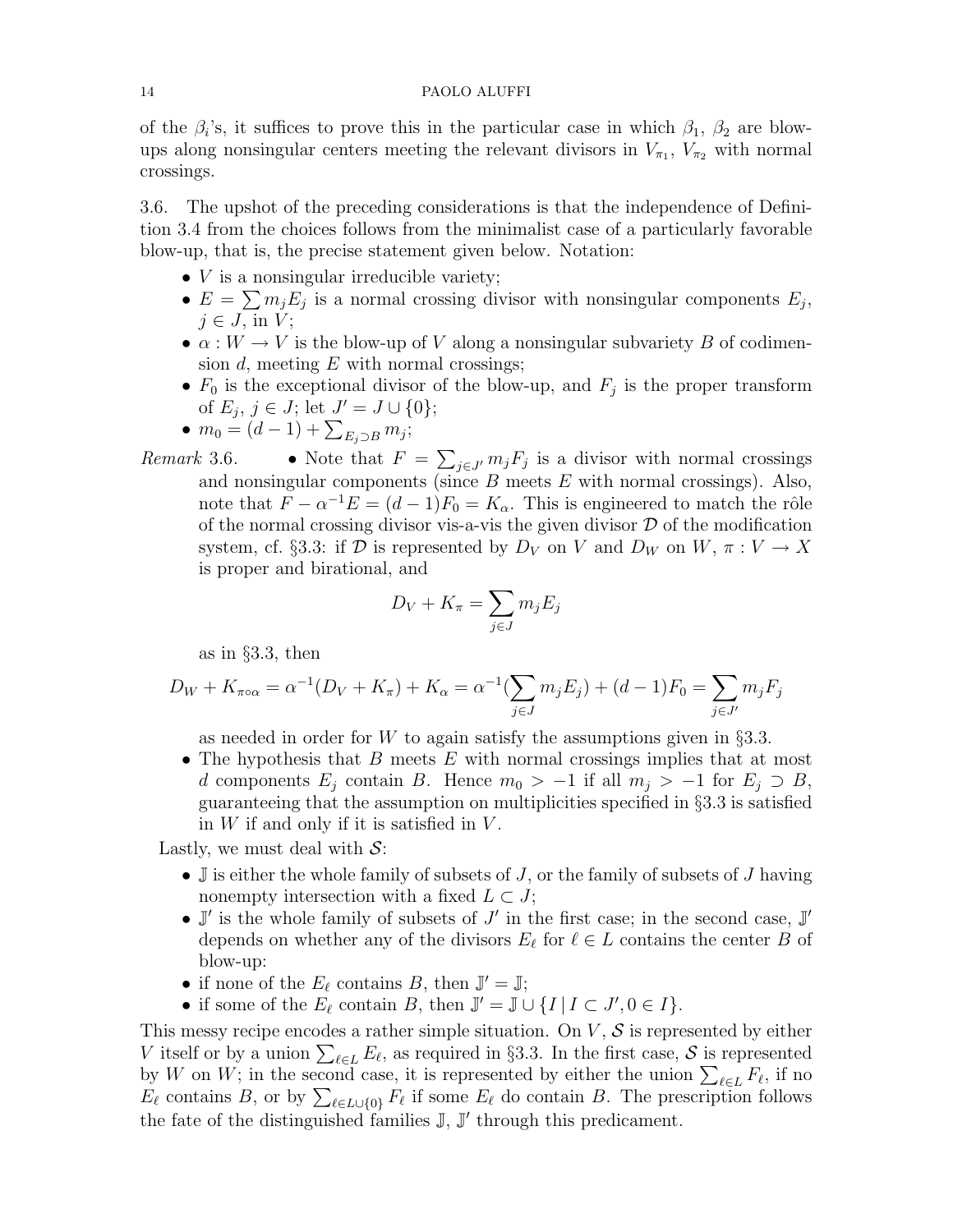of the $\beta_i$'s, it suffices to prove this in the particular case in which $\beta_1$, $\beta_2$ are blow-ups along nonsingular centers meeting the relevant divisors in $V_{\pi_1}$, $V_{\pi_2}$ with normal crossings.

3.6. The upshot of the preceding considerations is that the independence of Definition 3.4 from the choices follows from the minimalist case of a particularly favorable blow-up, that is, the precise statement given below. Notation:

- $V$ is a nonsingular irreducible variety;
- $E = \sum m_j E_j$ is a normal crossing divisor with nonsingular components $E_j$, $j \in J$, in $V$;
- $\alpha : W \to V$ is the blow-up of $V$ along a nonsingular subvariety $B$ of codimension $d$, meeting $E$ with normal crossings;
- $F_0$ is the exceptional divisor of the blow-up, and $F_j$ is the proper transform of $E_j$, $j \in J$; let $J' = J \cup \{0\}$;
- $m_0 = (d-1) + \sum_{E_j \supset B} m_j$;

*Remark* 3.6.

- Note that $F = \sum_{j \in J'} m_j F_j$ is a divisor with normal crossings and nonsingular components (since $B$ meets $E$ with normal crossings). Also, note that $F - \alpha^{-1} E = (d-1)F_0 = K_\alpha$. This is engineered to match the rôle of the normal crossing divisor vis-a-vis the given divisor $\mathcal{D}$ of the modification system, cf. §3.3: if $\mathcal{D}$ is represented by $D_V$ on $V$ and $D_W$ on $W$, $\pi : V \to X$ is proper and birational, and
$$D_V + K_\pi = \sum_{j \in J} m_j E_j$$
as in §3.3, then
$$D_W + K_{\pi\circ\alpha} = \alpha^{-1}(D_V + K_\pi) + K_\alpha = \alpha^{-1}(\sum_{j \in J} m_j E_j) + (d-1)F_0 = \sum_{j \in J'} m_j F_j$$
as needed in order for $W$ to again satisfy the assumptions given in §3.3.
- The hypothesis that $B$ meets $E$ with normal crossings implies that at most $d$ components $E_j$ contain $B$. Hence $m_0 > -1$ if all $m_j > -1$ for $E_j \supset B$, guaranteeing that the assumption on multiplicities specified in §3.3 is satisfied in $W$ if and only if it is satisfied in $V$.

Lastly, we must deal with $\mathcal{S}$:

- $\mathbb{J}$ is either the whole family of subsets of $J$, or the family of subsets of $J$ having nonempty intersection with a fixed $L \subset J$;
- $\mathbb{J}'$ is the whole family of subsets of $J'$ in the first case; in the second case, $\mathbb{J}'$ depends on whether any of the divisors $E_\ell$ for $\ell \in L$ contains the center $B$ of blow-up:
- if none of the $E_\ell$ contains $B$, then $\mathbb{J}' = \mathbb{J}$;
- if some of the $E_\ell$ contain $B$, then $\mathbb{J}' = \mathbb{J} \cup \{I \mid I \subset J', 0 \in I\}$.

This messy recipe encodes a rather simple situation. On $V$, $\mathcal{S}$ is represented by either $V$ itself or by a union $\sum_{\ell \in L} E_\ell$, as required in §3.3. In the first case, $\mathcal{S}$ is represented by $W$ on $W$; in the second case, it is represented by either the union $\sum_{\ell \in L} F_\ell$, if no $E_\ell$ contains $B$, or by $\sum_{\ell \in L \cup \{0\}} F_\ell$ if some $E_\ell$ do contain $B$. The prescription follows the fate of the distinguished families $\mathbb{J}$, $\mathbb{J}'$ through this predicament.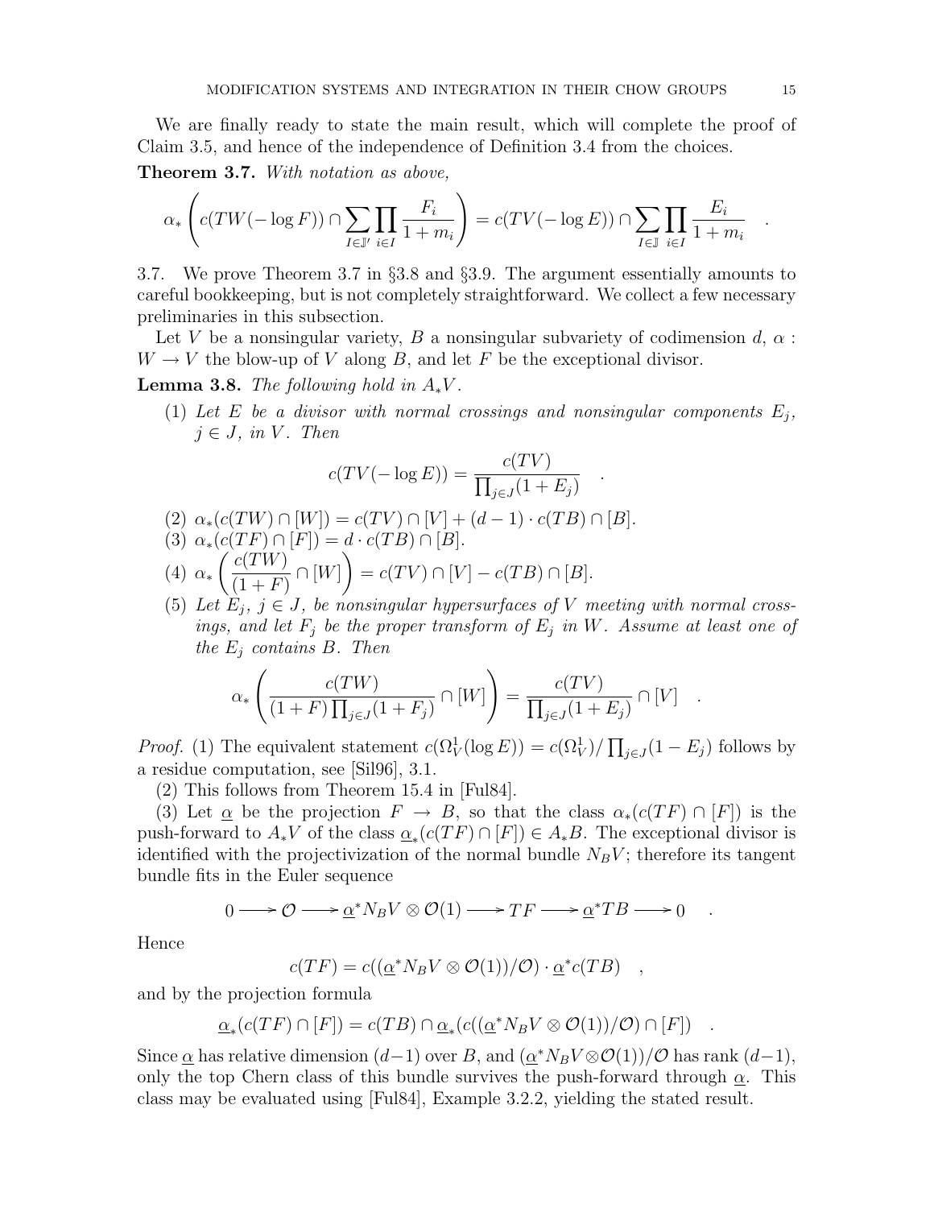We are finally ready to state the main result, which will complete the proof of Claim 3.5, and hence of the independence of Definition 3.4 from the choices.

**Theorem 3.7.** *With notation as above,*

$$\alpha_*\left(c(TW(-\log F))\cap\sum_{I\in\mathbb{J}'}\prod_{i\in I}\frac{F_i}{1+m_i}\right)=c(TV(-\log E))\cap\sum_{I\in\mathbb{J}}\prod_{i\in I}\frac{E_i}{1+m_i}\quad.$$

3.7. We prove Theorem 3.7 in §3.8 and §3.9. The argument essentially amounts to careful bookkeeping, but is not completely straightforward. We collect a few necessary preliminaries in this subsection.

Let $V$ be a nonsingular variety, $B$ a nonsingular subvariety of codimension $d$, $\alpha : W \to V$ the blow-up of $V$ along $B$, and let $F$ be the exceptional divisor.

**Lemma 3.8.** *The following hold in $A_*V$.*

(1) *Let $E$ be a divisor with normal crossings and nonsingular components $E_j$, $j \in J$, in $V$. Then*

$$c(TV(-\log E))=\frac{c(TV)}{\prod_{j\in J}(1+E_j)}\quad.$$

(2) $\alpha_*(c(TW)\cap[W])=c(TV)\cap[V]+(d-1)\cdot c(TB)\cap[B]$.

(3) $\alpha_*(c(TF)\cap[F])=d\cdot c(TB)\cap[B]$.

(4) $\alpha_*\left(\dfrac{c(TW)}{(1+F)}\cap[W]\right)=c(TV)\cap[V]-c(TB)\cap[B]$.

(5) *Let $E_j$, $j \in J$, be nonsingular hypersurfaces of $V$ meeting with normal crossings, and let $F_j$ be the proper transform of $E_j$ in $W$. Assume at least one of the $E_j$ contains $B$. Then*

$$\alpha_*\left(\frac{c(TW)}{(1+F)\prod_{j\in J}(1+F_j)}\cap[W]\right)=\frac{c(TV)}{\prod_{j\in J}(1+E_j)}\cap[V]\quad.$$

*Proof.* (1) The equivalent statement $c(\Omega^1_V(\log E))=c(\Omega^1_V)/\prod_{j\in J}(1-E_j)$ follows by a residue computation, see [Sil96], 3.1.

(2) This follows from Theorem 15.4 in [Ful84].

(3) Let $\underline{\alpha}$ be the projection $F \to B$, so that the class $\alpha_*(c(TF)\cap[F])$ is the push-forward to $A_*V$ of the class $\underline{\alpha}_*(c(TF)\cap[F])\in A_*B$. The exceptional divisor is identified with the projectivization of the normal bundle $N_BV$; therefore its tangent bundle fits in the Euler sequence

$$0\longrightarrow\mathcal{O}\longrightarrow\underline{\alpha}^*N_BV\otimes\mathcal{O}(1)\longrightarrow TF\longrightarrow\underline{\alpha}^*TB\longrightarrow 0\quad.$$

Hence

$$c(TF)=c((\underline{\alpha}^*N_BV\otimes\mathcal{O}(1))/\mathcal{O})\cdot\underline{\alpha}^*c(TB)\quad,$$

and by the projection formula

$$\underline{\alpha}_*(c(TF)\cap[F])=c(TB)\cap\underline{\alpha}_*(c((\underline{\alpha}^*N_BV\otimes\mathcal{O}(1))/\mathcal{O})\cap[F])\quad.$$

Since $\underline{\alpha}$ has relative dimension $(d-1)$ over $B$, and $(\underline{\alpha}^*N_BV\otimes\mathcal{O}(1))/\mathcal{O}$ has rank $(d-1)$, only the top Chern class of this bundle survives the push-forward through $\underline{\alpha}$. This class may be evaluated using [Ful84], Example 3.2.2, yielding the stated result.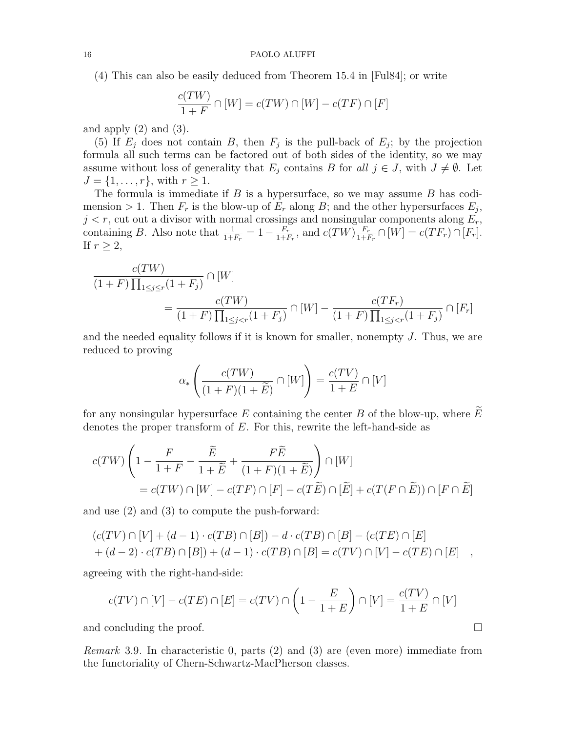(4) This can also be easily deduced from Theorem 15.4 in [Ful84]; or write

$$\frac{c(TW)}{1+F} \cap [W] = c(TW) \cap [W] - c(TF) \cap [F]$$

and apply (2) and (3).

(5) If $E_j$ does not contain $B$, then $F_j$ is the pull-back of $E_j$; by the projection formula all such terms can be factored out of both sides of the identity, so we may assume without loss of generality that $E_j$ contains $B$ for *all* $j \in J$, with $J \neq \emptyset$. Let $J = \{1, \dots, r\}$, with $r \geq 1$.

The formula is immediate if $B$ is a hypersurface, so we may assume $B$ has codimension $> 1$. Then $F_r$ is the blow-up of $E_r$ along $B$; and the other hypersurfaces $E_j$, $j < r$, cut out a divisor with normal crossings and nonsingular components along $E_r$, containing $B$. Also note that $\frac{1}{1+F_r} = 1 - \frac{F_r}{1+F_r}$, and $c(TW)\frac{F_r}{1+F_r} \cap [W] = c(TF_r) \cap [F_r]$. If $r \geq 2$,

$$\frac{c(TW)}{(1+F)\prod_{1\leq j\leq r}(1+F_j)} \cap [W] = \frac{c(TW)}{(1+F)\prod_{1\leq j<r}(1+F_j)} \cap [W] - \frac{c(TF_r)}{(1+F)\prod_{1\leq j<r}(1+F_j)} \cap [F_r]$$

and the needed equality follows if it is known for smaller, nonempty $J$. Thus, we are reduced to proving

$$\alpha_* \left( \frac{c(TW)}{(1+F)(1+\widetilde{E})} \cap [W] \right) = \frac{c(TV)}{1+E} \cap [V]$$

for any nonsingular hypersurface $E$ containing the center $B$ of the blow-up, where $\widetilde{E}$ denotes the proper transform of $E$. For this, rewrite the left-hand-side as

$$c(TW) \left( 1 - \frac{F}{1+F} - \frac{\widetilde{E}}{1+\widetilde{E}} + \frac{F\widetilde{E}}{(1+F)(1+\widetilde{E})} \right) \cap [W] = c(TW) \cap [W] - c(TF) \cap [F] - c(T\widetilde{E}) \cap [\widetilde{E}] + c(T(F \cap \widetilde{E})) \cap [F \cap \widetilde{E}]$$

and use (2) and (3) to compute the push-forward:

$$(c(TV) \cap [V] + (d-1) \cdot c(TB) \cap [B]) - d \cdot c(TB) \cap [B] - (c(TE) \cap [E] + (d-2) \cdot c(TB) \cap [B]) + (d-1) \cdot c(TB) \cap [B] = c(TV) \cap [V] - c(TE) \cap [E] \quad ,$$

agreeing with the right-hand-side:

$$c(TV) \cap [V] - c(TE) \cap [E] = c(TV) \cap \left( 1 - \frac{E}{1+E} \right) \cap [V] = \frac{c(TV)}{1+E} \cap [V]$$

and concluding the proof. $\square$

*Remark* 3.9. In characteristic 0, parts (2) and (3) are (even more) immediate from the functoriality of Chern-Schwartz-MacPherson classes.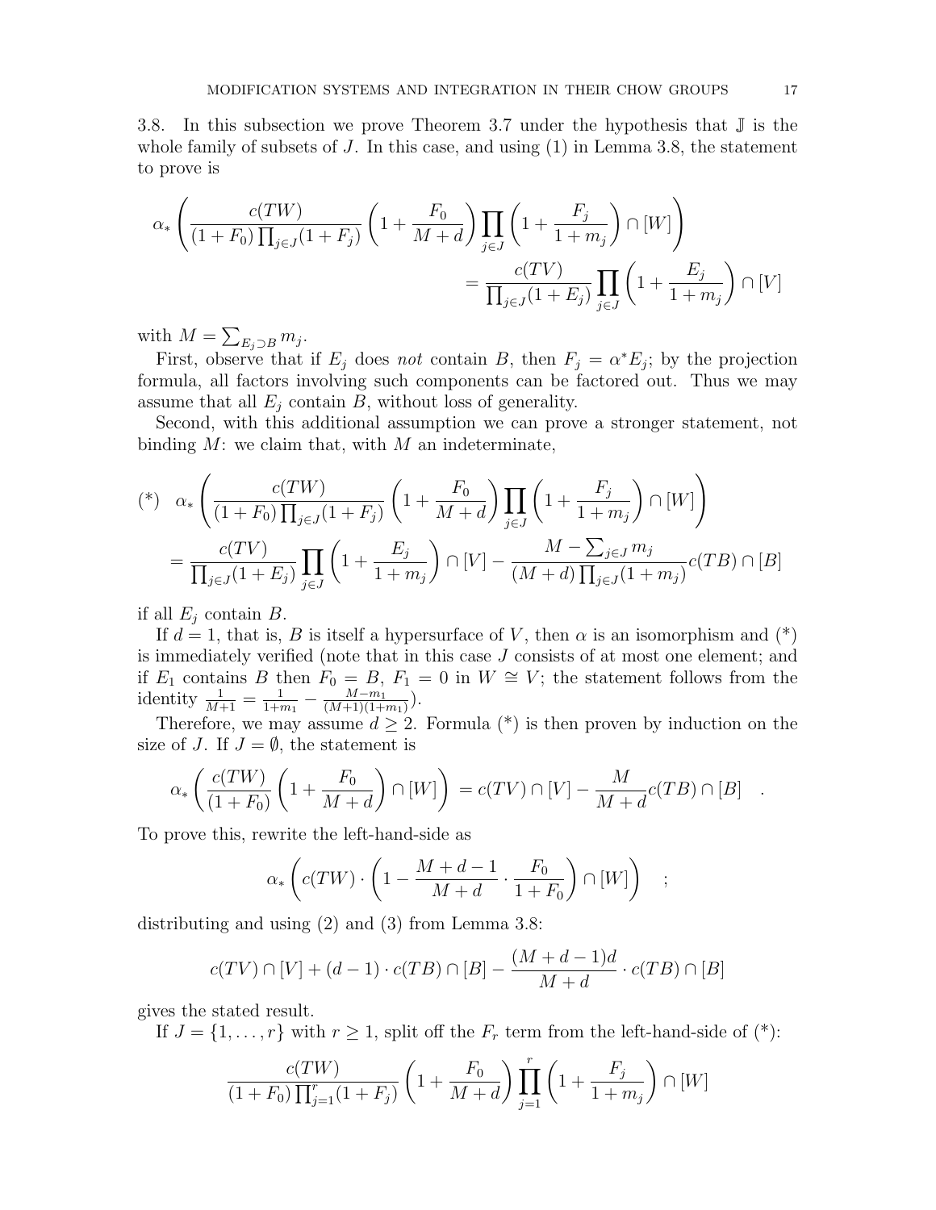3.8. In this subsection we prove Theorem 3.7 under the hypothesis that $\mathbb{J}$ is the whole family of subsets of $J$. In this case, and using (1) in Lemma 3.8, the statement to prove is

$$\alpha_*\left(\frac{c(TW)}{(1+F_0)\prod_{j\in J}(1+F_j)}\left(1+\frac{F_0}{M+d}\right)\prod_{j\in J}\left(1+\frac{F_j}{1+m_j}\right)\cap[W]\right)$$
$$=\frac{c(TV)}{\prod_{j\in J}(1+E_j)}\prod_{j\in J}\left(1+\frac{E_j}{1+m_j}\right)\cap[V]$$

with $M=\sum_{E_j\supset B} m_j$.

First, observe that if $E_j$ does *not* contain $B$, then $F_j=\alpha^*E_j$; by the projection formula, all factors involving such components can be factored out. Thus we may assume that all $E_j$ contain $B$, without loss of generality.

Second, with this additional assumption we can prove a stronger statement, not binding $M$: we claim that, with $M$ an indeterminate,

$$(*)\quad \alpha_*\left(\frac{c(TW)}{(1+F_0)\prod_{j\in J}(1+F_j)}\left(1+\frac{F_0}{M+d}\right)\prod_{j\in J}\left(1+\frac{F_j}{1+m_j}\right)\cap[W]\right)$$
$$=\frac{c(TV)}{\prod_{j\in J}(1+E_j)}\prod_{j\in J}\left(1+\frac{E_j}{1+m_j}\right)\cap[V]-\frac{M-\sum_{j\in J}m_j}{(M+d)\prod_{j\in J}(1+m_j)}c(TB)\cap[B]$$

if all $E_j$ contain $B$.

If $d=1$, that is, $B$ is itself a hypersurface of $V$, then $\alpha$ is an isomorphism and (*) is immediately verified (note that in this case $J$ consists of at most one element; and if $E_1$ contains $B$ then $F_0=B$, $F_1=0$ in $W\cong V$; the statement follows from the identity $\frac{1}{M+1}=\frac{1}{1+m_1}-\frac{M-m_1}{(M+1)(1+m_1)}$).

Therefore, we may assume $d\geq 2$. Formula (*) is then proven by induction on the size of $J$. If $J=\emptyset$, the statement is

$$\alpha_*\left(\frac{c(TW)}{(1+F_0)}\left(1+\frac{F_0}{M+d}\right)\cap[W]\right)=c(TV)\cap[V]-\frac{M}{M+d}c(TB)\cap[B]\quad .$$

To prove this, rewrite the left-hand-side as

$$\alpha_*\left(c(TW)\cdot\left(1-\frac{M+d-1}{M+d}\cdot\frac{F_0}{1+F_0}\right)\cap[W]\right)\quad ;$$

distributing and using (2) and (3) from Lemma 3.8:

$$c(TV)\cap[V]+(d-1)\cdot c(TB)\cap[B]-\frac{(M+d-1)d}{M+d}\cdot c(TB)\cap[B]$$

gives the stated result.

If $J=\{1,\dots,r\}$ with $r\geq 1$, split off the $F_r$ term from the left-hand-side of (*):

$$\frac{c(TW)}{(1+F_0)\prod_{j=1}^{r}(1+F_j)}\left(1+\frac{F_0}{M+d}\right)\prod_{j=1}^{r}\left(1+\frac{F_j}{1+m_j}\right)\cap[W]$$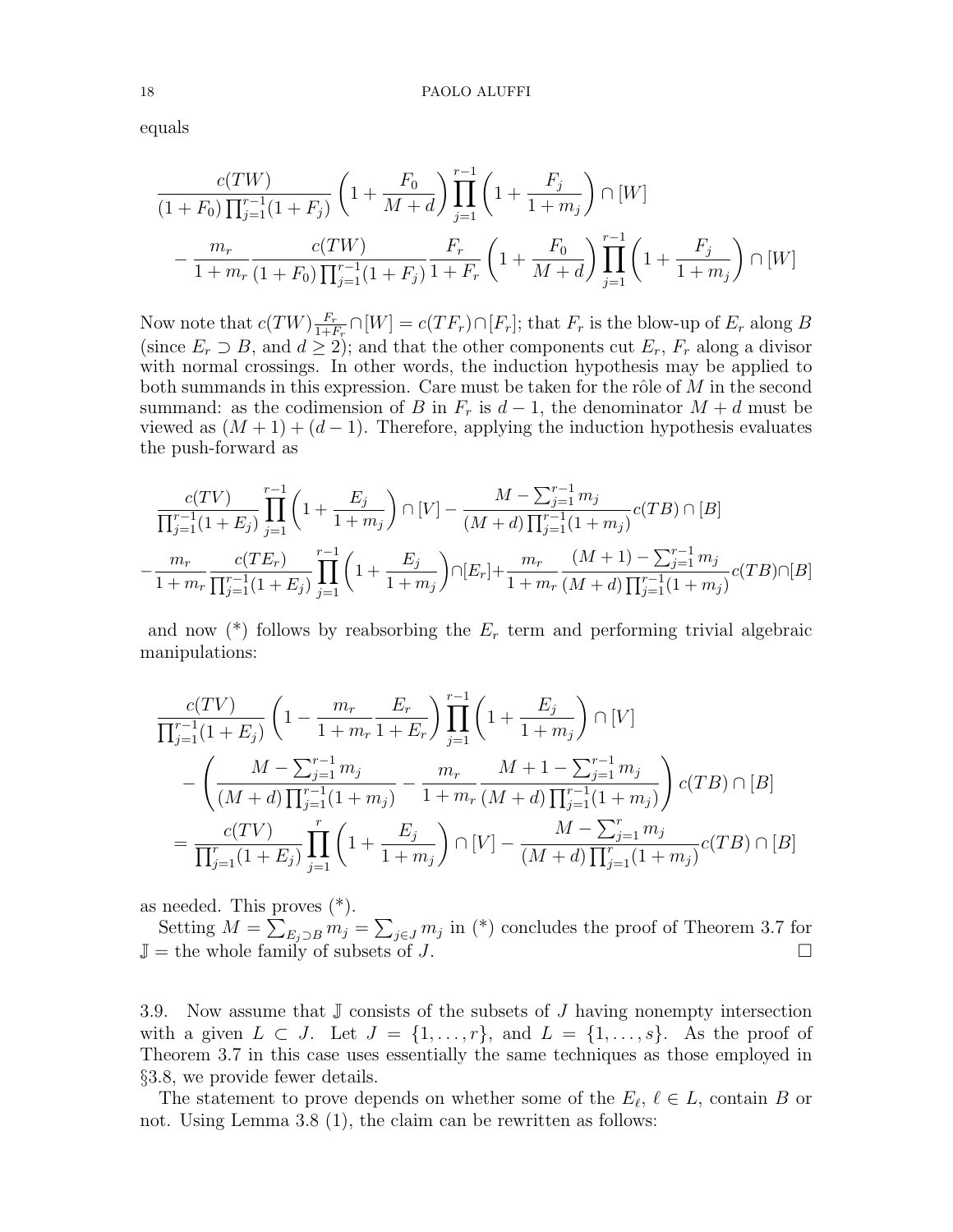equals

$$\frac{c(TW)}{(1+F_0)\prod_{j=1}^{r-1}(1+F_j)}\left(1+\frac{F_0}{M+d}\right)\prod_{j=1}^{r-1}\left(1+\frac{F_j}{1+m_j}\right)\cap[W]$$
$$-\frac{m_r}{1+m_r}\frac{c(TW)}{(1+F_0)\prod_{j=1}^{r-1}(1+F_j)}\frac{F_r}{1+F_r}\left(1+\frac{F_0}{M+d}\right)\prod_{j=1}^{r-1}\left(1+\frac{F_j}{1+m_j}\right)\cap[W]$$

Now note that $c(TW)\frac{F_r}{1+F_r}\cap[W]=c(TF_r)\cap[F_r]$; that $F_r$ is the blow-up of $E_r$ along $B$ (since $E_r\supset B$, and $d\geq 2$); and that the other components cut $E_r$, $F_r$ along a divisor with normal crossings. In other words, the induction hypothesis may be applied to both summands in this expression. Care must be taken for the rôle of $M$ in the second summand: as the codimension of $B$ in $F_r$ is $d-1$, the denominator $M+d$ must be viewed as $(M+1)+(d-1)$. Therefore, applying the induction hypothesis evaluates the push-forward as

$$\frac{c(TV)}{\prod_{j=1}^{r-1}(1+E_j)}\prod_{j=1}^{r-1}\left(1+\frac{E_j}{1+m_j}\right)\cap[V]-\frac{M-\sum_{j=1}^{r-1}m_j}{(M+d)\prod_{j=1}^{r-1}(1+m_j)}c(TB)\cap[B]$$
$$-\frac{m_r}{1+m_r}\frac{c(TE_r)}{\prod_{j=1}^{r-1}(1+E_j)}\prod_{j=1}^{r-1}\left(1+\frac{E_j}{1+m_j}\right)\cap[E_r]+\frac{m_r}{1+m_r}\frac{(M+1)-\sum_{j=1}^{r-1}m_j}{(M+d)\prod_{j=1}^{r-1}(1+m_j)}c(TB)\cap[B]$$

and now (\*) follows by reabsorbing the $E_r$ term and performing trivial algebraic manipulations:

$$\frac{c(TV)}{\prod_{j=1}^{r-1}(1+E_j)}\left(1-\frac{m_r}{1+m_r}\frac{E_r}{1+E_r}\right)\prod_{j=1}^{r-1}\left(1+\frac{E_j}{1+m_j}\right)\cap[V]$$
$$-\left(\frac{M-\sum_{j=1}^{r-1}m_j}{(M+d)\prod_{j=1}^{r-1}(1+m_j)}-\frac{m_r}{1+m_r}\frac{M+1-\sum_{j=1}^{r-1}m_j}{(M+d)\prod_{j=1}^{r-1}(1+m_j)}\right)c(TB)\cap[B]$$
$$=\frac{c(TV)}{\prod_{j=1}^{r}(1+E_j)}\prod_{j=1}^{r}\left(1+\frac{E_j}{1+m_j}\right)\cap[V]-\frac{M-\sum_{j=1}^{r}m_j}{(M+d)\prod_{j=1}^{r}(1+m_j)}c(TB)\cap[B]$$

as needed. This proves (\*).

Setting $M=\sum_{E_j\supset B}m_j=\sum_{j\in J}m_j$ in (\*) concludes the proof of Theorem 3.7 for $\mathbb{J}=$ the whole family of subsets of $J$. □

3.9. Now assume that $\mathbb{J}$ consists of the subsets of $J$ having nonempty intersection with a given $L\subset J$. Let $J=\{1,\dots,r\}$, and $L=\{1,\dots,s\}$. As the proof of Theorem 3.7 in this case uses essentially the same techniques as those employed in §3.8, we provide fewer details.

The statement to prove depends on whether some of the $E_\ell$, $\ell\in L$, contain $B$ or not. Using Lemma 3.8 (1), the claim can be rewritten as follows: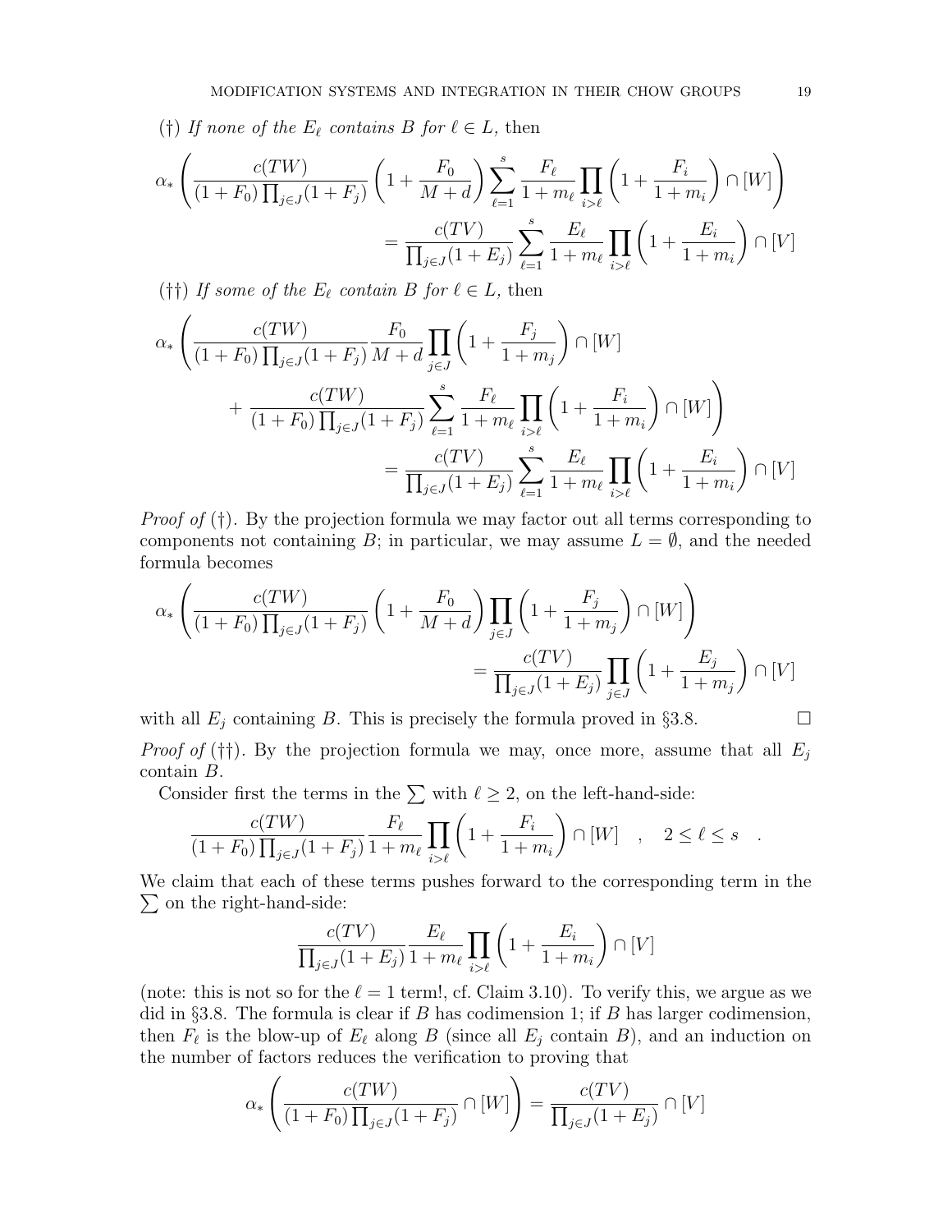(†) *If none of the $E_\ell$ contains $B$ for $\ell \in L$,* then

$$\alpha_*\left(\frac{c(TW)}{(1+F_0)\prod_{j\in J}(1+F_j)}\left(1+\frac{F_0}{M+d}\right)\sum_{\ell=1}^{s}\frac{F_\ell}{1+m_\ell}\prod_{i>\ell}\left(1+\frac{F_i}{1+m_i}\right)\cap[W]\right)$$
$$=\frac{c(TV)}{\prod_{j\in J}(1+E_j)}\sum_{\ell=1}^{s}\frac{E_\ell}{1+m_\ell}\prod_{i>\ell}\left(1+\frac{E_i}{1+m_i}\right)\cap[V]$$

(††) *If some of the $E_\ell$ contain $B$ for $\ell \in L$,* then

$$\alpha_*\Bigg(\frac{c(TW)}{(1+F_0)\prod_{j\in J}(1+F_j)}\frac{F_0}{M+d}\prod_{j\in J}\left(1+\frac{F_j}{1+m_j}\right)\cap[W]$$
$$+\frac{c(TW)}{(1+F_0)\prod_{j\in J}(1+F_j)}\sum_{\ell=1}^{s}\frac{F_\ell}{1+m_\ell}\prod_{i>\ell}\left(1+\frac{F_i}{1+m_i}\right)\cap[W]\Bigg)$$
$$=\frac{c(TV)}{\prod_{j\in J}(1+E_j)}\sum_{\ell=1}^{s}\frac{E_\ell}{1+m_\ell}\prod_{i>\ell}\left(1+\frac{E_i}{1+m_i}\right)\cap[V]$$

*Proof of* (†). By the projection formula we may factor out all terms corresponding to components not containing $B$; in particular, we may assume $L=\emptyset$, and the needed formula becomes

$$\alpha_*\left(\frac{c(TW)}{(1+F_0)\prod_{j\in J}(1+F_j)}\left(1+\frac{F_0}{M+d}\right)\prod_{j\in J}\left(1+\frac{F_j}{1+m_j}\right)\cap[W]\right)$$
$$=\frac{c(TV)}{\prod_{j\in J}(1+E_j)}\prod_{j\in J}\left(1+\frac{E_j}{1+m_j}\right)\cap[V]$$

with all $E_j$ containing $B$. This is precisely the formula proved in §3.8. □

*Proof of* (††). By the projection formula we may, once more, assume that all $E_j$ contain $B$.

Consider first the terms in the $\sum$ with $\ell \geq 2$, on the left-hand-side:

$$\frac{c(TW)}{(1+F_0)\prod_{j\in J}(1+F_j)}\frac{F_\ell}{1+m_\ell}\prod_{i>\ell}\left(1+\frac{F_i}{1+m_i}\right)\cap[W]\quad,\quad 2\leq \ell\leq s\quad.$$

We claim that each of these terms pushes forward to the corresponding term in the $\sum$ on the right-hand-side:

$$\frac{c(TV)}{\prod_{j\in J}(1+E_j)}\frac{E_\ell}{1+m_\ell}\prod_{i>\ell}\left(1+\frac{E_i}{1+m_i}\right)\cap[V]$$

(note: this is not so for the $\ell=1$ term!, cf. Claim 3.10). To verify this, we argue as we did in §3.8. The formula is clear if $B$ has codimension 1; if $B$ has larger codimension, then $F_\ell$ is the blow-up of $E_\ell$ along $B$ (since all $E_j$ contain $B$), and an induction on the number of factors reduces the verification to proving that

$$\alpha_*\left(\frac{c(TW)}{(1+F_0)\prod_{j\in J}(1+F_j)}\cap[W]\right)=\frac{c(TV)}{\prod_{j\in J}(1+E_j)}\cap[V]$$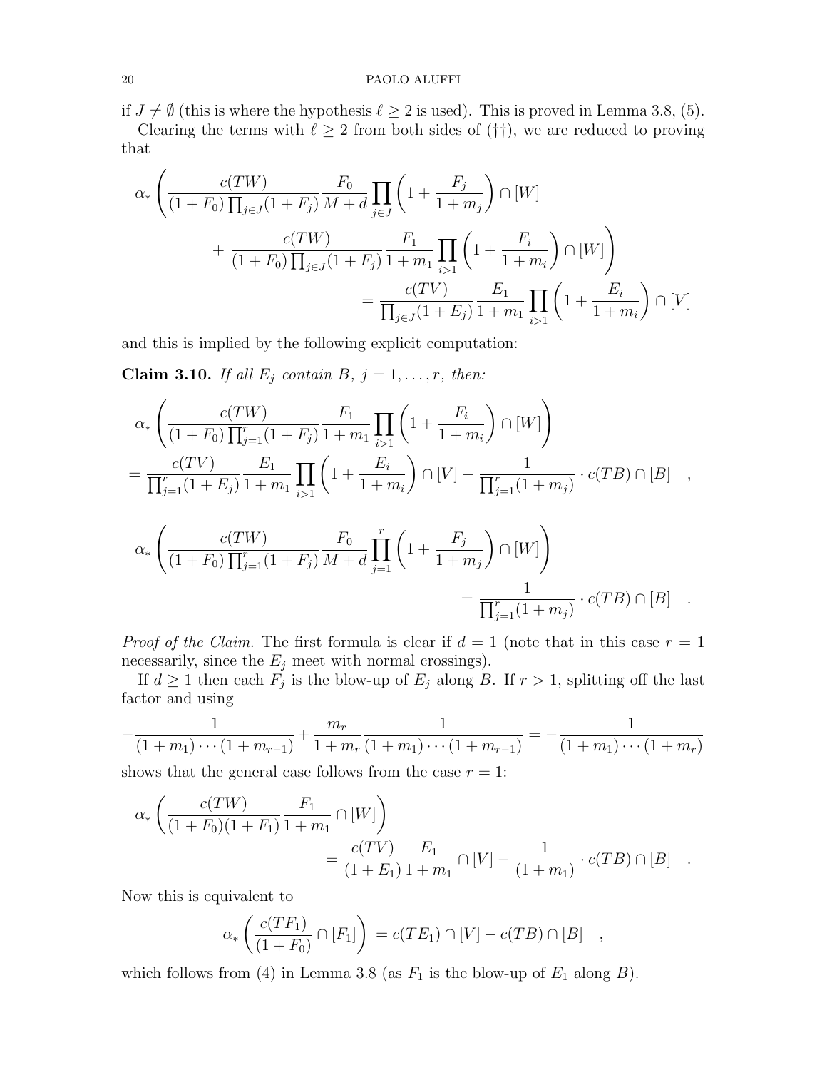if $J \neq \emptyset$ (this is where the hypothesis $\ell \geq 2$ is used). This is proved in Lemma 3.8, (5).

Clearing the terms with $\ell \geq 2$ from both sides of (††), we are reduced to proving that

$$\alpha_* \left( \frac{c(TW)}{(1+F_0)\prod_{j\in J}(1+F_j)} \frac{F_0}{M+d} \prod_{j\in J}\left(1+\frac{F_j}{1+m_j}\right) \cap [W] \right.$$
$$\left. + \frac{c(TW)}{(1+F_0)\prod_{j\in J}(1+F_j)} \frac{F_1}{1+m_1} \prod_{i>1}\left(1+\frac{F_i}{1+m_i}\right) \cap [W] \right)$$
$$= \frac{c(TV)}{\prod_{j\in J}(1+E_j)} \frac{E_1}{1+m_1} \prod_{i>1}\left(1+\frac{E_i}{1+m_i}\right) \cap [V]$$

and this is implied by the following explicit computation:

**Claim 3.10.** *If all $E_j$ contain $B$, $j = 1, \dots, r$, then:*

$$\alpha_* \left( \frac{c(TW)}{(1+F_0)\prod_{j=1}^r(1+F_j)} \frac{F_1}{1+m_1} \prod_{i>1}\left(1+\frac{F_i}{1+m_i}\right) \cap [W] \right)$$
$$= \frac{c(TV)}{\prod_{j=1}^r(1+E_j)} \frac{E_1}{1+m_1} \prod_{i>1}\left(1+\frac{E_i}{1+m_i}\right) \cap [V] - \frac{1}{\prod_{j=1}^r(1+m_j)} \cdot c(TB) \cap [B] \quad ,$$

$$\alpha_* \left( \frac{c(TW)}{(1+F_0)\prod_{j=1}^r(1+F_j)} \frac{F_0}{M+d} \prod_{j=1}^r\left(1+\frac{F_j}{1+m_j}\right) \cap [W] \right)$$
$$= \frac{1}{\prod_{j=1}^r(1+m_j)} \cdot c(TB) \cap [B] \quad .$$

*Proof of the Claim.* The first formula is clear if $d = 1$ (note that in this case $r = 1$ necessarily, since the $E_j$ meet with normal crossings).

If $d \geq 1$ then each $F_j$ is the blow-up of $E_j$ along $B$. If $r > 1$, splitting off the last factor and using

$$-\frac{1}{(1+m_1)\cdots(1+m_{r-1})} + \frac{m_r}{1+m_r}\frac{1}{(1+m_1)\cdots(1+m_{r-1})} = -\frac{1}{(1+m_1)\cdots(1+m_r)}$$

shows that the general case follows from the case $r = 1$:

$$\alpha_* \left( \frac{c(TW)}{(1+F_0)(1+F_1)} \frac{F_1}{1+m_1} \cap [W] \right)$$
$$= \frac{c(TV)}{(1+E_1)} \frac{E_1}{1+m_1} \cap [V] - \frac{1}{(1+m_1)} \cdot c(TB) \cap [B] \quad .$$

Now this is equivalent to

$$\alpha_* \left( \frac{c(TF_1)}{(1+F_0)} \cap [F_1] \right) = c(TE_1) \cap [V] - c(TB) \cap [B] \quad ,$$

which follows from (4) in Lemma 3.8 (as $F_1$ is the blow-up of $E_1$ along $B$).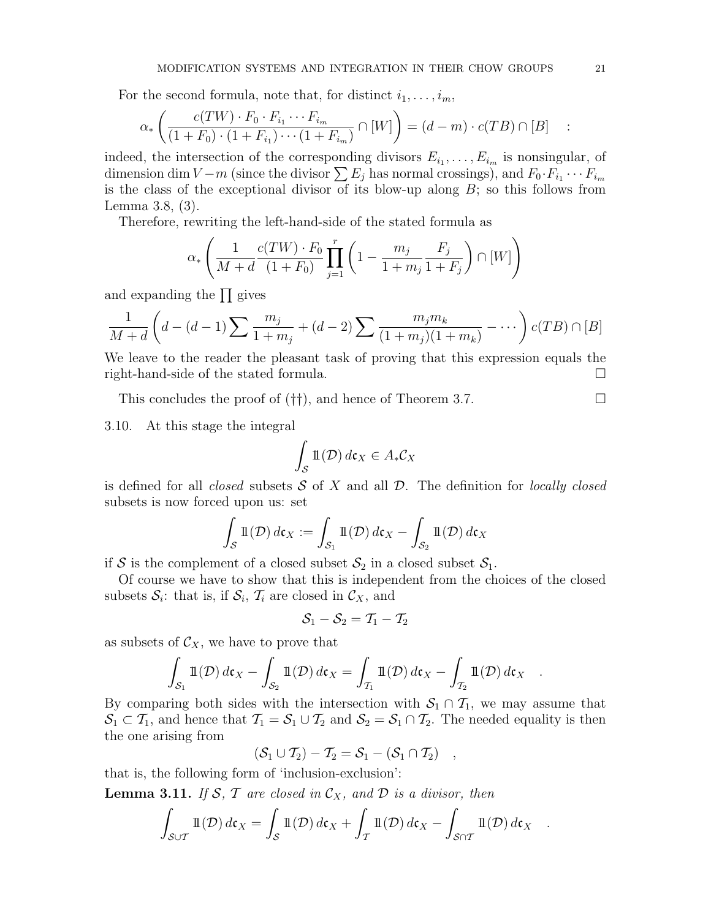For the second formula, note that, for distinct $i_1, \dots, i_m$,

$$\alpha_*\left(\frac{c(TW)\cdot F_0\cdot F_{i_1}\cdots F_{i_m}}{(1+F_0)\cdot(1+F_{i_1})\cdots(1+F_{i_m})}\cap[W]\right)=(d-m)\cdot c(TB)\cap[B] \quad :$$

indeed, the intersection of the corresponding divisors $E_{i_1}, \dots, E_{i_m}$ is nonsingular, of dimension $\dim V - m$ (since the divisor $\sum E_j$ has normal crossings), and $F_0 \cdot F_{i_1} \cdots F_{i_m}$ is the class of the exceptional divisor of its blow-up along $B$; so this follows from Lemma 3.8, (3).

Therefore, rewriting the left-hand-side of the stated formula as

$$\alpha_*\left(\frac{1}{M+d}\frac{c(TW)\cdot F_0}{(1+F_0)}\prod_{j=1}^{r}\left(1-\frac{m_j}{1+m_j}\frac{F_j}{1+F_j}\right)\cap[W]\right)$$

and expanding the $\prod$ gives

$$\frac{1}{M+d}\left(d-(d-1)\sum\frac{m_j}{1+m_j}+(d-2)\sum\frac{m_jm_k}{(1+m_j)(1+m_k)}-\cdots\right)c(TB)\cap[B]$$

We leave to the reader the pleasant task of proving that this expression equals the right-hand-side of the stated formula. □

This concludes the proof of (††), and hence of Theorem 3.7. □

3.10. At this stage the integral

$$\int_{\mathcal{S}} 1\!\!1(\mathcal{D})\, d\mathfrak{c}_X \in A_*\mathcal{C}_X$$

is defined for all *closed* subsets $\mathcal{S}$ of $X$ and all $\mathcal{D}$. The definition for *locally closed* subsets is now forced upon us: set

$$\int_{\mathcal{S}} 1\!\!1(\mathcal{D})\, d\mathfrak{c}_X := \int_{\mathcal{S}_1} 1\!\!1(\mathcal{D})\, d\mathfrak{c}_X - \int_{\mathcal{S}_2} 1\!\!1(\mathcal{D})\, d\mathfrak{c}_X$$

if $\mathcal{S}$ is the complement of a closed subset $\mathcal{S}_2$ in a closed subset $\mathcal{S}_1$.

Of course we have to show that this is independent from the choices of the closed subsets $\mathcal{S}_i$: that is, if $\mathcal{S}_i$, $\mathcal{T}_i$ are closed in $\mathcal{C}_X$, and

$$\mathcal{S}_1 - \mathcal{S}_2 = \mathcal{T}_1 - \mathcal{T}_2$$

as subsets of $\mathcal{C}_X$, we have to prove that

$$\int_{\mathcal{S}_1} 1\!\!1(\mathcal{D})\, d\mathfrak{c}_X - \int_{\mathcal{S}_2} 1\!\!1(\mathcal{D})\, d\mathfrak{c}_X = \int_{\mathcal{T}_1} 1\!\!1(\mathcal{D})\, d\mathfrak{c}_X - \int_{\mathcal{T}_2} 1\!\!1(\mathcal{D})\, d\mathfrak{c}_X \quad .$$

By comparing both sides with the intersection with $\mathcal{S}_1 \cap \mathcal{T}_1$, we may assume that $\mathcal{S}_1 \subset \mathcal{T}_1$, and hence that $\mathcal{T}_1 = \mathcal{S}_1 \cup \mathcal{T}_2$ and $\mathcal{S}_2 = \mathcal{S}_1 \cap \mathcal{T}_2$. The needed equality is then the one arising from

$$(\mathcal{S}_1 \cup \mathcal{T}_2) - \mathcal{T}_2 = \mathcal{S}_1 - (\mathcal{S}_1 \cap \mathcal{T}_2) \quad ,$$

that is, the following form of 'inclusion-exclusion':

**Lemma 3.11.** *If $\mathcal{S}$, $\mathcal{T}$ are closed in $\mathcal{C}_X$, and $\mathcal{D}$ is a divisor, then*

$$\int_{\mathcal{S}\cup\mathcal{T}} 1\!\!1(\mathcal{D})\, d\mathfrak{c}_X = \int_{\mathcal{S}} 1\!\!1(\mathcal{D})\, d\mathfrak{c}_X + \int_{\mathcal{T}} 1\!\!1(\mathcal{D})\, d\mathfrak{c}_X - \int_{\mathcal{S}\cap\mathcal{T}} 1\!\!1(\mathcal{D})\, d\mathfrak{c}_X \quad .$$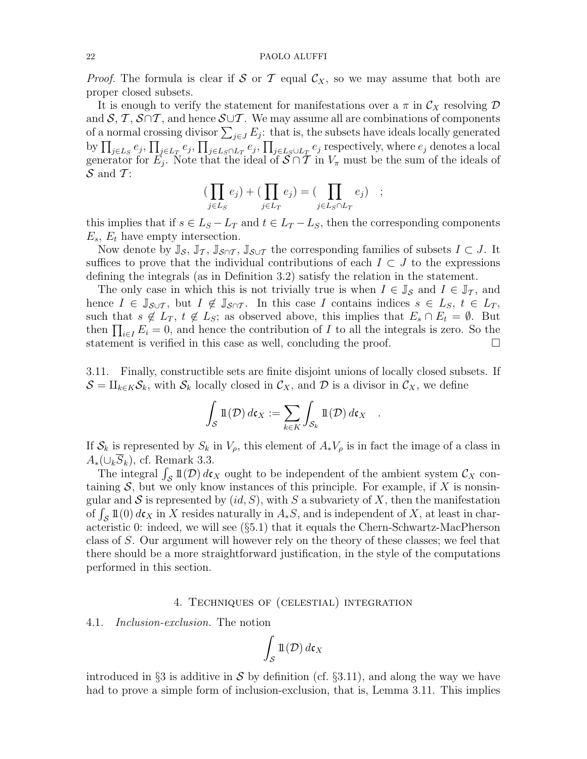*Proof.* The formula is clear if $\mathcal{S}$ or $\mathcal{T}$ equal $\mathcal{C}_X$, so we may assume that both are proper closed subsets.

It is enough to verify the statement for manifestations over a $\pi$ in $\mathcal{C}_X$ resolving $\mathcal{D}$ and $\mathcal{S}$, $\mathcal{T}$, $\mathcal{S}\cap\mathcal{T}$, and hence $\mathcal{S}\cup\mathcal{T}$. We may assume all are combinations of components of a normal crossing divisor $\sum_{j\in J} E_j$: that is, the subsets have ideals locally generated by $\prod_{j\in L_S} e_j$, $\prod_{j\in L_T} e_j$, $\prod_{j\in L_S\cap L_T} e_j$, $\prod_{j\in L_S\cup L_T} e_j$ respectively, where $e_j$ denotes a local generator for $E_j$. Note that the ideal of $\mathcal{S}\cap\mathcal{T}$ in $V_\pi$ must be the sum of the ideals of $\mathcal{S}$ and $\mathcal{T}$:

$$(\prod_{j\in L_S} e_j) + (\prod_{j\in L_T} e_j) = (\prod_{j\in L_S\cap L_T} e_j) \quad ;$$

this implies that if $s\in L_S - L_T$ and $t\in L_T - L_S$, then the corresponding components $E_s$, $E_t$ have empty intersection.

Now denote by $\mathbb{J}_\mathcal{S}$, $\mathbb{J}_\mathcal{T}$, $\mathbb{J}_{\mathcal{S}\cap\mathcal{T}}$, $\mathbb{J}_{\mathcal{S}\cup\mathcal{T}}$ the corresponding families of subsets $I\subset J$. It suffices to prove that the individual contributions of each $I\subset J$ to the expressions defining the integrals (as in Definition 3.2) satisfy the relation in the statement.

The only case in which this is not trivially true is when $I\in\mathbb{J}_\mathcal{S}$ and $I\in\mathbb{J}_\mathcal{T}$, and hence $I\in\mathbb{J}_{\mathcal{S}\cup\mathcal{T}}$, but $I\notin\mathbb{J}_{\mathcal{S}\cap\mathcal{T}}$. In this case $I$ contains indices $s\in L_S$, $t\in L_T$, such that $s\notin L_T$, $t\notin L_S$; as observed above, this implies that $E_s\cap E_t=\emptyset$. But then $\prod_{i\in I} E_i = 0$, and hence the contribution of $I$ to all the integrals is zero. So the statement is verified in this case as well, concluding the proof. $\square$

3.11. Finally, constructible sets are finite disjoint unions of locally closed subsets. If $\mathcal{S}=\amalg_{k\in K}\mathcal{S}_k$, with $\mathcal{S}_k$ locally closed in $\mathcal{C}_X$, and $\mathcal{D}$ is a divisor in $\mathcal{C}_X$, we define

$$\int_\mathcal{S} 1\!\!1(\mathcal{D})\, d\mathfrak{c}_X := \sum_{k\in K}\int_{\mathcal{S}_k} 1\!\!1(\mathcal{D})\, d\mathfrak{c}_X \quad .$$

If $\mathcal{S}_k$ is represented by $S_k$ in $V_\rho$, this element of $A_*V_\rho$ is in fact the image of a class in $A_*(\cup_k\overline{S}_k)$, cf. Remark 3.3.

The integral $\int_\mathcal{S} 1\!\!1(\mathcal{D})\, d\mathfrak{c}_X$ ought to be independent of the ambient system $\mathcal{C}_X$ containing $\mathcal{S}$, but we only know instances of this principle. For example, if $X$ is nonsingular and $\mathcal{S}$ is represented by $(id, S)$, with $S$ a subvariety of $X$, then the manifestation of $\int_\mathcal{S} 1\!\!1(0)\, d\mathfrak{c}_X$ in $X$ resides naturally in $A_*S$, and is independent of $X$, at least in characteristic 0: indeed, we will see (§5.1) that it equals the Chern-Schwartz-MacPherson class of $S$. Our argument will however rely on the theory of these classes; we feel that there should be a more straightforward justification, in the style of the computations performed in this section.

## 4. Techniques of (celestial) integration

4.1. *Inclusion-exclusion.* The notion

$$\int_\mathcal{S} 1\!\!1(\mathcal{D})\, d\mathfrak{c}_X$$

introduced in §3 is additive in $\mathcal{S}$ by definition (cf. §3.11), and along the way we have had to prove a simple form of inclusion-exclusion, that is, Lemma 3.11. This implies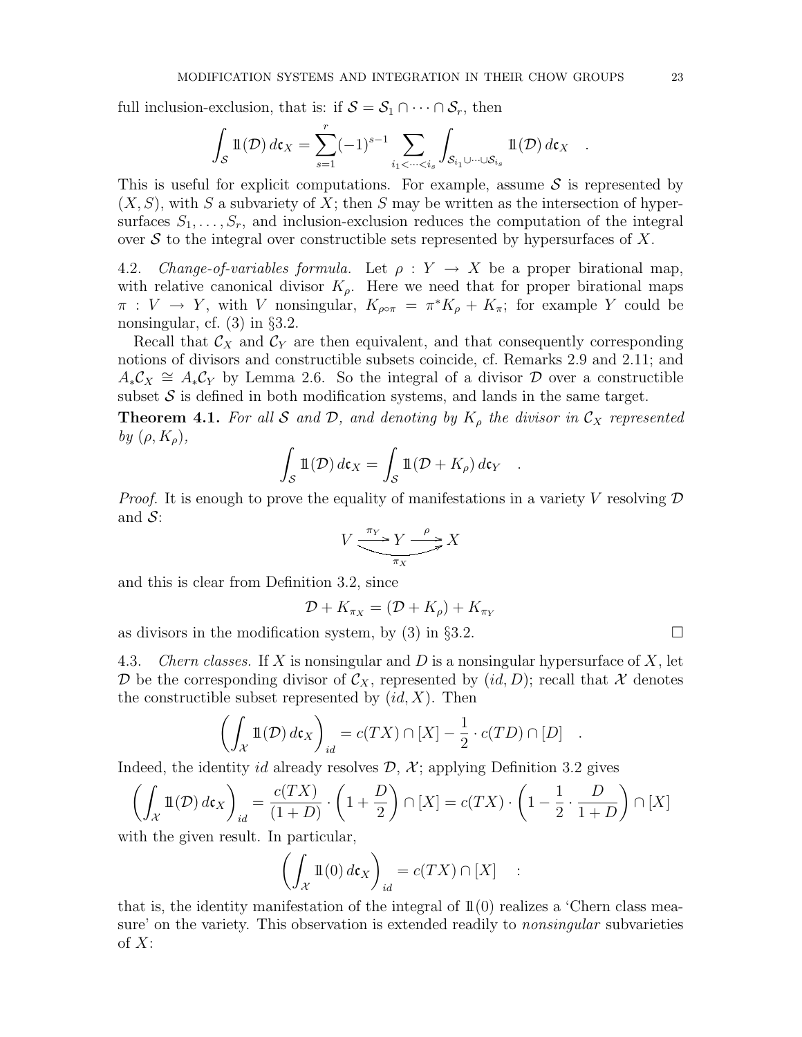full inclusion-exclusion, that is: if $\mathcal{S} = \mathcal{S}_1 \cap \cdots \cap \mathcal{S}_r$, then

$$\int_{\mathcal{S}} \mathbb{1}(\mathcal{D})\, d\mathfrak{c}_X = \sum_{s=1}^{r} (-1)^{s-1} \sum_{i_1<\cdots<i_s} \int_{\mathcal{S}_{i_1}\cup\cdots\cup\mathcal{S}_{i_s}} \mathbb{1}(\mathcal{D})\, d\mathfrak{c}_X \quad .$$

This is useful for explicit computations. For example, assume $\mathcal{S}$ is represented by $(X, S)$, with $S$ a subvariety of $X$; then $S$ may be written as the intersection of hypersurfaces $S_1, \ldots, S_r$, and inclusion-exclusion reduces the computation of the integral over $\mathcal{S}$ to the integral over constructible sets represented by hypersurfaces of $X$.

4.2. *Change-of-variables formula.* Let $\rho : Y \to X$ be a proper birational map, with relative canonical divisor $K_\rho$. Here we need that for proper birational maps $\pi : V \to Y$, with $V$ nonsingular, $K_{\rho\circ\pi} = \pi^* K_\rho + K_\pi$; for example $Y$ could be nonsingular, cf. (3) in §3.2.

Recall that $\mathcal{C}_X$ and $\mathcal{C}_Y$ are then equivalent, and that consequently corresponding notions of divisors and constructible subsets coincide, cf. Remarks 2.9 and 2.11; and $A_*\mathcal{C}_X \cong A_*\mathcal{C}_Y$ by Lemma 2.6. So the integral of a divisor $\mathcal{D}$ over a constructible subset $\mathcal{S}$ is defined in both modification systems, and lands in the same target.

**Theorem 4.1.** *For all $\mathcal{S}$ and $\mathcal{D}$, and denoting by $K_\rho$ the divisor in $\mathcal{C}_X$ represented by $(\rho, K_\rho)$,*

$$\int_{\mathcal{S}} \mathbb{1}(\mathcal{D})\, d\mathfrak{c}_X = \int_{\mathcal{S}} \mathbb{1}(\mathcal{D} + K_\rho)\, d\mathfrak{c}_Y \quad .$$

*Proof.* It is enough to prove the equality of manifestations in a variety $V$ resolving $\mathcal{D}$ and $\mathcal{S}$:

$$V \xrightarrow{\pi_Y} Y \xrightarrow{\rho} X, \qquad \pi_X : V \to X$$

and this is clear from Definition 3.2, since

$$\mathcal{D} + K_{\pi_X} = (\mathcal{D} + K_\rho) + K_{\pi_Y}$$

as divisors in the modification system, by (3) in §3.2. □

4.3. *Chern classes.* If $X$ is nonsingular and $D$ is a nonsingular hypersurface of $X$, let $\mathcal{D}$ be the corresponding divisor of $\mathcal{C}_X$, represented by $(id, D)$; recall that $\mathcal{X}$ denotes the constructible subset represented by $(id, X)$. Then

$$\left(\int_{\mathcal{X}} \mathbb{1}(\mathcal{D})\, d\mathfrak{c}_X\right)_{id} = c(TX) \cap [X] - \frac{1}{2} \cdot c(TD) \cap [D] \quad .$$

Indeed, the identity $id$ already resolves $\mathcal{D}$, $\mathcal{X}$; applying Definition 3.2 gives

$$\left(\int_{\mathcal{X}} \mathbb{1}(\mathcal{D})\, d\mathfrak{c}_X\right)_{id} = \frac{c(TX)}{(1+D)} \cdot \left(1 + \frac{D}{2}\right) \cap [X] = c(TX) \cdot \left(1 - \frac{1}{2} \cdot \frac{D}{1+D}\right) \cap [X]$$

with the given result. In particular,

$$\left(\int_{\mathcal{X}} \mathbb{1}(0)\, d\mathfrak{c}_X\right)_{id} = c(TX) \cap [X] \quad :$$

that is, the identity manifestation of the integral of $\mathbb{1}(0)$ realizes a 'Chern class measure' on the variety. This observation is extended readily to *nonsingular* subvarieties of $X$: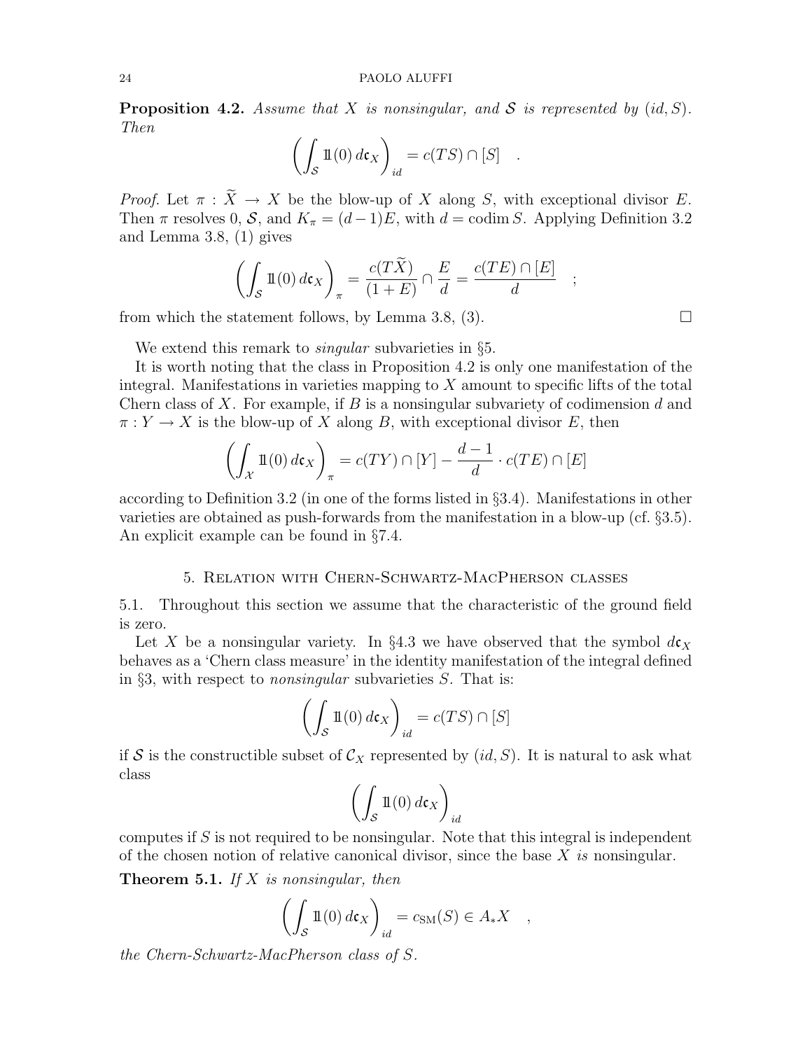**Proposition 4.2.** *Assume that $X$ is nonsingular, and $\mathcal{S}$ is represented by $(id, S)$. Then*

$$\left( \int_{\mathcal{S}} 1\!\!1(0)\, d\mathfrak{c}_X \right)_{id} = c(TS) \cap [S] \quad .$$

*Proof.* Let $\pi : \widetilde{X} \to X$ be the blow-up of $X$ along $S$, with exceptional divisor $E$. Then $\pi$ resolves 0, $\mathcal{S}$, and $K_\pi = (d-1)E$, with $d = \operatorname{codim} S$. Applying Definition 3.2 and Lemma 3.8, (1) gives

$$\left( \int_{\mathcal{S}} 1\!\!1(0)\, d\mathfrak{c}_X \right)_{\pi} = \frac{c(T\widetilde{X})}{(1+E)} \cap \frac{E}{d} = \frac{c(TE) \cap [E]}{d} \quad ;$$

from which the statement follows, by Lemma 3.8, (3). □

We extend this remark to *singular* subvarieties in §5.

It is worth noting that the class in Proposition 4.2 is only one manifestation of the integral. Manifestations in varieties mapping to $X$ amount to specific lifts of the total Chern class of $X$. For example, if $B$ is a nonsingular subvariety of codimension $d$ and $\pi : Y \to X$ is the blow-up of $X$ along $B$, with exceptional divisor $E$, then

$$\left( \int_{\mathcal{X}} 1\!\!1(0)\, d\mathfrak{c}_X \right)_{\pi} = c(TY) \cap [Y] - \frac{d-1}{d} \cdot c(TE) \cap [E]$$

according to Definition 3.2 (in one of the forms listed in §3.4). Manifestations in other varieties are obtained as push-forwards from the manifestation in a blow-up (cf. §3.5). An explicit example can be found in §7.4.

## 5. Relation with Chern-Schwartz-MacPherson classes

5.1. Throughout this section we assume that the characteristic of the ground field is zero.

Let $X$ be a nonsingular variety. In §4.3 we have observed that the symbol $d\mathfrak{c}_X$ behaves as a 'Chern class measure' in the identity manifestation of the integral defined in §3, with respect to *nonsingular* subvarieties $S$. That is:

$$\left( \int_{\mathcal{S}} 1\!\!1(0)\, d\mathfrak{c}_X \right)_{id} = c(TS) \cap [S]$$

if $\mathcal{S}$ is the constructible subset of $\mathcal{C}_X$ represented by $(id, S)$. It is natural to ask what class

$$\left( \int_{\mathcal{S}} 1\!\!1(0)\, d\mathfrak{c}_X \right)_{id}$$

computes if $S$ is not required to be nonsingular. Note that this integral is independent of the chosen notion of relative canonical divisor, since the base $X$ *is* nonsingular.

**Theorem 5.1.** *If $X$ is nonsingular, then*

$$\left( \int_{\mathcal{S}} 1\!\!1(0)\, d\mathfrak{c}_X \right)_{id} = c_{\mathrm{SM}}(S) \in A_*X \quad ,$$

*the Chern-Schwartz-MacPherson class of $S$.*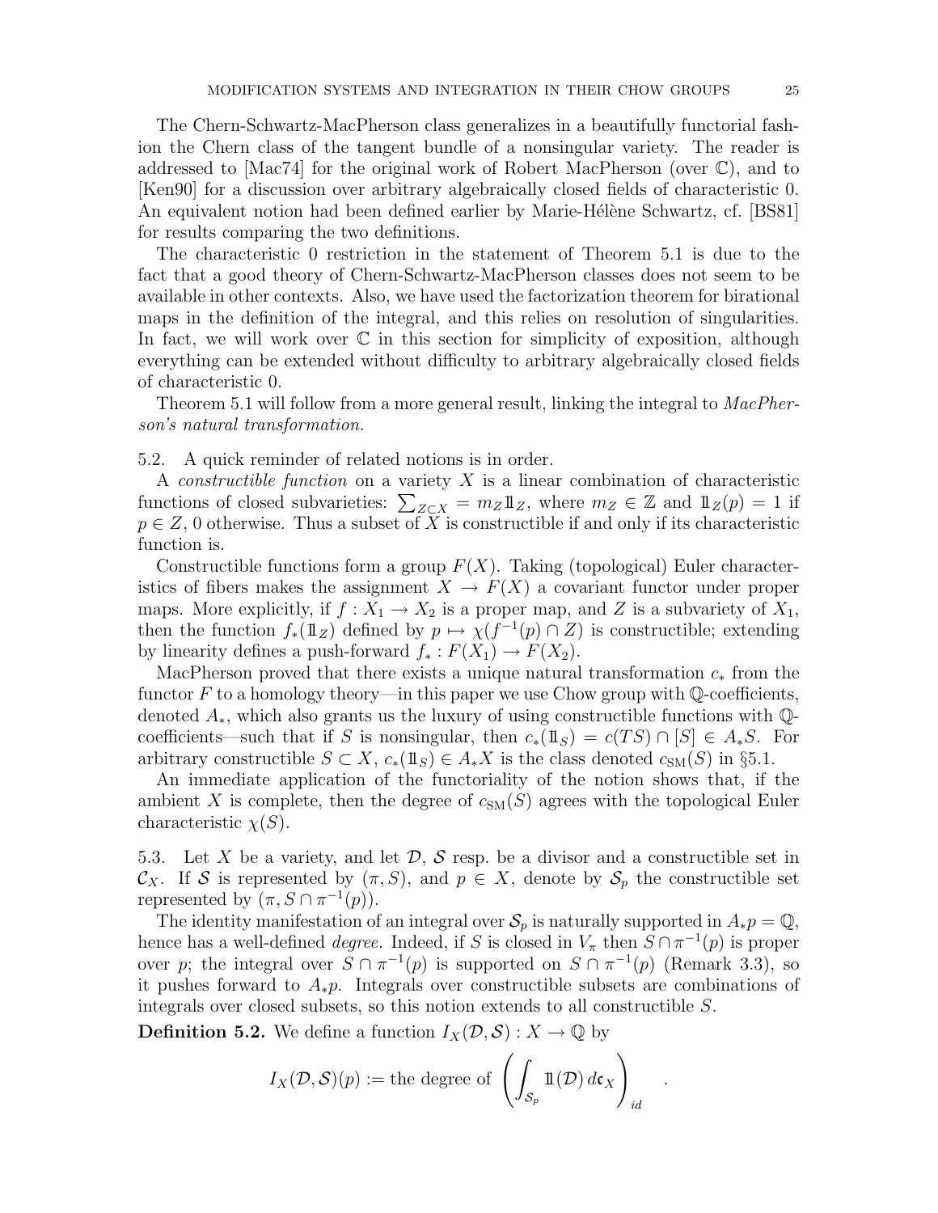The Chern-Schwartz-MacPherson class generalizes in a beautifully functorial fashion the Chern class of the tangent bundle of a nonsingular variety. The reader is addressed to [Mac74] for the original work of Robert MacPherson (over $\mathbb{C}$), and to [Ken90] for a discussion over arbitrary algebraically closed fields of characteristic 0. An equivalent notion had been defined earlier by Marie-Hélène Schwartz, cf. [BS81] for results comparing the two definitions.

The characteristic 0 restriction in the statement of Theorem 5.1 is due to the fact that a good theory of Chern-Schwartz-MacPherson classes does not seem to be available in other contexts. Also, we have used the factorization theorem for birational maps in the definition of the integral, and this relies on resolution of singularities. In fact, we will work over $\mathbb{C}$ in this section for simplicity of exposition, although everything can be extended without difficulty to arbitrary algebraically closed fields of characteristic 0.

Theorem 5.1 will follow from a more general result, linking the integral to *MacPherson's natural transformation.*

5.2. A quick reminder of related notions is in order.

A *constructible function* on a variety $X$ is a linear combination of characteristic functions of closed subvarieties: $\sum_{Z\subset X} = m_Z \mathbb{1}_Z$, where $m_Z \in \mathbb{Z}$ and $\mathbb{1}_Z(p) = 1$ if $p \in Z$, 0 otherwise. Thus a subset of $X$ is constructible if and only if its characteristic function is.

Constructible functions form a group $F(X)$. Taking (topological) Euler characteristics of fibers makes the assignment $X \to F(X)$ a covariant functor under proper maps. More explicitly, if $f : X_1 \to X_2$ is a proper map, and $Z$ is a subvariety of $X_1$, then the function $f_*(\mathbb{1}_Z)$ defined by $p \mapsto \chi(f^{-1}(p) \cap Z)$ is constructible; extending by linearity defines a push-forward $f_* : F(X_1) \to F(X_2)$.

MacPherson proved that there exists a unique natural transformation $c_*$ from the functor $F$ to a homology theory—in this paper we use Chow group with $\mathbb{Q}$-coefficients, denoted $A_*$, which also grants us the luxury of using constructible functions with $\mathbb{Q}$-coefficients—such that if $S$ is nonsingular, then $c_*(\mathbb{1}_S) = c(TS) \cap [S] \in A_*S$. For arbitrary constructible $S \subset X$, $c_*(\mathbb{1}_S) \in A_*X$ is the class denoted $c_{\rm SM}(S)$ in §5.1.

An immediate application of the functoriality of the notion shows that, if the ambient $X$ is complete, then the degree of $c_{\rm SM}(S)$ agrees with the topological Euler characteristic $\chi(S)$.

5.3. Let $X$ be a variety, and let $\mathcal{D}$, $\mathcal{S}$ resp. be a divisor and a constructible set in $\mathcal{C}_X$. If $\mathcal{S}$ is represented by $(\pi, S)$, and $p \in X$, denote by $\mathcal{S}_p$ the constructible set represented by $(\pi, S \cap \pi^{-1}(p))$.

The identity manifestation of an integral over $\mathcal{S}_p$ is naturally supported in $A_*p = \mathbb{Q}$, hence has a well-defined *degree.* Indeed, if $S$ is closed in $V_\pi$ then $S \cap \pi^{-1}(p)$ is proper over $p$; the integral over $S \cap \pi^{-1}(p)$ is supported on $S \cap \pi^{-1}(p)$ (Remark 3.3), so it pushes forward to $A_*p$. Integrals over constructible subsets are combinations of integrals over closed subsets, so this notion extends to all constructible $S$.

**Definition 5.2.** We define a function $I_X(\mathcal{D}, \mathcal{S}) : X \to \mathbb{Q}$ by

$$I_X(\mathcal{D}, \mathcal{S})(p) := \text{the degree of } \left( \int_{\mathcal{S}_p} \mathbb{1}(\mathcal{D})\, d\mathfrak{c}_X \right)_{id} .$$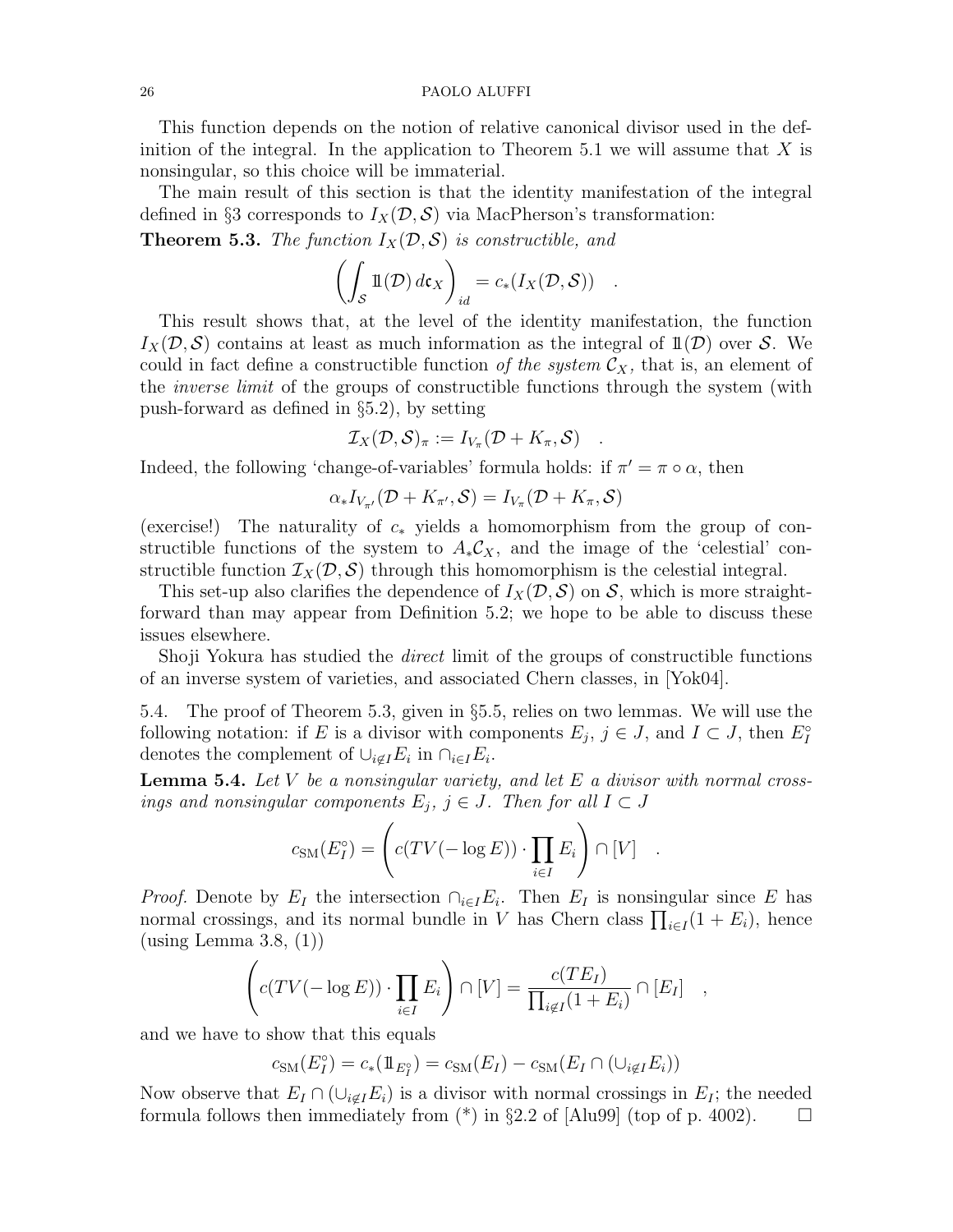This function depends on the notion of relative canonical divisor used in the definition of the integral. In the application to Theorem 5.1 we will assume that $X$ is nonsingular, so this choice will be immaterial.

The main result of this section is that the identity manifestation of the integral defined in §3 corresponds to $I_X(\mathcal{D},\mathcal{S})$ via MacPherson's transformation:

**Theorem 5.3.** *The function $I_X(\mathcal{D},\mathcal{S})$ is constructible, and*

$$\left(\int_{\mathcal{S}} 1\!\!1(\mathcal{D})\, d\mathfrak{c}_X\right)_{id} = c_*(I_X(\mathcal{D},\mathcal{S})) \quad .$$

This result shows that, at the level of the identity manifestation, the function $I_X(\mathcal{D},\mathcal{S})$ contains at least as much information as the integral of $1\!\!1(\mathcal{D})$ over $\mathcal{S}$. We could in fact define a constructible function *of the system $\mathcal{C}_X$*, that is, an element of the *inverse limit* of the groups of constructible functions through the system (with push-forward as defined in §5.2), by setting

$$\mathcal{I}_X(\mathcal{D},\mathcal{S})_\pi := I_{V_\pi}(\mathcal{D}+K_\pi,\mathcal{S}) \quad .$$

Indeed, the following 'change-of-variables' formula holds: if $\pi' = \pi\circ\alpha$, then

$$\alpha_* I_{V_{\pi'}}(\mathcal{D}+K_{\pi'},\mathcal{S}) = I_{V_\pi}(\mathcal{D}+K_\pi,\mathcal{S})$$

(exercise!) The naturality of $c_*$ yields a homomorphism from the group of constructible functions of the system to $A_*\mathcal{C}_X$, and the image of the 'celestial' constructible function $\mathcal{I}_X(\mathcal{D},\mathcal{S})$ through this homomorphism is the celestial integral.

This set-up also clarifies the dependence of $I_X(\mathcal{D},\mathcal{S})$ on $\mathcal{S}$, which is more straightforward than may appear from Definition 5.2; we hope to be able to discuss these issues elsewhere.

Shoji Yokura has studied the *direct* limit of the groups of constructible functions of an inverse system of varieties, and associated Chern classes, in [Yok04].

5.4. The proof of Theorem 5.3, given in §5.5, relies on two lemmas. We will use the following notation: if $E$ is a divisor with components $E_j$, $j\in J$, and $I\subset J$, then $E_I^\circ$ denotes the complement of $\cup_{i\not\in I}E_i$ in $\cap_{i\in I}E_i$.

**Lemma 5.4.** *Let $V$ be a nonsingular variety, and let $E$ a divisor with normal crossings and nonsingular components $E_j$, $j\in J$. Then for all $I\subset J$*

$$c_{\rm SM}(E_I^\circ) = \left(c(TV(-\log E))\cdot\prod_{i\in I}E_i\right)\cap[V] \quad .$$

*Proof.* Denote by $E_I$ the intersection $\cap_{i\in I}E_i$. Then $E_I$ is nonsingular since $E$ has normal crossings, and its normal bundle in $V$ has Chern class $\prod_{i\in I}(1+E_i)$, hence (using Lemma 3.8, (1))

$$\left(c(TV(-\log E))\cdot\prod_{i\in I}E_i\right)\cap[V] = \frac{c(TE_I)}{\prod_{i\not\in I}(1+E_i)}\cap[E_I] \quad ,$$

and we have to show that this equals

$$c_{\rm SM}(E_I^\circ) = c_*(1\!\!1_{E_I^\circ}) = c_{\rm SM}(E_I) - c_{\rm SM}(E_I\cap(\cup_{i\not\in I}E_i))$$

Now observe that $E_I\cap(\cup_{i\not\in I}E_i)$ is a divisor with normal crossings in $E_I$; the needed formula follows then immediately from (\*) in §2.2 of [Alu99] (top of p. 4002). $\square$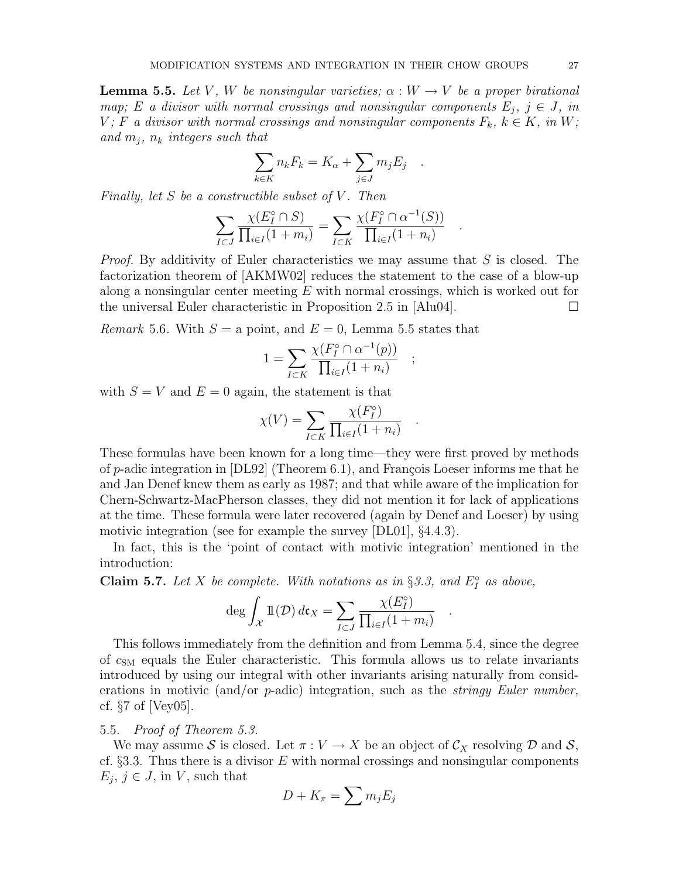**Lemma 5.5.** *Let $V$, $W$ be nonsingular varieties; $\alpha : W \to V$ be a proper birational map; $E$ a divisor with normal crossings and nonsingular components $E_j$, $j \in J$, in $V$; $F$ a divisor with normal crossings and nonsingular components $F_k$, $k \in K$, in $W$; and $m_j$, $n_k$ integers such that*

$$\sum_{k\in K} n_k F_k = K_\alpha + \sum_{j\in J} m_j E_j \quad .$$

*Finally, let $S$ be a constructible subset of $V$. Then*

$$\sum_{I\subset J} \frac{\chi(E_I^\circ \cap S)}{\prod_{i\in I}(1+m_i)} = \sum_{I\subset K} \frac{\chi(F_I^\circ \cap \alpha^{-1}(S))}{\prod_{i\in I}(1+n_i)} \quad .$$

*Proof.* By additivity of Euler characteristics we may assume that $S$ is closed. The factorization theorem of [AKMW02] reduces the statement to the case of a blow-up along a nonsingular center meeting $E$ with normal crossings, which is worked out for the universal Euler characteristic in Proposition 2.5 in [Alu04]. □

*Remark* 5.6. With $S =$ a point, and $E = 0$, Lemma 5.5 states that

$$1 = \sum_{I\subset K} \frac{\chi(F_I^\circ \cap \alpha^{-1}(p))}{\prod_{i\in I}(1+n_i)} \quad ;$$

with $S = V$ and $E = 0$ again, the statement is that

$$\chi(V) = \sum_{I\subset K} \frac{\chi(F_I^\circ)}{\prod_{i\in I}(1+n_i)} \quad .$$

These formulas have been known for a long time—they were first proved by methods of $p$-adic integration in [DL92] (Theorem 6.1), and François Loeser informs me that he and Jan Denef knew them as early as 1987; and that while aware of the implication for Chern-Schwartz-MacPherson classes, they did not mention it for lack of applications at the time. These formula were later recovered (again by Denef and Loeser) by using motivic integration (see for example the survey [DL01], §4.4.3).

In fact, this is the 'point of contact with motivic integration' mentioned in the introduction:

**Claim 5.7.** *Let $X$ be complete. With notations as in §3.3, and $E_I^\circ$ as above,*

$$\deg \int_{\mathcal{X}} 1\!\!1(\mathcal{D})\, d\mathfrak{c}_X = \sum_{I\subset J} \frac{\chi(E_I^\circ)}{\prod_{i\in I}(1+m_i)} \quad .$$

This follows immediately from the definition and from Lemma 5.4, since the degree of $c_{\mathrm{SM}}$ equals the Euler characteristic. This formula allows us to relate invariants introduced by using our integral with other invariants arising naturally from considerations in motivic (and/or $p$-adic) integration, such as the *stringy Euler number,* cf. §7 of [Vey05].

5.5. *Proof of Theorem 5.3.*

We may assume $\mathcal{S}$ is closed. Let $\pi : V \to X$ be an object of $\mathcal{C}_X$ resolving $\mathcal{D}$ and $\mathcal{S}$, cf. §3.3. Thus there is a divisor $E$ with normal crossings and nonsingular components $E_j$, $j \in J$, in $V$, such that

$$D + K_\pi = \sum m_j E_j$$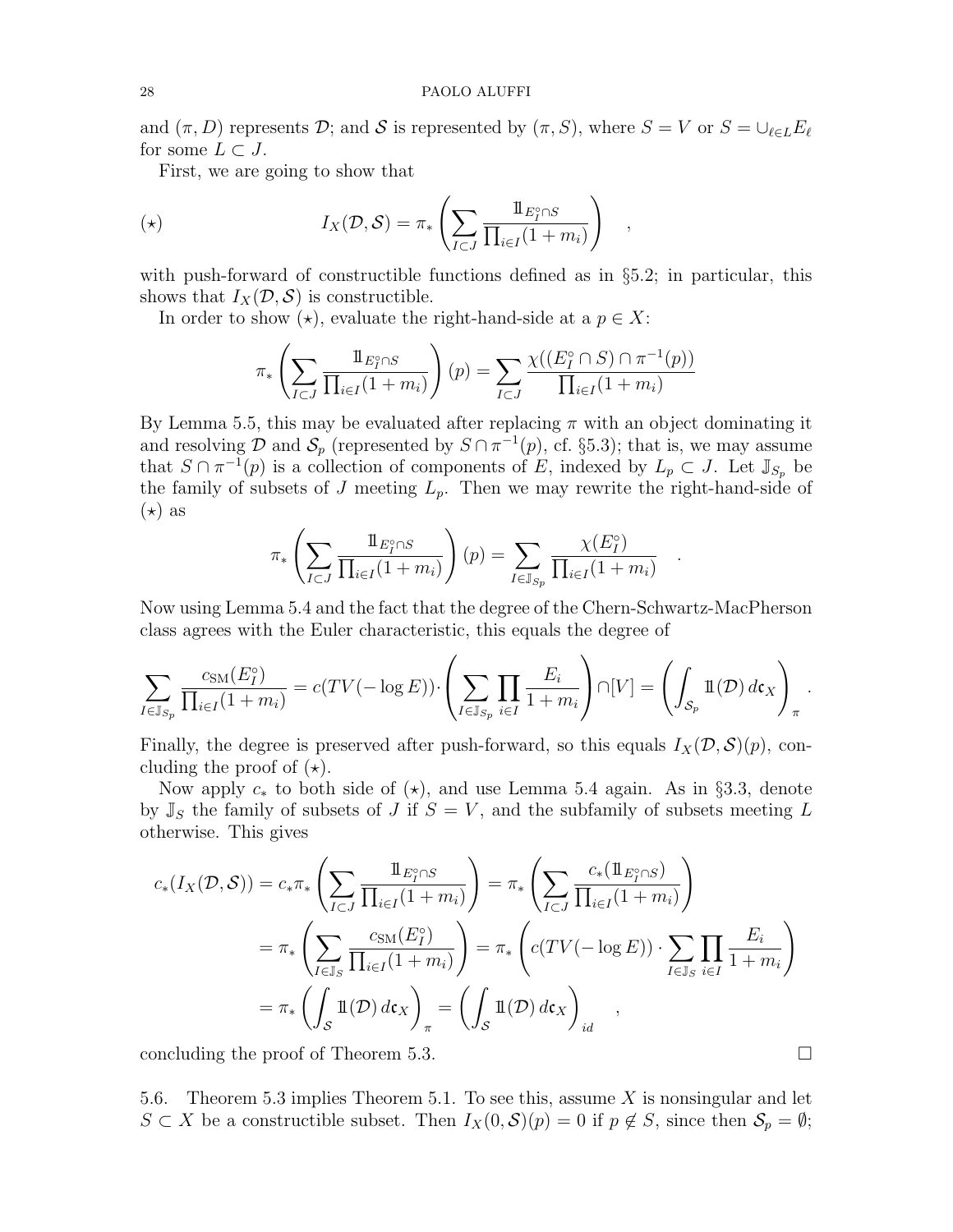and $(\pi, D)$ represents $\mathcal{D}$; and $\mathcal{S}$ is represented by $(\pi, S)$, where $S = V$ or $S = \cup_{\ell \in L} E_\ell$ for some $L \subset J$.

First, we are going to show that

$$(\star) \qquad I_X(\mathcal{D}, \mathcal{S}) = \pi_* \left( \sum_{I \subset J} \frac{1\!\!1_{E_I^\circ \cap S}}{\prod_{i \in I}(1 + m_i)} \right) \quad ,$$

with push-forward of constructible functions defined as in §5.2; in particular, this shows that $I_X(\mathcal{D}, \mathcal{S})$ is constructible.

In order to show $(\star)$, evaluate the right-hand-side at a $p \in X$:

$$\pi_* \left( \sum_{I \subset J} \frac{1\!\!1_{E_I^\circ \cap S}}{\prod_{i \in I}(1 + m_i)} \right)(p) = \sum_{I \subset J} \frac{\chi((E_I^\circ \cap S) \cap \pi^{-1}(p))}{\prod_{i \in I}(1 + m_i)}$$

By Lemma 5.5, this may be evaluated after replacing $\pi$ with an object dominating it and resolving $\mathcal{D}$ and $\mathcal{S}_p$ (represented by $S \cap \pi^{-1}(p)$, cf. §5.3); that is, we may assume that $S \cap \pi^{-1}(p)$ is a collection of components of $E$, indexed by $L_p \subset J$. Let $\mathbb{J}_{S_p}$ be the family of subsets of $J$ meeting $L_p$. Then we may rewrite the right-hand-side of $(\star)$ as

$$\pi_* \left( \sum_{I \subset J} \frac{1\!\!1_{E_I^\circ \cap S}}{\prod_{i \in I}(1 + m_i)} \right)(p) = \sum_{I \in \mathbb{J}_{S_p}} \frac{\chi(E_I^\circ)}{\prod_{i \in I}(1 + m_i)} \quad .$$

Now using Lemma 5.4 and the fact that the degree of the Chern-Schwartz-MacPherson class agrees with the Euler characteristic, this equals the degree of

$$\sum_{I \in \mathbb{J}_{S_p}} \frac{c_{\mathrm{SM}}(E_I^\circ)}{\prod_{i \in I}(1 + m_i)} = c(TV(-\log E)) \cdot \left( \sum_{I \in \mathbb{J}_{S_p}} \prod_{i \in I} \frac{E_i}{1 + m_i} \right) \cap [V] = \left( \int_{\mathcal{S}_p} 1\!\!1(\mathcal{D}) \, d\mathfrak{c}_X \right)_\pi .$$

Finally, the degree is preserved after push-forward, so this equals $I_X(\mathcal{D}, \mathcal{S})(p)$, concluding the proof of $(\star)$.

Now apply $c_*$ to both side of $(\star)$, and use Lemma 5.4 again. As in §3.3, denote by $\mathbb{J}_S$ the family of subsets of $J$ if $S = V$, and the subfamily of subsets meeting $L$ otherwise. This gives

$$\begin{aligned}
c_*(I_X(\mathcal{D}, \mathcal{S})) &= c_* \pi_* \left( \sum_{I \subset J} \frac{1\!\!1_{E_I^\circ \cap S}}{\prod_{i \in I}(1 + m_i)} \right) = \pi_* \left( \sum_{I \subset J} \frac{c_*(1\!\!1_{E_I^\circ \cap S})}{\prod_{i \in I}(1 + m_i)} \right) \\
&= \pi_* \left( \sum_{I \in \mathbb{J}_S} \frac{c_{\mathrm{SM}}(E_I^\circ)}{\prod_{i \in I}(1 + m_i)} \right) = \pi_* \left( c(TV(-\log E)) \cdot \sum_{I \in \mathbb{J}_S} \prod_{i \in I} \frac{E_i}{1 + m_i} \right) \\
&= \pi_* \left( \int_{\mathcal{S}} 1\!\!1(\mathcal{D}) \, d\mathfrak{c}_X \right)_\pi = \left( \int_{\mathcal{S}} 1\!\!1(\mathcal{D}) \, d\mathfrak{c}_X \right)_{id} \quad ,
\end{aligned}$$

concluding the proof of Theorem 5.3. $\square$

5.6. Theorem 5.3 implies Theorem 5.1. To see this, assume $X$ is nonsingular and let $S \subset X$ be a constructible subset. Then $I_X(0, \mathcal{S})(p) = 0$ if $p \notin S$, since then $\mathcal{S}_p = \emptyset$;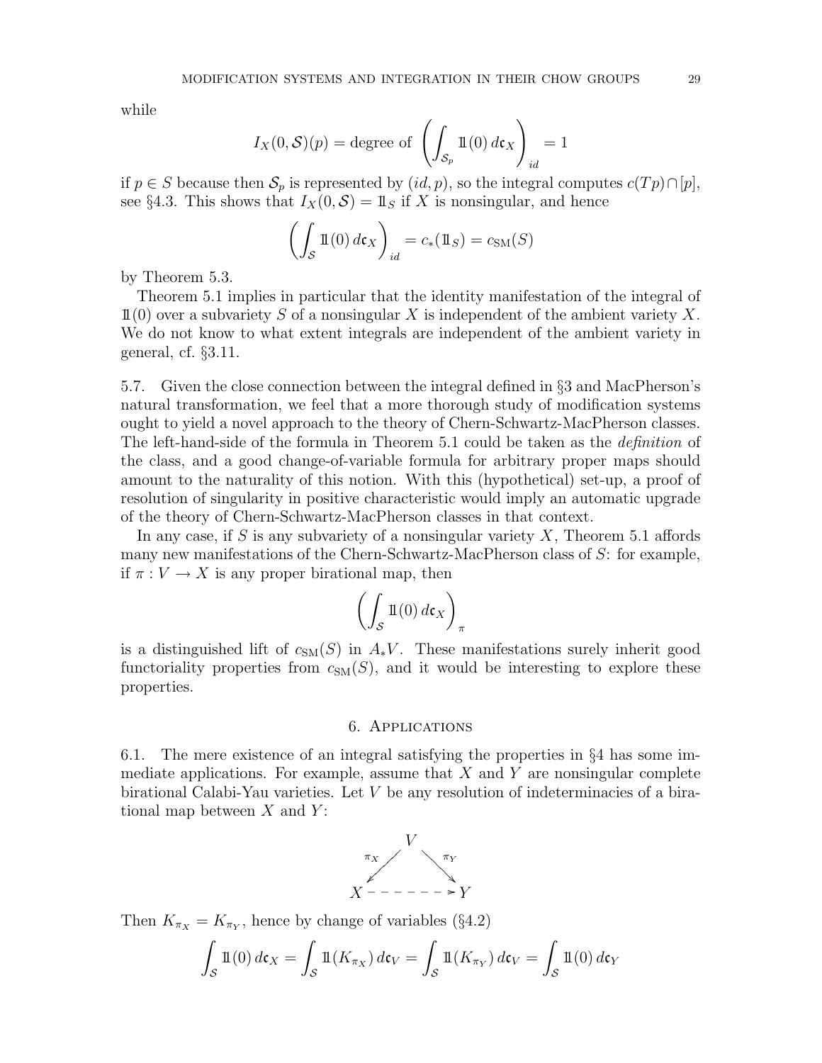while

$$I_X(0, \mathcal{S})(p) = \text{degree of } \left( \int_{\mathcal{S}_p} 1\!\!1(0)\, d\mathfrak{c}_X \right)_{id} = 1$$

if $p \in S$ because then $\mathcal{S}_p$ is represented by $(id, p)$, so the integral computes $c(Tp) \cap [p]$, see §4.3. This shows that $I_X(0, \mathcal{S}) = 1\!\!1_S$ if $X$ is nonsingular, and hence

$$\left( \int_{\mathcal{S}} 1\!\!1(0)\, d\mathfrak{c}_X \right)_{id} = c_*(1\!\!1_S) = c_{\rm SM}(S)$$

by Theorem 5.3.

Theorem 5.1 implies in particular that the identity manifestation of the integral of $1\!\!1(0)$ over a subvariety $S$ of a nonsingular $X$ is independent of the ambient variety $X$. We do not know to what extent integrals are independent of the ambient variety in general, cf. §3.11.

5.7. Given the close connection between the integral defined in §3 and MacPherson's natural transformation, we feel that a more thorough study of modification systems ought to yield a novel approach to the theory of Chern-Schwartz-MacPherson classes. The left-hand-side of the formula in Theorem 5.1 could be taken as the *definition* of the class, and a good change-of-variable formula for arbitrary proper maps should amount to the naturality of this notion. With this (hypothetical) set-up, a proof of resolution of singularity in positive characteristic would imply an automatic upgrade of the theory of Chern-Schwartz-MacPherson classes in that context.

In any case, if $S$ is any subvariety of a nonsingular variety $X$, Theorem 5.1 affords many new manifestations of the Chern-Schwartz-MacPherson class of $S$: for example, if $\pi : V \to X$ is any proper birational map, then

$$\left( \int_{\mathcal{S}} 1\!\!1(0)\, d\mathfrak{c}_X \right)_{\pi}$$

is a distinguished lift of $c_{\rm SM}(S)$ in $A_*V$. These manifestations surely inherit good functoriality properties from $c_{\rm SM}(S)$, and it would be interesting to explore these properties.

## 6. Applications

6.1. The mere existence of an integral satisfying the properties in §4 has some immediate applications. For example, assume that $X$ and $Y$ are nonsingular complete birational Calabi-Yau varieties. Let $V$ be any resolution of indeterminacies of a birational map between $X$ and $Y$:

$$\begin{array}{ccc} & V & \\ {\scriptstyle \pi_X} \swarrow & & \searrow {\scriptstyle \pi_Y} \\ X & \dashrightarrow & Y \end{array}$$

Then $K_{\pi_X} = K_{\pi_Y}$, hence by change of variables (§4.2)

$$\int_{\mathcal{S}} 1\!\!1(0)\, d\mathfrak{c}_X = \int_{\mathcal{S}} 1\!\!1(K_{\pi_X})\, d\mathfrak{c}_V = \int_{\mathcal{S}} 1\!\!1(K_{\pi_Y})\, d\mathfrak{c}_V = \int_{\mathcal{S}} 1\!\!1(0)\, d\mathfrak{c}_Y$$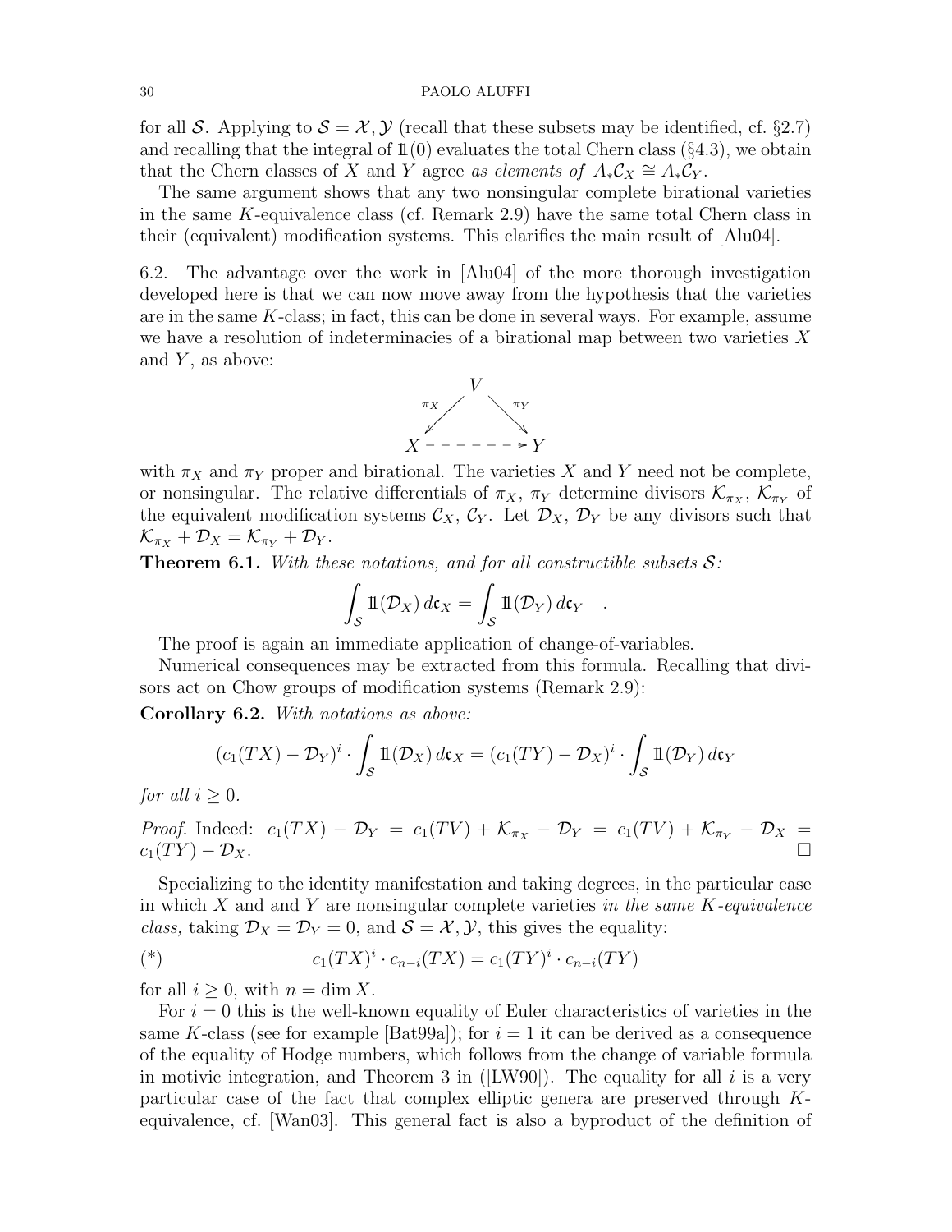for all $\mathcal{S}$. Applying to $\mathcal{S} = \mathcal{X}, \mathcal{Y}$ (recall that these subsets may be identified, cf. §2.7) and recalling that the integral of $1\!\!1(0)$ evaluates the total Chern class (§4.3), we obtain that the Chern classes of $X$ and $Y$ agree *as elements of* $A_*\mathcal{C}_X \cong A_*\mathcal{C}_Y$.

The same argument shows that any two nonsingular complete birational varieties in the same $K$-equivalence class (cf. Remark 2.9) have the same total Chern class in their (equivalent) modification systems. This clarifies the main result of [Alu04].

6.2. The advantage over the work in [Alu04] of the more thorough investigation developed here is that we can now move away from the hypothesis that the varieties are in the same $K$-class; in fact, this can be done in several ways. For example, assume we have a resolution of indeterminacies of a birational map between two varieties $X$ and $Y$, as above:

$$
\begin{array}{ccccc}
 & & V & & \\
 & \overset{\pi_X}{\swarrow} & & \overset{\pi_Y}{\searrow} & \\
X & - & - & \dashrightarrow & Y
\end{array}
$$

with $\pi_X$ and $\pi_Y$ proper and birational. The varieties $X$ and $Y$ need not be complete, or nonsingular. The relative differentials of $\pi_X$, $\pi_Y$ determine divisors $\mathcal{K}_{\pi_X}$, $\mathcal{K}_{\pi_Y}$ of the equivalent modification systems $\mathcal{C}_X$, $\mathcal{C}_Y$. Let $\mathcal{D}_X$, $\mathcal{D}_Y$ be any divisors such that $\mathcal{K}_{\pi_X} + \mathcal{D}_X = \mathcal{K}_{\pi_Y} + \mathcal{D}_Y$.

**Theorem 6.1.** *With these notations, and for all constructible subsets* $\mathcal{S}$*:*

$$\int_{\mathcal{S}} 1\!\!1(\mathcal{D}_X)\, d\mathfrak{c}_X = \int_{\mathcal{S}} 1\!\!1(\mathcal{D}_Y)\, d\mathfrak{c}_Y \quad .$$

The proof is again an immediate application of change-of-variables.

Numerical consequences may be extracted from this formula. Recalling that divisors act on Chow groups of modification systems (Remark 2.9):

**Corollary 6.2.** *With notations as above:*

$$(c_1(TX) - \mathcal{D}_Y)^i \cdot \int_{\mathcal{S}} 1\!\!1(\mathcal{D}_X)\, d\mathfrak{c}_X = (c_1(TY) - \mathcal{D}_X)^i \cdot \int_{\mathcal{S}} 1\!\!1(\mathcal{D}_Y)\, d\mathfrak{c}_Y$$

*for all* $i \geq 0$.

*Proof.* Indeed: $c_1(TX) - \mathcal{D}_Y = c_1(TV) + \mathcal{K}_{\pi_X} - \mathcal{D}_Y = c_1(TV) + \mathcal{K}_{\pi_Y} - \mathcal{D}_X = c_1(TY) - \mathcal{D}_X$. □

Specializing to the identity manifestation and taking degrees, in the particular case in which $X$ and and $Y$ are nonsingular complete varieties *in the same $K$-equivalence class,* taking $\mathcal{D}_X = \mathcal{D}_Y = 0$, and $\mathcal{S} = \mathcal{X}, \mathcal{Y}$, this gives the equality:

$$(*) \qquad c_1(TX)^i \cdot c_{n-i}(TX) = c_1(TY)^i \cdot c_{n-i}(TY)$$

for all $i \geq 0$, with $n = \dim X$.

For $i = 0$ this is the well-known equality of Euler characteristics of varieties in the same $K$-class (see for example [Bat99a]); for $i = 1$ it can be derived as a consequence of the equality of Hodge numbers, which follows from the change of variable formula in motivic integration, and Theorem 3 in ([LW90]). The equality for all $i$ is a very particular case of the fact that complex elliptic genera are preserved through $K$-equivalence, cf. [Wan03]. This general fact is also a byproduct of the definition of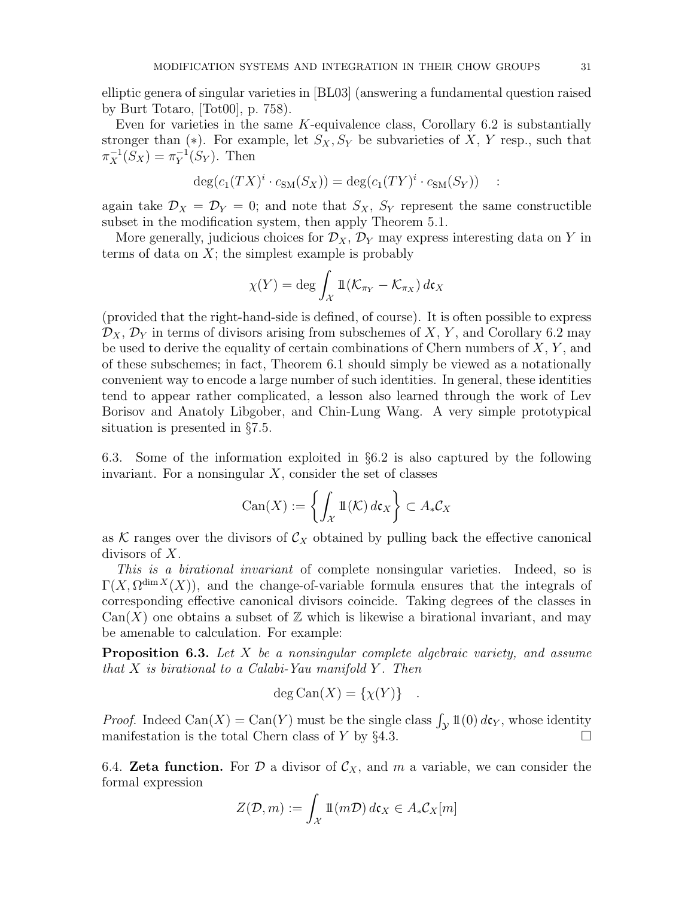elliptic genera of singular varieties in [BL03] (answering a fundamental question raised by Burt Totaro, [Tot00], p. 758).

Even for varieties in the same $K$-equivalence class, Corollary 6.2 is substantially stronger than $(*)$. For example, let $S_X, S_Y$ be subvarieties of $X$, $Y$ resp., such that $\pi_X^{-1}(S_X) = \pi_Y^{-1}(S_Y)$. Then

$$\deg(c_1(TX)^i \cdot c_{\mathrm{SM}}(S_X)) = \deg(c_1(TY)^i \cdot c_{\mathrm{SM}}(S_Y)) \quad :$$

again take $\mathcal{D}_X = \mathcal{D}_Y = 0$; and note that $S_X$, $S_Y$ represent the same constructible subset in the modification system, then apply Theorem 5.1.

More generally, judicious choices for $\mathcal{D}_X$, $\mathcal{D}_Y$ may express interesting data on $Y$ in terms of data on $X$; the simplest example is probably

$$\chi(Y) = \deg \int_{\mathcal{X}} 1\!\!1(\mathcal{K}_{\pi_Y} - \mathcal{K}_{\pi_X})\, d\mathfrak{c}_X$$

(provided that the right-hand-side is defined, of course). It is often possible to express $\mathcal{D}_X$, $\mathcal{D}_Y$ in terms of divisors arising from subschemes of $X$, $Y$, and Corollary 6.2 may be used to derive the equality of certain combinations of Chern numbers of $X$, $Y$, and of these subschemes; in fact, Theorem 6.1 should simply be viewed as a notationally convenient way to encode a large number of such identities. In general, these identities tend to appear rather complicated, a lesson also learned through the work of Lev Borisov and Anatoly Libgober, and Chin-Lung Wang. A very simple prototypical situation is presented in §7.5.

6.3. Some of the information exploited in §6.2 is also captured by the following invariant. For a nonsingular $X$, consider the set of classes

$$\mathrm{Can}(X) := \left\{ \int_{\mathcal{X}} 1\!\!1(\mathcal{K})\, d\mathfrak{c}_X \right\} \subset A_*\mathcal{C}_X$$

as $\mathcal{K}$ ranges over the divisors of $\mathcal{C}_X$ obtained by pulling back the effective canonical divisors of $X$.

*This is a birational invariant* of complete nonsingular varieties. Indeed, so is $\Gamma(X, \Omega^{\dim X}(X))$, and the change-of-variable formula ensures that the integrals of corresponding effective canonical divisors coincide. Taking degrees of the classes in $\mathrm{Can}(X)$ one obtains a subset of $\mathbb{Z}$ which is likewise a birational invariant, and may be amenable to calculation. For example:

**Proposition 6.3.** *Let $X$ be a nonsingular complete algebraic variety, and assume that $X$ is birational to a Calabi-Yau manifold $Y$. Then*

$$\deg \mathrm{Can}(X) = \{\chi(Y)\} \quad .$$

*Proof.* Indeed $\mathrm{Can}(X) = \mathrm{Can}(Y)$ must be the single class $\int_{\mathcal{Y}} 1\!\!1(0)\, d\mathfrak{c}_Y$, whose identity manifestation is the total Chern class of $Y$ by §4.3. □

6.4. **Zeta function.** For $\mathcal{D}$ a divisor of $\mathcal{C}_X$, and $m$ a variable, we can consider the formal expression

$$Z(\mathcal{D}, m) := \int_{\mathcal{X}} 1\!\!1(m\mathcal{D})\, d\mathfrak{c}_X \in A_*\mathcal{C}_X[m]$$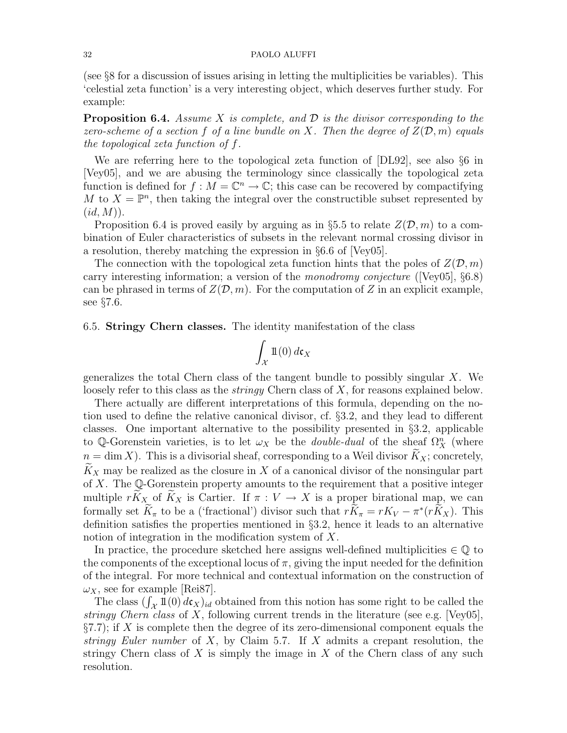(see §8 for a discussion of issues arising in letting the multiplicities be variables). This 'celestial zeta function' is a very interesting object, which deserves further study. For example:

**Proposition 6.4.** *Assume $X$ is complete, and $\mathcal{D}$ is the divisor corresponding to the zero-scheme of a section $f$ of a line bundle on $X$. Then the degree of $Z(\mathcal{D}, m)$ equals the topological zeta function of $f$.*

We are referring here to the topological zeta function of [DL92], see also §6 in [Vey05], and we are abusing the terminology since classically the topological zeta function is defined for $f : M = \mathbb{C}^n \to \mathbb{C}$; this case can be recovered by compactifying $M$ to $X = \mathbb{P}^n$, then taking the integral over the constructible subset represented by $(id, M)$).

Proposition 6.4 is proved easily by arguing as in §5.5 to relate $Z(\mathcal{D}, m)$ to a combination of Euler characteristics of subsets in the relevant normal crossing divisor in a resolution, thereby matching the expression in §6.6 of [Vey05].

The connection with the topological zeta function hints that the poles of $Z(\mathcal{D}, m)$ carry interesting information; a version of the *monodromy conjecture* ([Vey05], §6.8) can be phrased in terms of $Z(\mathcal{D}, m)$. For the computation of $Z$ in an explicit example, see §7.6.

6.5. **Stringy Chern classes.** The identity manifestation of the class

$$\int_{\mathcal{X}} 1\!\!1(0)\, d\mathfrak{c}_X$$

generalizes the total Chern class of the tangent bundle to possibly singular $X$. We loosely refer to this class as the *stringy* Chern class of $X$, for reasons explained below.

There actually are different interpretations of this formula, depending on the notion used to define the relative canonical divisor, cf. §3.2, and they lead to different classes. One important alternative to the possibility presented in §3.2, applicable to $\mathbb{Q}$-Gorenstein varieties, is to let $\omega_X$ be the *double-dual* of the sheaf $\Omega^n_X$ (where $n = \dim X$). This is a divisorial sheaf, corresponding to a Weil divisor $\widetilde{K}_X$; concretely, $\widetilde{K}_X$ may be realized as the closure in $X$ of a canonical divisor of the nonsingular part of $X$. The $\mathbb{Q}$-Gorenstein property amounts to the requirement that a positive integer multiple $r\widetilde{K}_X$ of $\widetilde{K}_X$ is Cartier. If $\pi : V \to X$ is a proper birational map, we can formally set $\widetilde{K}_\pi$ to be a ('fractional') divisor such that $r\widetilde{K}_\pi = rK_V - \pi^*(r\widetilde{K}_X)$. This definition satisfies the properties mentioned in §3.2, hence it leads to an alternative notion of integration in the modification system of $X$.

In practice, the procedure sketched here assigns well-defined multiplicities $\in \mathbb{Q}$ to the components of the exceptional locus of $\pi$, giving the input needed for the definition of the integral. For more technical and contextual information on the construction of $\omega_X$, see for example [Rei87].

The class $(\int_{\mathcal{X}} 1\!\!1(0)\, d\mathfrak{c}_X)_{id}$ obtained from this notion has some right to be called the *stringy Chern class* of $X$, following current trends in the literature (see e.g. [Vey05], §7.7); if $X$ is complete then the degree of its zero-dimensional component equals the *stringy Euler number* of $X$, by Claim 5.7. If $X$ admits a crepant resolution, the stringy Chern class of $X$ is simply the image in $X$ of the Chern class of any such resolution.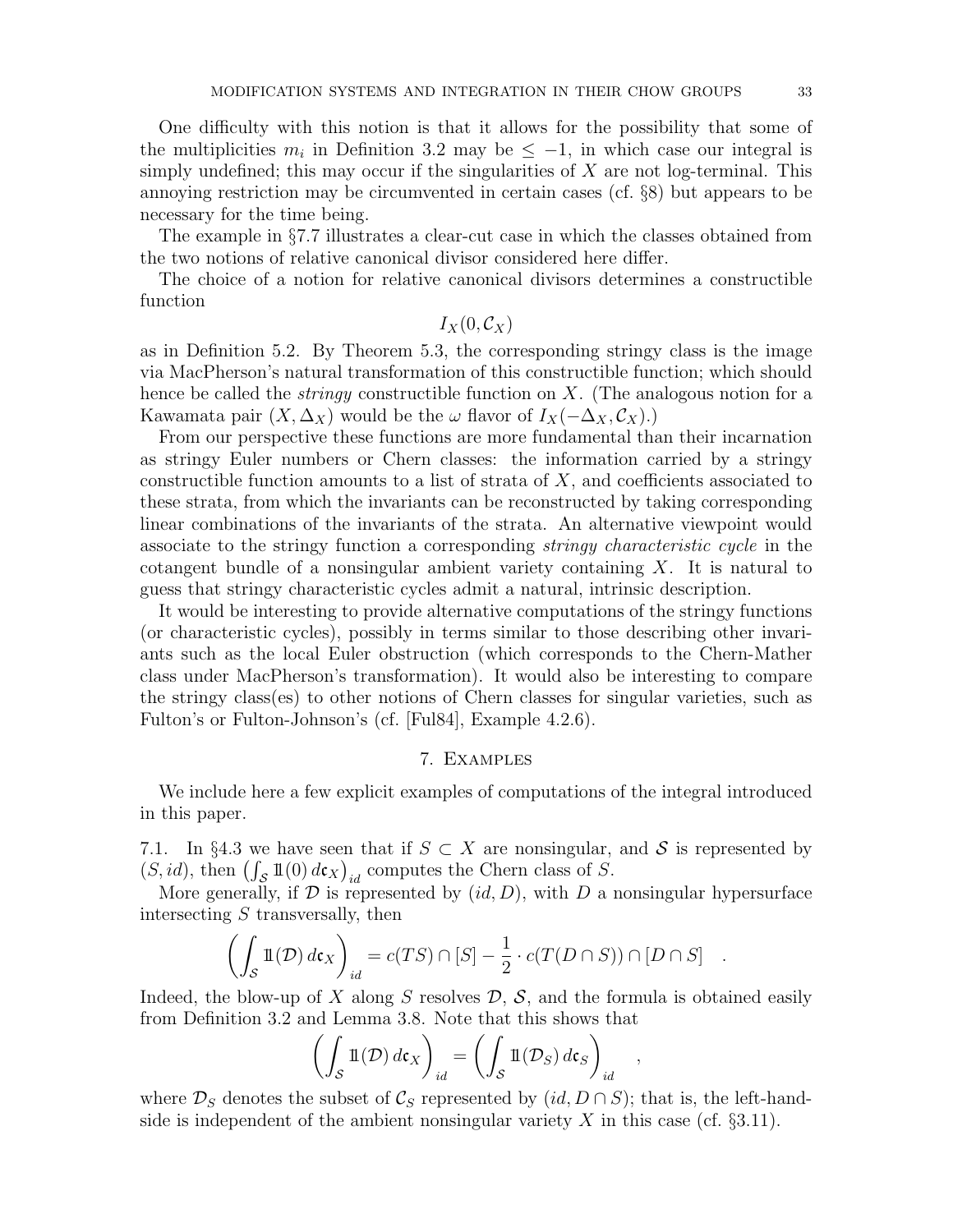One difficulty with this notion is that it allows for the possibility that some of the multiplicities $m_i$ in Definition 3.2 may be $\leq -1$, in which case our integral is simply undefined; this may occur if the singularities of $X$ are not log-terminal. This annoying restriction may be circumvented in certain cases (cf. §8) but appears to be necessary for the time being.

The example in §7.7 illustrates a clear-cut case in which the classes obtained from the two notions of relative canonical divisor considered here differ.

The choice of a notion for relative canonical divisors determines a constructible function

$$I_X(0, \mathcal{C}_X)$$

as in Definition 5.2. By Theorem 5.3, the corresponding stringy class is the image via MacPherson's natural transformation of this constructible function; which should hence be called the *stringy* constructible function on $X$. (The analogous notion for a Kawamata pair $(X, \Delta_X)$ would be the $\omega$ flavor of $I_X(-\Delta_X, \mathcal{C}_X)$.)

From our perspective these functions are more fundamental than their incarnation as stringy Euler numbers or Chern classes: the information carried by a stringy constructible function amounts to a list of strata of $X$, and coefficients associated to these strata, from which the invariants can be reconstructed by taking corresponding linear combinations of the invariants of the strata. An alternative viewpoint would associate to the stringy function a corresponding *stringy characteristic cycle* in the cotangent bundle of a nonsingular ambient variety containing $X$. It is natural to guess that stringy characteristic cycles admit a natural, intrinsic description.

It would be interesting to provide alternative computations of the stringy functions (or characteristic cycles), possibly in terms similar to those describing other invariants such as the local Euler obstruction (which corresponds to the Chern-Mather class under MacPherson's transformation). It would also be interesting to compare the stringy class(es) to other notions of Chern classes for singular varieties, such as Fulton's or Fulton-Johnson's (cf. [Ful84], Example 4.2.6).

## 7. Examples

We include here a few explicit examples of computations of the integral introduced in this paper.

7.1. In §4.3 we have seen that if $S \subset X$ are nonsingular, and $\mathcal{S}$ is represented by $(S, id)$, then $\left(\int_{\mathcal{S}} 1\!\!1(0)\, d\mathfrak{c}_X\right)_{id}$ computes the Chern class of $S$.

More generally, if $\mathcal{D}$ is represented by $(id, D)$, with $D$ a nonsingular hypersurface intersecting $S$ transversally, then

$$\left(\int_{\mathcal{S}} 1\!\!1(\mathcal{D})\, d\mathfrak{c}_X\right)_{id} = c(TS) \cap [S] - \frac{1}{2} \cdot c(T(D \cap S)) \cap [D \cap S] \quad .$$

Indeed, the blow-up of $X$ along $S$ resolves $\mathcal{D}$, $\mathcal{S}$, and the formula is obtained easily from Definition 3.2 and Lemma 3.8. Note that this shows that

$$\left(\int_{\mathcal{S}} 1\!\!1(\mathcal{D})\, d\mathfrak{c}_X\right)_{id} = \left(\int_{\mathcal{S}} 1\!\!1(\mathcal{D}_S)\, d\mathfrak{c}_S\right)_{id} \quad ,$$

where $\mathcal{D}_S$ denotes the subset of $\mathcal{C}_S$ represented by $(id, D \cap S)$; that is, the left-hand-side is independent of the ambient nonsingular variety $X$ in this case (cf. §3.11).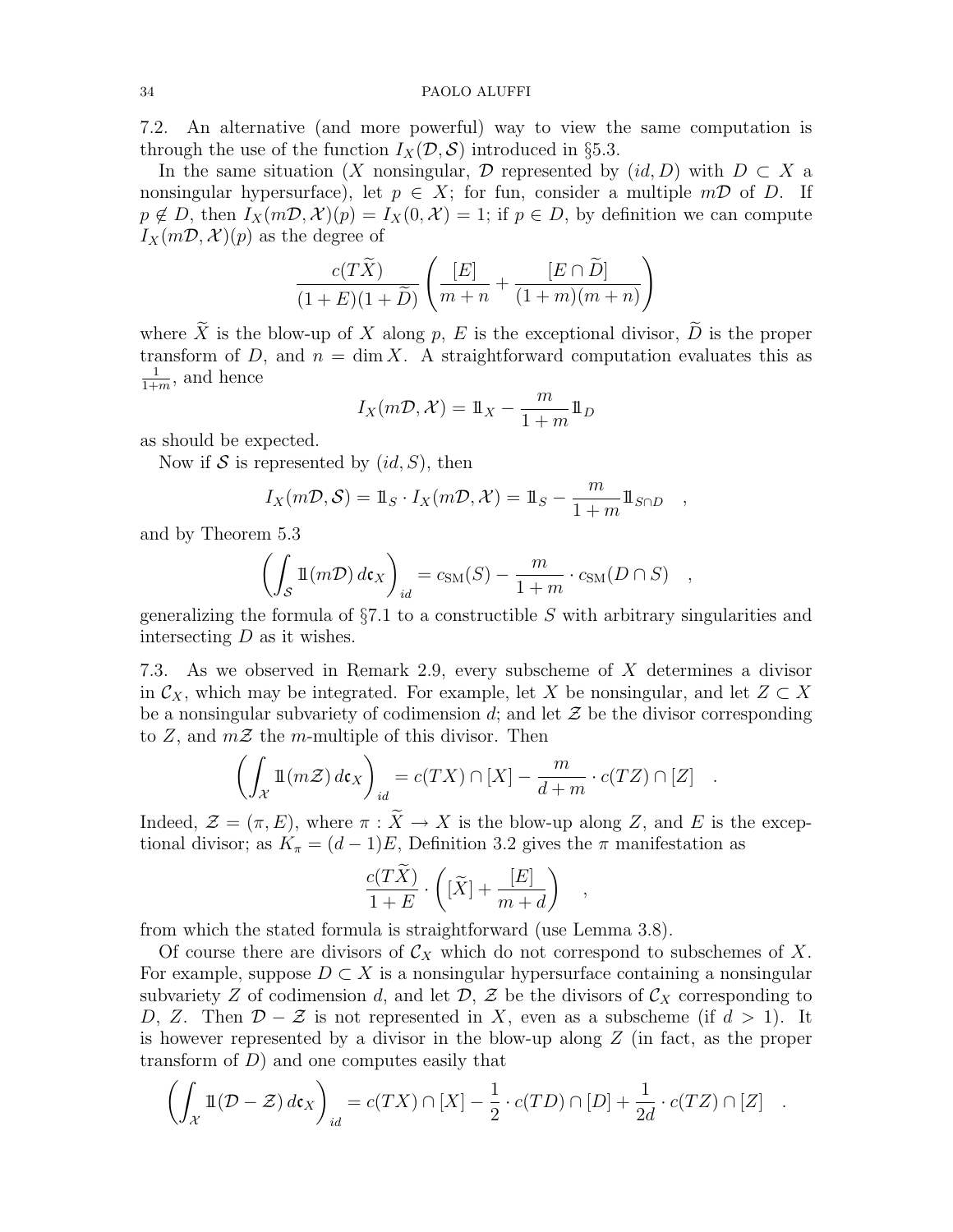7.2. An alternative (and more powerful) way to view the same computation is through the use of the function $I_X(\mathcal{D}, \mathcal{S})$ introduced in §5.3.

In the same situation ($X$ nonsingular, $\mathcal{D}$ represented by $(id, D)$ with $D \subset X$ a nonsingular hypersurface), let $p \in X$; for fun, consider a multiple $m\mathcal{D}$ of $D$. If $p \notin D$, then $I_X(m\mathcal{D}, \mathcal{X})(p) = I_X(0, \mathcal{X}) = 1$; if $p \in D$, by definition we can compute $I_X(m\mathcal{D}, \mathcal{X})(p)$ as the degree of

$$\frac{c(T\widetilde{X})}{(1+E)(1+\widetilde{D})} \left( \frac{[E]}{m+n} + \frac{[E \cap \widetilde{D}]}{(1+m)(m+n)} \right)$$

where $\widetilde{X}$ is the blow-up of $X$ along $p$, $E$ is the exceptional divisor, $\widetilde{D}$ is the proper transform of $D$, and $n = \dim X$. A straightforward computation evaluates this as $\frac{1}{1+m}$, and hence

$$I_X(m\mathcal{D}, \mathcal{X}) = 1\!\!1_X - \frac{m}{1+m} 1\!\!1_D$$

as should be expected.

Now if $\mathcal{S}$ is represented by $(id, S)$, then

$$I_X(m\mathcal{D}, \mathcal{S}) = 1\!\!1_S \cdot I_X(m\mathcal{D}, \mathcal{X}) = 1\!\!1_S - \frac{m}{1+m} 1\!\!1_{S \cap D} \quad ,$$

and by Theorem 5.3

$$\left( \int_{\mathcal{S}} 1\!\!1(m\mathcal{D})\, d\mathfrak{c}_X \right)_{id} = c_{\mathrm{SM}}(S) - \frac{m}{1+m} \cdot c_{\mathrm{SM}}(D \cap S) \quad ,$$

generalizing the formula of §7.1 to a constructible $S$ with arbitrary singularities and intersecting $D$ as it wishes.

7.3. As we observed in Remark 2.9, every subscheme of $X$ determines a divisor in $\mathcal{C}_X$, which may be integrated. For example, let $X$ be nonsingular, and let $Z \subset X$ be a nonsingular subvariety of codimension $d$; and let $\mathcal{Z}$ be the divisor corresponding to $Z$, and $m\mathcal{Z}$ the $m$-multiple of this divisor. Then

$$\left( \int_{\mathcal{X}} 1\!\!1(m\mathcal{Z})\, d\mathfrak{c}_X \right)_{id} = c(TX) \cap [X] - \frac{m}{d+m} \cdot c(TZ) \cap [Z] \quad .$$

Indeed, $\mathcal{Z} = (\pi, E)$, where $\pi : \widetilde{X} \to X$ is the blow-up along $Z$, and $E$ is the exceptional divisor; as $K_\pi = (d-1)E$, Definition 3.2 gives the $\pi$ manifestation as

$$\frac{c(T\widetilde{X})}{1+E} \cdot \left( [\widetilde{X}] + \frac{[E]}{m+d} \right) \quad ,$$

from which the stated formula is straightforward (use Lemma 3.8).

Of course there are divisors of $\mathcal{C}_X$ which do not correspond to subschemes of $X$. For example, suppose $D \subset X$ is a nonsingular hypersurface containing a nonsingular subvariety $Z$ of codimension $d$, and let $\mathcal{D}$, $\mathcal{Z}$ be the divisors of $\mathcal{C}_X$ corresponding to $D$, $Z$. Then $\mathcal{D} - \mathcal{Z}$ is not represented in $X$, even as a subscheme (if $d > 1$). It is however represented by a divisor in the blow-up along $Z$ (in fact, as the proper transform of $D$) and one computes easily that

$$\left( \int_{\mathcal{X}} 1\!\!1(\mathcal{D} - \mathcal{Z})\, d\mathfrak{c}_X \right)_{id} = c(TX) \cap [X] - \frac{1}{2} \cdot c(TD) \cap [D] + \frac{1}{2d} \cdot c(TZ) \cap [Z] \quad .$$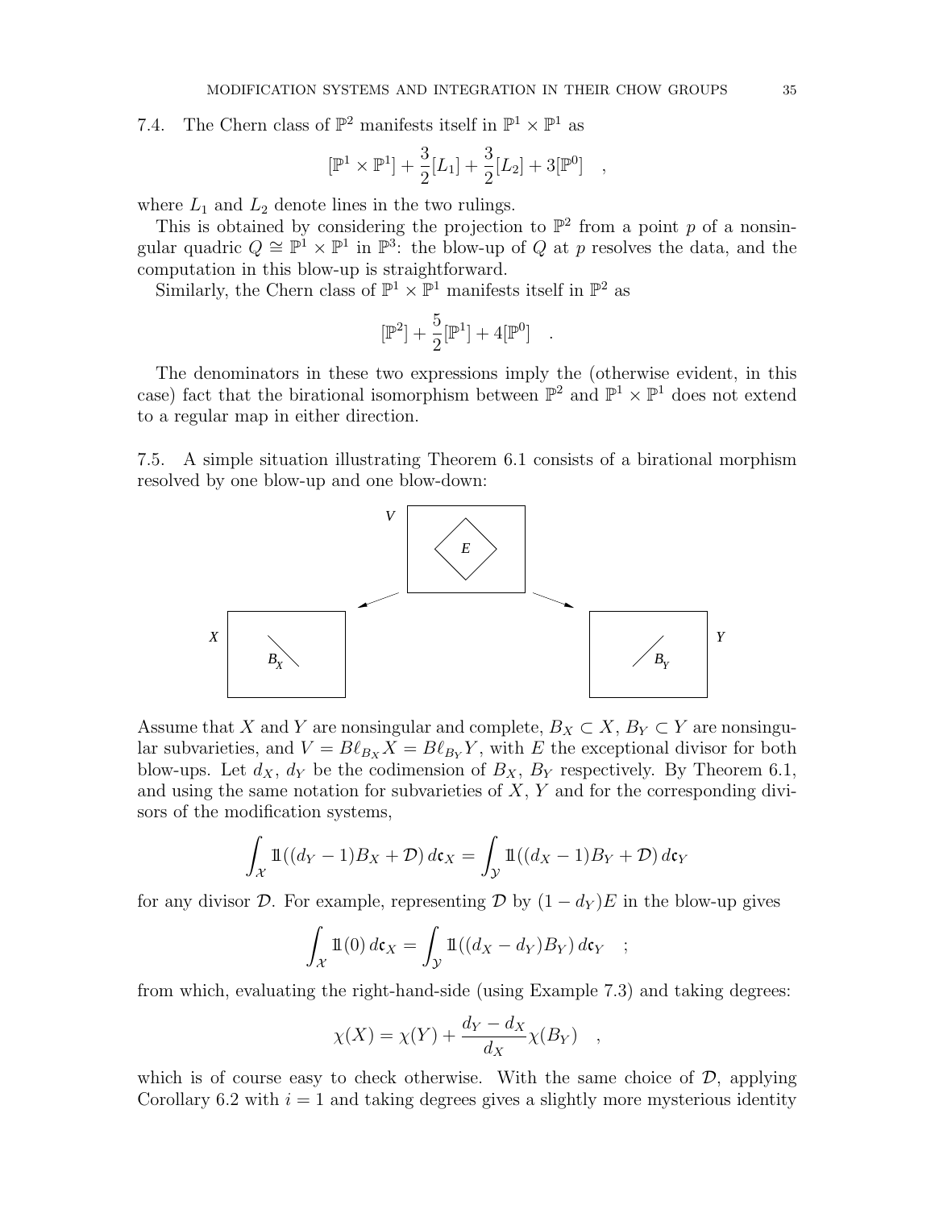7.4. The Chern class of $\mathbb{P}^2$ manifests itself in $\mathbb{P}^1 \times \mathbb{P}^1$ as

$$[\mathbb{P}^1 \times \mathbb{P}^1] + \frac{3}{2}[L_1] + \frac{3}{2}[L_2] + 3[\mathbb{P}^0] \quad ,$$

where $L_1$ and $L_2$ denote lines in the two rulings.

This is obtained by considering the projection to $\mathbb{P}^2$ from a point $p$ of a nonsingular quadric $Q \cong \mathbb{P}^1 \times \mathbb{P}^1$ in $\mathbb{P}^3$: the blow-up of $Q$ at $p$ resolves the data, and the computation in this blow-up is straightforward.

Similarly, the Chern class of $\mathbb{P}^1 \times \mathbb{P}^1$ manifests itself in $\mathbb{P}^2$ as

$$[\mathbb{P}^2] + \frac{5}{2}[\mathbb{P}^1] + 4[\mathbb{P}^0] \quad .$$

The denominators in these two expressions imply the (otherwise evident, in this case) fact that the birational isomorphism between $\mathbb{P}^2$ and $\mathbb{P}^1 \times \mathbb{P}^1$ does not extend to a regular map in either direction.

7.5. A simple situation illustrating Theorem 6.1 consists of a birational morphism resolved by one blow-up and one blow-down:

Assume that $X$ and $Y$ are nonsingular and complete, $B_X \subset X$, $B_Y \subset Y$ are nonsingular subvarieties, and $V = B\ell_{B_X} X = B\ell_{B_Y} Y$, with $E$ the exceptional divisor for both blow-ups. Let $d_X$, $d_Y$ be the codimension of $B_X$, $B_Y$ respectively. By Theorem 6.1, and using the same notation for subvarieties of $X$, $Y$ and for the corresponding divisors of the modification systems,

$$\int_{\mathcal{X}} 1\!\!1((d_Y - 1)B_X + \mathcal{D})\, d\mathfrak{c}_X = \int_{\mathcal{Y}} 1\!\!1((d_X - 1)B_Y + \mathcal{D})\, d\mathfrak{c}_Y$$

for any divisor $\mathcal{D}$. For example, representing $\mathcal{D}$ by $(1 - d_Y)E$ in the blow-up gives

$$\int_{\mathcal{X}} 1\!\!1(0)\, d\mathfrak{c}_X = \int_{\mathcal{Y}} 1\!\!1((d_X - d_Y)B_Y)\, d\mathfrak{c}_Y \quad ;$$

from which, evaluating the right-hand-side (using Example 7.3) and taking degrees:

$$\chi(X) = \chi(Y) + \frac{d_Y - d_X}{d_X}\chi(B_Y) \quad ,$$

which is of course easy to check otherwise. With the same choice of $\mathcal{D}$, applying Corollary 6.2 with $i = 1$ and taking degrees gives a slightly more mysterious identity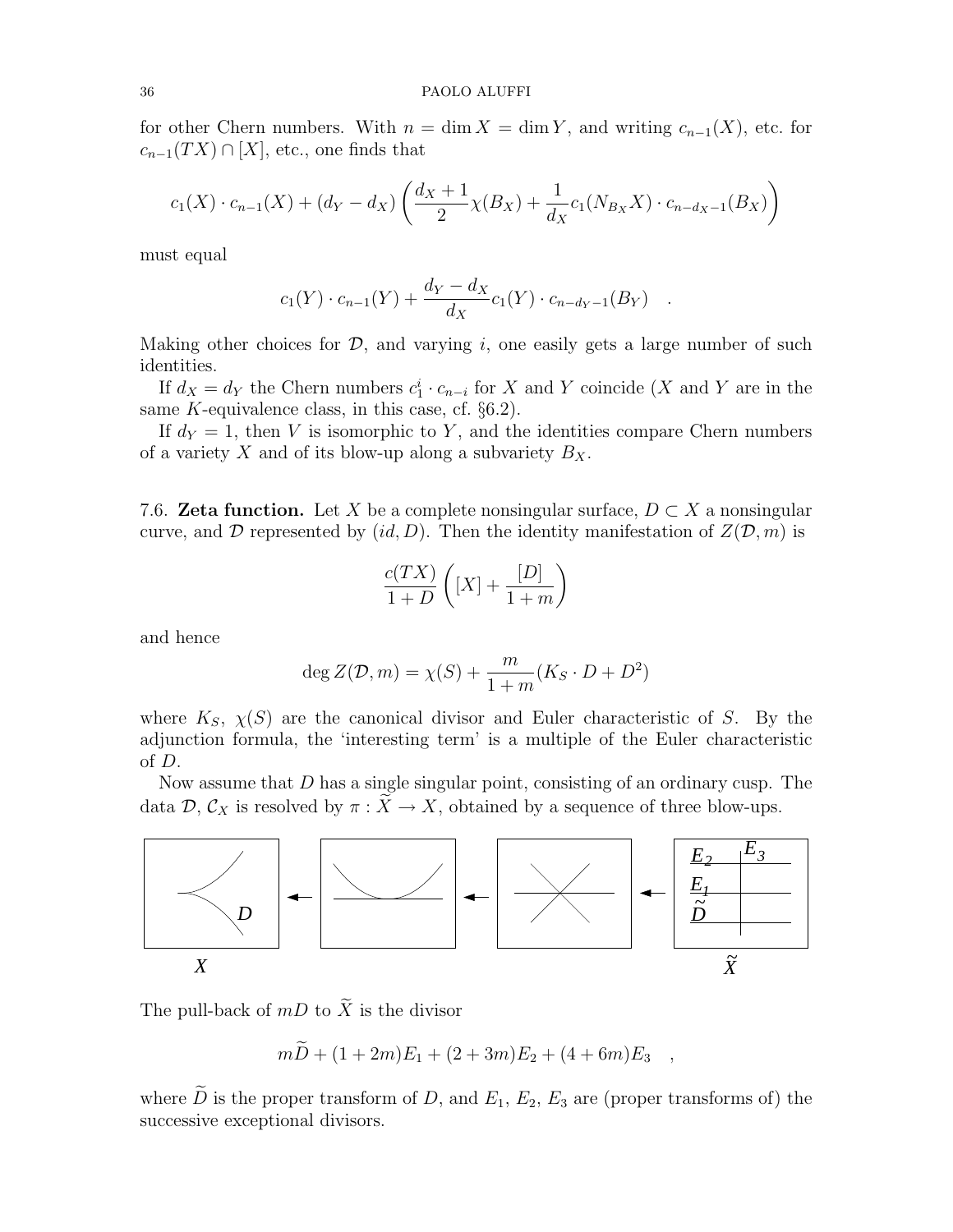for other Chern numbers. With $n = \dim X = \dim Y$, and writing $c_{n-1}(X)$, etc. for $c_{n-1}(TX) \cap [X]$, etc., one finds that

$$c_1(X) \cdot c_{n-1}(X) + (d_Y - d_X) \left( \frac{d_X + 1}{2} \chi(B_X) + \frac{1}{d_X} c_1(N_{B_X} X) \cdot c_{n-d_X-1}(B_X) \right)$$

must equal

$$c_1(Y) \cdot c_{n-1}(Y) + \frac{d_Y - d_X}{d_X} c_1(Y) \cdot c_{n-d_Y-1}(B_Y) \quad .$$

Making other choices for $\mathcal{D}$, and varying $i$, one easily gets a large number of such identities.

If $d_X = d_Y$ the Chern numbers $c_1^i \cdot c_{n-i}$ for $X$ and $Y$ coincide ($X$ and $Y$ are in the same $K$-equivalence class, in this case, cf. §6.2).

If $d_Y = 1$, then $V$ is isomorphic to $Y$, and the identities compare Chern numbers of a variety $X$ and of its blow-up along a subvariety $B_X$.

7.6. **Zeta function.** Let $X$ be a complete nonsingular surface, $D \subset X$ a nonsingular curve, and $\mathcal{D}$ represented by $(id, D)$. Then the identity manifestation of $Z(\mathcal{D}, m)$ is

$$\frac{c(TX)}{1+D} \left( [X] + \frac{[D]}{1+m} \right)$$

and hence

$$\deg Z(\mathcal{D}, m) = \chi(S) + \frac{m}{1+m} (K_S \cdot D + D^2)$$

where $K_S$, $\chi(S)$ are the canonical divisor and Euler characteristic of $S$. By the adjunction formula, the 'interesting term' is a multiple of the Euler characteristic of $D$.

Now assume that $D$ has a single singular point, consisting of an ordinary cusp. The data $\mathcal{D}$, $\mathcal{C}_X$ is resolved by $\pi : \widetilde{X} \to X$, obtained by a sequence of three blow-ups.

The pull-back of $mD$ to $\widetilde{X}$ is the divisor

$$m\widetilde{D} + (1+2m)E_1 + (2+3m)E_2 + (4+6m)E_3 \quad ,$$

where $\widetilde{D}$ is the proper transform of $D$, and $E_1$, $E_2$, $E_3$ are (proper transforms of) the successive exceptional divisors.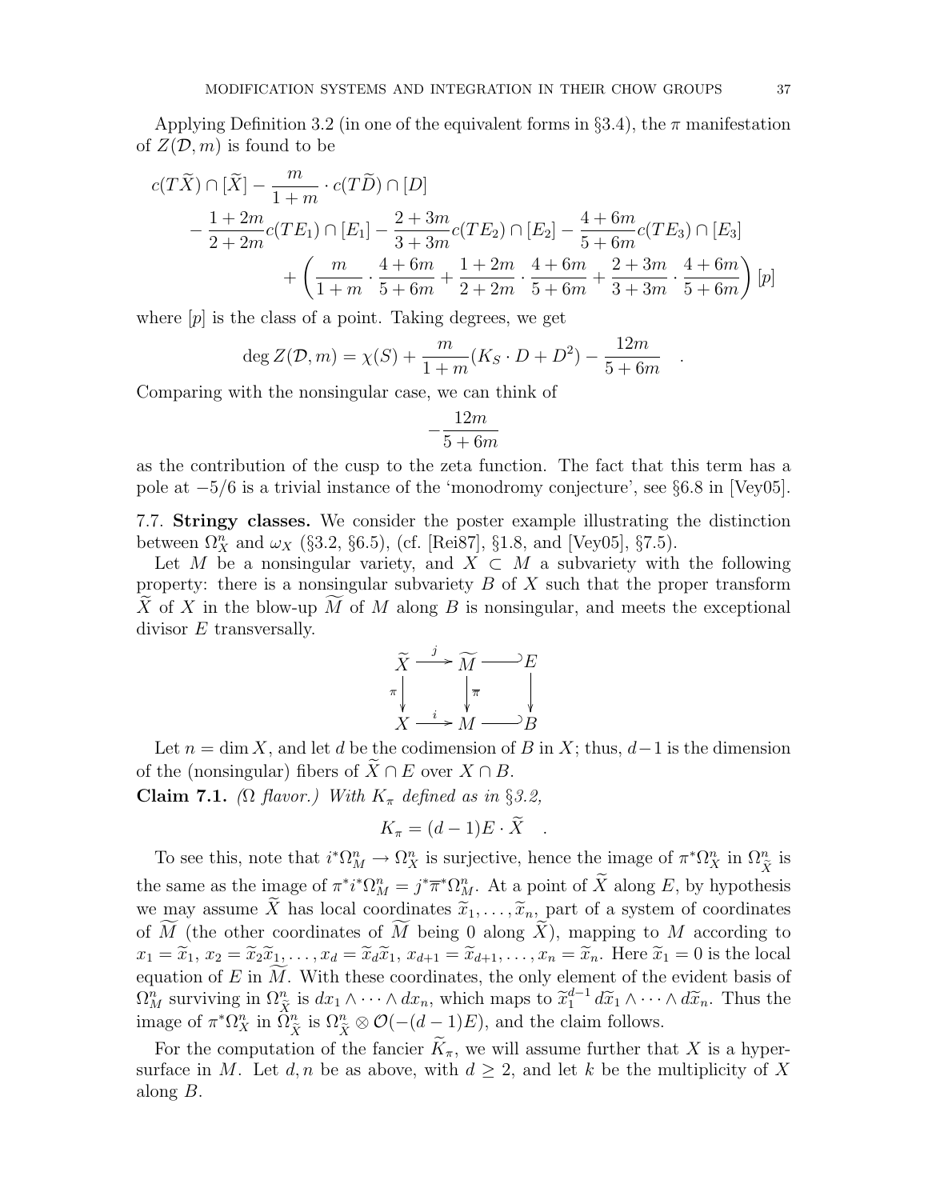Applying Definition 3.2 (in one of the equivalent forms in §3.4), the $\pi$ manifestation of $Z(\mathcal{D}, m)$ is found to be

$$
\begin{aligned}
c(T\widetilde{X}) \cap [\widetilde{X}] &- \frac{m}{1+m} \cdot c(T\widetilde{D}) \cap [D] \\
&- \frac{1+2m}{2+2m} c(TE_1) \cap [E_1] - \frac{2+3m}{3+3m} c(TE_2) \cap [E_2] - \frac{4+6m}{5+6m} c(TE_3) \cap [E_3] \\
&\qquad + \left( \frac{m}{1+m} \cdot \frac{4+6m}{5+6m} + \frac{1+2m}{2+2m} \cdot \frac{4+6m}{5+6m} + \frac{2+3m}{3+3m} \cdot \frac{4+6m}{5+6m} \right) [p]
\end{aligned}
$$

where $[p]$ is the class of a point. Taking degrees, we get

$$
\deg Z(\mathcal{D}, m) = \chi(S) + \frac{m}{1+m}(K_S \cdot D + D^2) - \frac{12m}{5+6m} \quad .
$$

Comparing with the nonsingular case, we can think of

$$
-\frac{12m}{5+6m}
$$

as the contribution of the cusp to the zeta function. The fact that this term has a pole at $-5/6$ is a trivial instance of the 'monodromy conjecture', see §6.8 in [Vey05].

7.7. **Stringy classes.** We consider the poster example illustrating the distinction between $\Omega^n_X$ and $\omega_X$ (§3.2, §6.5), (cf. [Rei87], §1.8, and [Vey05], §7.5).

Let $M$ be a nonsingular variety, and $X \subset M$ a subvariety with the following property: there is a nonsingular subvariety $B$ of $X$ such that the proper transform $\widetilde{X}$ of $X$ in the blow-up $\widetilde{M}$ of $M$ along $B$ is nonsingular, and meets the exceptional divisor $E$ transversally.

$$
\begin{array}{ccccc}
\widetilde{X} & \xrightarrow{j} & \widetilde{M} & \hookleftarrow & E \\
{\scriptstyle\pi}\downarrow & & \downarrow{\scriptstyle\overline{\pi}} & & \downarrow \\
X & \xrightarrow{i} & M & \hookleftarrow & B
\end{array}
$$

Let $n = \dim X$, and let $d$ be the codimension of $B$ in $X$; thus, $d-1$ is the dimension of the (nonsingular) fibers of $\widetilde{X} \cap E$ over $X \cap B$.

**Claim 7.1.** *($\Omega$ flavor.) With $K_\pi$ defined as in §3.2,*

$$
K_\pi = (d-1) E \cdot \widetilde{X} \quad .
$$

To see this, note that $i^*\Omega^n_M \to \Omega^n_X$ is surjective, hence the image of $\pi^*\Omega^n_X$ in $\Omega^n_{\widetilde{X}}$ is the same as the image of $\pi^* i^* \Omega^n_M = j^* \overline{\pi}^* \Omega^n_M$. At a point of $\widetilde{X}$ along $E$, by hypothesis we may assume $\widetilde{X}$ has local coordinates $\widetilde{x}_1, \dots, \widetilde{x}_n$, part of a system of coordinates of $\widetilde{M}$ (the other coordinates of $\widetilde{M}$ being 0 along $\widetilde{X}$), mapping to $M$ according to $x_1 = \widetilde{x}_1$, $x_2 = \widetilde{x}_2 \widetilde{x}_1, \dots, x_d = \widetilde{x}_d \widetilde{x}_1$, $x_{d+1} = \widetilde{x}_{d+1}, \dots, x_n = \widetilde{x}_n$. Here $\widetilde{x}_1 = 0$ is the local equation of $E$ in $\widetilde{M}$. With these coordinates, the only element of the evident basis of $\Omega^n_M$ surviving in $\Omega^n_{\widetilde{X}}$ is $dx_1 \wedge \dots \wedge dx_n$, which maps to $\widetilde{x}_1^{d-1}\, d\widetilde{x}_1 \wedge \dots \wedge d\widetilde{x}_n$. Thus the image of $\pi^*\Omega^n_X$ in $\Omega^n_{\widetilde{X}}$ is $\Omega^n_{\widetilde{X}} \otimes \mathcal{O}(-(d-1)E)$, and the claim follows.

For the computation of the fancier $\widetilde{K}_\pi$, we will assume further that $X$ is a hypersurface in $M$. Let $d, n$ be as above, with $d \geq 2$, and let $k$ be the multiplicity of $X$ along $B$.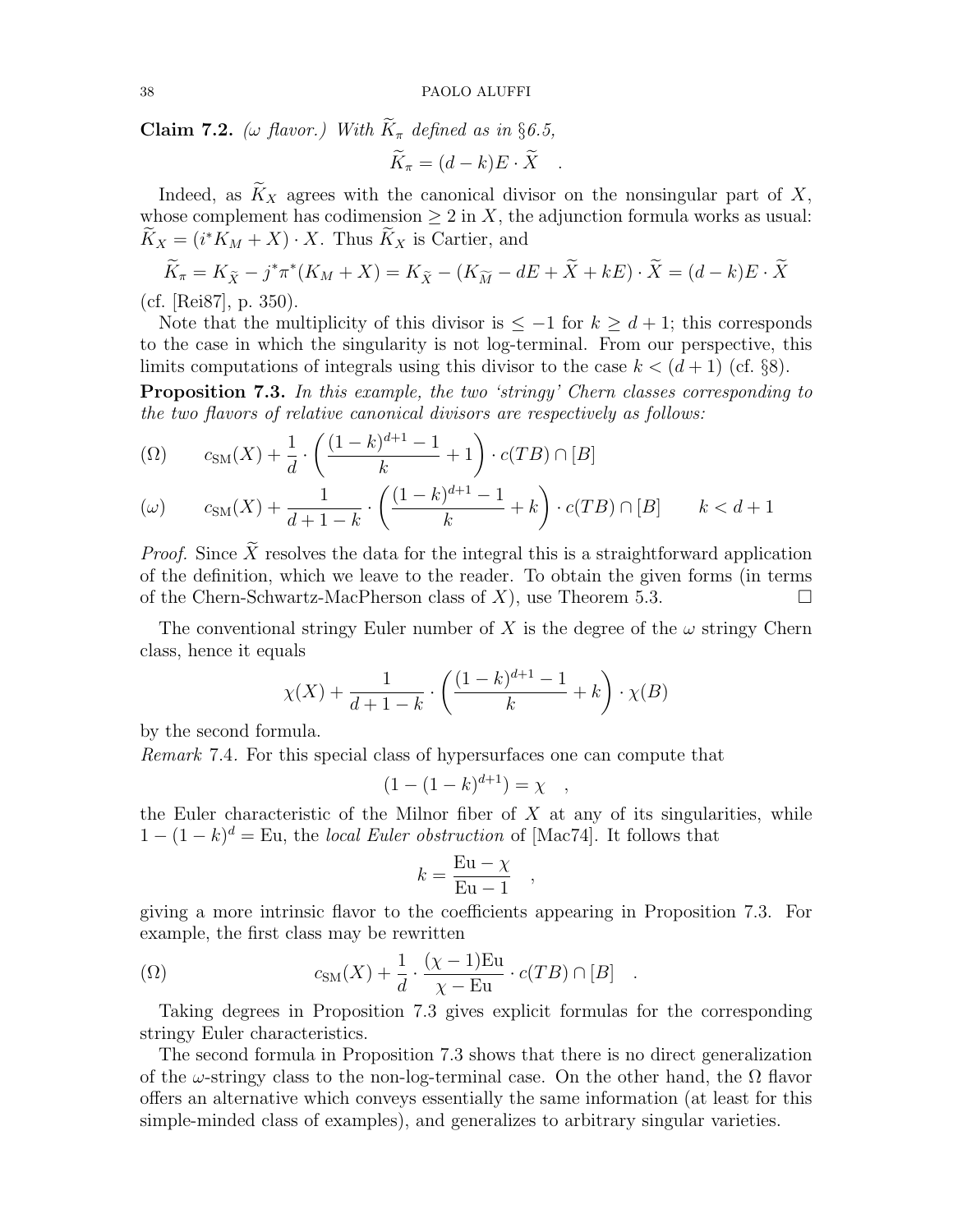**Claim 7.2.** *(ω flavor.) With $\widetilde{K}_\pi$ defined as in §6.5,*

$$\widetilde{K}_\pi = (d-k)E \cdot \widetilde{X} \quad .$$

Indeed, as $\widetilde{K}_X$ agrees with the canonical divisor on the nonsingular part of $X$, whose complement has codimension $\geq 2$ in $X$, the adjunction formula works as usual: $\widetilde{K}_X = (i^*K_M + X) \cdot X$. Thus $\widetilde{K}_X$ is Cartier, and

$$\widetilde{K}_\pi = K_{\widetilde{X}} - j^*\pi^*(K_M + X) = K_{\widetilde{X}} - (K_{\widetilde{M}} - dE + \widetilde{X} + kE) \cdot \widetilde{X} = (d-k)E \cdot \widetilde{X}$$

(cf. [Rei87], p. 350).

Note that the multiplicity of this divisor is $\leq -1$ for $k \geq d+1$; this corresponds to the case in which the singularity is not log-terminal. From our perspective, this limits computations of integrals using this divisor to the case $k < (d+1)$ (cf. §8).

**Proposition 7.3.** *In this example, the two 'stringy' Chern classes corresponding to the two flavors of relative canonical divisors are respectively as follows:*

$$(\Omega) \qquad c_{\mathrm{SM}}(X) + \frac{1}{d} \cdot \left( \frac{(1-k)^{d+1} - 1}{k} + 1 \right) \cdot c(TB) \cap [B]$$

$$(\omega) \qquad c_{\mathrm{SM}}(X) + \frac{1}{d+1-k} \cdot \left( \frac{(1-k)^{d+1} - 1}{k} + k \right) \cdot c(TB) \cap [B] \qquad k < d+1$$

*Proof.* Since $\widetilde{X}$ resolves the data for the integral this is a straightforward application of the definition, which we leave to the reader. To obtain the given forms (in terms of the Chern-Schwartz-MacPherson class of $X$), use Theorem 5.3. □

The conventional stringy Euler number of $X$ is the degree of the $\omega$ stringy Chern class, hence it equals

$$\chi(X) + \frac{1}{d+1-k} \cdot \left( \frac{(1-k)^{d+1} - 1}{k} + k \right) \cdot \chi(B)$$

by the second formula.

*Remark* 7.4. For this special class of hypersurfaces one can compute that

$$(1 - (1-k)^{d+1}) = \chi \quad ,$$

the Euler characteristic of the Milnor fiber of $X$ at any of its singularities, while $1 - (1-k)^d = \mathrm{Eu}$, the *local Euler obstruction* of [Mac74]. It follows that

$$k = \frac{\mathrm{Eu} - \chi}{\mathrm{Eu} - 1} \quad ,$$

giving a more intrinsic flavor to the coefficients appearing in Proposition 7.3. For example, the first class may be rewritten

$$(\Omega) \qquad c_{\mathrm{SM}}(X) + \frac{1}{d} \cdot \frac{(\chi - 1)\mathrm{Eu}}{\chi - \mathrm{Eu}} \cdot c(TB) \cap [B] \quad .$$

Taking degrees in Proposition 7.3 gives explicit formulas for the corresponding stringy Euler characteristics.

The second formula in Proposition 7.3 shows that there is no direct generalization of the $\omega$-stringy class to the non-log-terminal case. On the other hand, the $\Omega$ flavor offers an alternative which conveys essentially the same information (at least for this simple-minded class of examples), and generalizes to arbitrary singular varieties.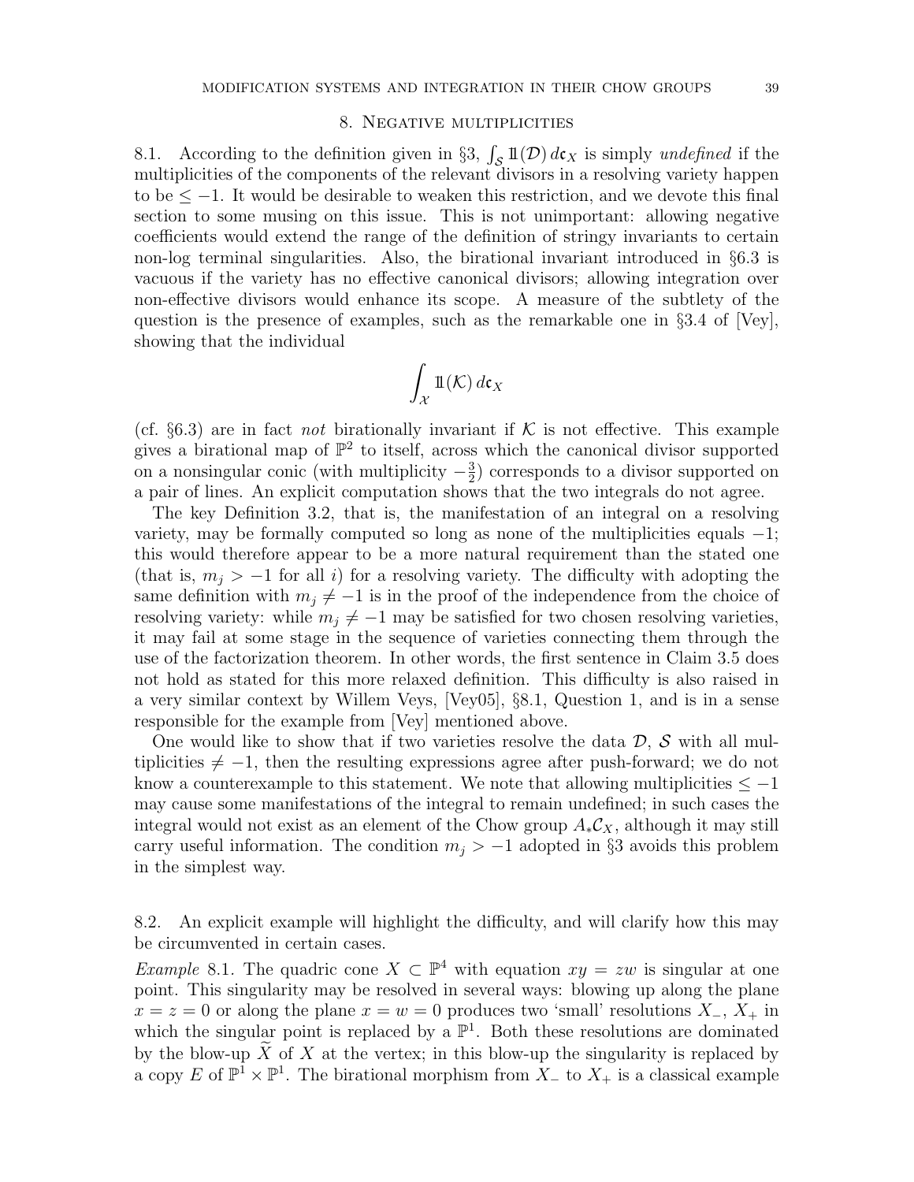## 8. Negative multiplicities

8.1. According to the definition given in §3, $\int_{\mathcal{S}} 1\!\!1(\mathcal{D})\, d\mathfrak{c}_X$ is simply *undefined* if the multiplicities of the components of the relevant divisors in a resolving variety happen to be $\leq -1$. It would be desirable to weaken this restriction, and we devote this final section to some musing on this issue. This is not unimportant: allowing negative coefficients would extend the range of the definition of stringy invariants to certain non-log terminal singularities. Also, the birational invariant introduced in §6.3 is vacuous if the variety has no effective canonical divisors; allowing integration over non-effective divisors would enhance its scope. A measure of the subtlety of the question is the presence of examples, such as the remarkable one in §3.4 of [Vey], showing that the individual

$$\int_{\mathcal{X}} 1\!\!1(\mathcal{K})\, d\mathfrak{c}_X$$

(cf. §6.3) are in fact *not* birationally invariant if $\mathcal{K}$ is not effective. This example gives a birational map of $\mathbb{P}^2$ to itself, across which the canonical divisor supported on a nonsingular conic (with multiplicity $-\frac{3}{2}$) corresponds to a divisor supported on a pair of lines. An explicit computation shows that the two integrals do not agree.

The key Definition 3.2, that is, the manifestation of an integral on a resolving variety, may be formally computed so long as none of the multiplicities equals $-1$; this would therefore appear to be a more natural requirement than the stated one (that is, $m_j > -1$ for all $i$) for a resolving variety. The difficulty with adopting the same definition with $m_j \neq -1$ is in the proof of the independence from the choice of resolving variety: while $m_j \neq -1$ may be satisfied for two chosen resolving varieties, it may fail at some stage in the sequence of varieties connecting them through the use of the factorization theorem. In other words, the first sentence in Claim 3.5 does not hold as stated for this more relaxed definition. This difficulty is also raised in a very similar context by Willem Veys, [Vey05], §8.1, Question 1, and is in a sense responsible for the example from [Vey] mentioned above.

One would like to show that if two varieties resolve the data $\mathcal{D}$, $\mathcal{S}$ with all multiplicities $\neq -1$, then the resulting expressions agree after push-forward; we do not know a counterexample to this statement. We note that allowing multiplicities $\leq -1$ may cause some manifestations of the integral to remain undefined; in such cases the integral would not exist as an element of the Chow group $A_*\mathcal{C}_X$, although it may still carry useful information. The condition $m_j > -1$ adopted in §3 avoids this problem in the simplest way.

8.2. An explicit example will highlight the difficulty, and will clarify how this may be circumvented in certain cases.

*Example* 8.1. The quadric cone $X \subset \mathbb{P}^4$ with equation $xy = zw$ is singular at one point. This singularity may be resolved in several ways: blowing up along the plane $x = z = 0$ or along the plane $x = w = 0$ produces two 'small' resolutions $X_-$, $X_+$ in which the singular point is replaced by a $\mathbb{P}^1$. Both these resolutions are dominated by the blow-up $\widetilde{X}$ of $X$ at the vertex; in this blow-up the singularity is replaced by a copy $E$ of $\mathbb{P}^1 \times \mathbb{P}^1$. The birational morphism from $X_-$ to $X_+$ is a classical example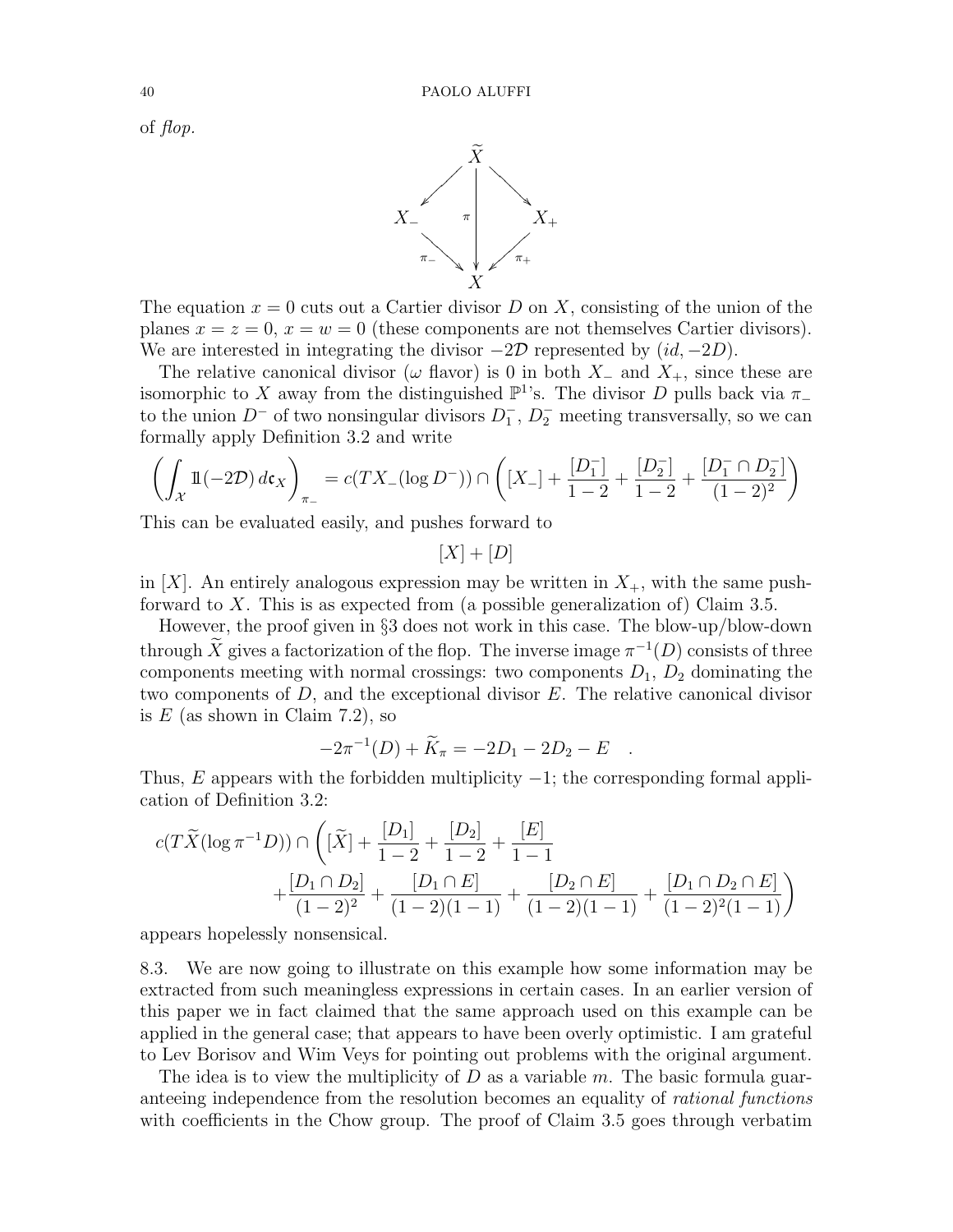of *flop*.

$$\begin{array}{ccccc} & & \widetilde{X} & & \\ & \swarrow & \Big\downarrow & \searrow & \\ X_- & & \pi & & X_+ \\ & \underset{\pi_-}{\searrow} & \Big\downarrow & \underset{\pi_+}{\swarrow} & \\ & & X & & \end{array}$$

The equation $x = 0$ cuts out a Cartier divisor $D$ on $X$, consisting of the union of the planes $x = z = 0$, $x = w = 0$ (these components are not themselves Cartier divisors). We are interested in integrating the divisor $-2\mathcal{D}$ represented by $(id, -2D)$.

The relative canonical divisor ($\omega$ flavor) is 0 in both $X_-$ and $X_+$, since these are isomorphic to $X$ away from the distinguished $\mathbb{P}^1$'s. The divisor $D$ pulls back via $\pi_-$ to the union $D^-$ of two nonsingular divisors $D_1^-$, $D_2^-$ meeting transversally, so we can formally apply Definition 3.2 and write

$$\left(\int_{\mathcal{X}} 1\!\!1(-2\mathcal{D})\, d\mathfrak{c}_X\right)_{\pi_-} = c(TX_-(\log D^-)) \cap \left([X_-] + \frac{[D_1^-]}{1-2} + \frac{[D_2^-]}{1-2} + \frac{[D_1^- \cap D_2^-]}{(1-2)^2}\right)$$

This can be evaluated easily, and pushes forward to

$$[X] + [D]$$

in $[X]$. An entirely analogous expression may be written in $X_+$, with the same push-forward to $X$. This is as expected from (a possible generalization of) Claim 3.5.

However, the proof given in §3 does not work in this case. The blow-up/blow-down through $\widetilde{X}$ gives a factorization of the flop. The inverse image $\pi^{-1}(D)$ consists of three components meeting with normal crossings: two components $D_1$, $D_2$ dominating the two components of $D$, and the exceptional divisor $E$. The relative canonical divisor is $E$ (as shown in Claim 7.2), so

$$-2\pi^{-1}(D) + \widetilde{K}_\pi = -2D_1 - 2D_2 - E \quad .$$

Thus, $E$ appears with the forbidden multiplicity $-1$; the corresponding formal application of Definition 3.2:

$$c(T\widetilde{X}(\log \pi^{-1}D)) \cap \left([\widetilde{X}] + \frac{[D_1]}{1-2} + \frac{[D_2]}{1-2} + \frac{[E]}{1-1} + \frac{[D_1 \cap D_2]}{(1-2)^2} + \frac{[D_1 \cap E]}{(1-2)(1-1)} + \frac{[D_2 \cap E]}{(1-2)(1-1)} + \frac{[D_1 \cap D_2 \cap E]}{(1-2)^2(1-1)}\right)$$

appears hopelessly nonsensical.

8.3. We are now going to illustrate on this example how some information may be extracted from such meaningless expressions in certain cases. In an earlier version of this paper we in fact claimed that the same approach used on this example can be applied in the general case; that appears to have been overly optimistic. I am grateful to Lev Borisov and Wim Veys for pointing out problems with the original argument.

The idea is to view the multiplicity of $D$ as a variable $m$. The basic formula guaranteeing independence from the resolution becomes an equality of *rational functions* with coefficients in the Chow group. The proof of Claim 3.5 goes through verbatim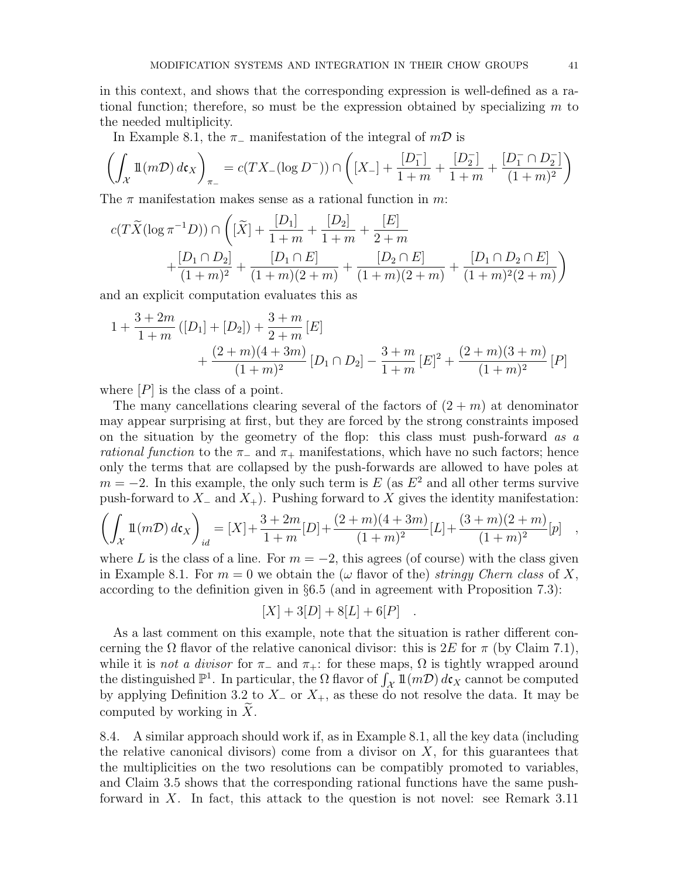in this context, and shows that the corresponding expression is well-defined as a rational function; therefore, so must be the expression obtained by specializing $m$ to the needed multiplicity.

In Example 8.1, the $\pi_-$ manifestation of the integral of $m\mathcal{D}$ is

$$\left(\int_{\mathcal{X}} 1\!\!1(m\mathcal{D})\, d\mathfrak{c}_X\right)_{\pi_-} = c(TX_-(\log D^-)) \cap \left([X_-] + \frac{[D_1^-]}{1+m} + \frac{[D_2^-]}{1+m} + \frac{[D_1^- \cap D_2^-]}{(1+m)^2}\right)$$

The $\pi$ manifestation makes sense as a rational function in $m$:

$$c(T\widetilde{X}(\log \pi^{-1}D)) \cap \left([\widetilde{X}] + \frac{[D_1]}{1+m} + \frac{[D_2]}{1+m} + \frac{[E]}{2+m} + \frac{[D_1 \cap D_2]}{(1+m)^2} + \frac{[D_1 \cap E]}{(1+m)(2+m)} + \frac{[D_2 \cap E]}{(1+m)(2+m)} + \frac{[D_1 \cap D_2 \cap E]}{(1+m)^2(2+m)}\right)$$

and an explicit computation evaluates this as

$$1 + \frac{3+2m}{1+m}\left([D_1]+[D_2]\right) + \frac{3+m}{2+m}[E] + \frac{(2+m)(4+3m)}{(1+m)^2}[D_1 \cap D_2] - \frac{3+m}{1+m}[E]^2 + \frac{(2+m)(3+m)}{(1+m)^2}[P]$$

where $[P]$ is the class of a point.

The many cancellations clearing several of the factors of $(2+m)$ at denominator may appear surprising at first, but they are forced by the strong constraints imposed on the situation by the geometry of the flop: this class must push-forward *as a rational function* to the $\pi_-$ and $\pi_+$ manifestations, which have no such factors; hence only the terms that are collapsed by the push-forwards are allowed to have poles at $m = -2$. In this example, the only such term is $E$ (as $E^2$ and all other terms survive push-forward to $X_-$ and $X_+$). Pushing forward to $X$ gives the identity manifestation:

$$\left(\int_{\mathcal{X}} 1\!\!1(m\mathcal{D})\, d\mathfrak{c}_X\right)_{id} = [X] + \frac{3+2m}{1+m}[D] + \frac{(2+m)(4+3m)}{(1+m)^2}[L] + \frac{(3+m)(2+m)}{(1+m)^2}[p] \quad ,$$

where $L$ is the class of a line. For $m = -2$, this agrees (of course) with the class given in Example 8.1. For $m = 0$ we obtain the ($\omega$ flavor of the) *stringy Chern class* of $X$, according to the definition given in §6.5 (and in agreement with Proposition 7.3):

$$[X] + 3[D] + 8[L] + 6[P] \quad .$$

As a last comment on this example, note that the situation is rather different concerning the $\Omega$ flavor of the relative canonical divisor: this is $2E$ for $\pi$ (by Claim 7.1), while it is *not a divisor* for $\pi_-$ and $\pi_+$: for these maps, $\Omega$ is tightly wrapped around the distinguished $\mathbb{P}^1$. In particular, the $\Omega$ flavor of $\int_{\mathcal{X}} 1\!\!1(m\mathcal{D})\, d\mathfrak{c}_X$ cannot be computed by applying Definition 3.2 to $X_-$ or $X_+$, as these do not resolve the data. It may be computed by working in $\widetilde{X}$.

8.4. A similar approach should work if, as in Example 8.1, all the key data (including the relative canonical divisors) come from a divisor on $X$, for this guarantees that the multiplicities on the two resolutions can be compatibly promoted to variables, and Claim 3.5 shows that the corresponding rational functions have the same push-forward in $X$. In fact, this attack to the question is not novel: see Remark 3.11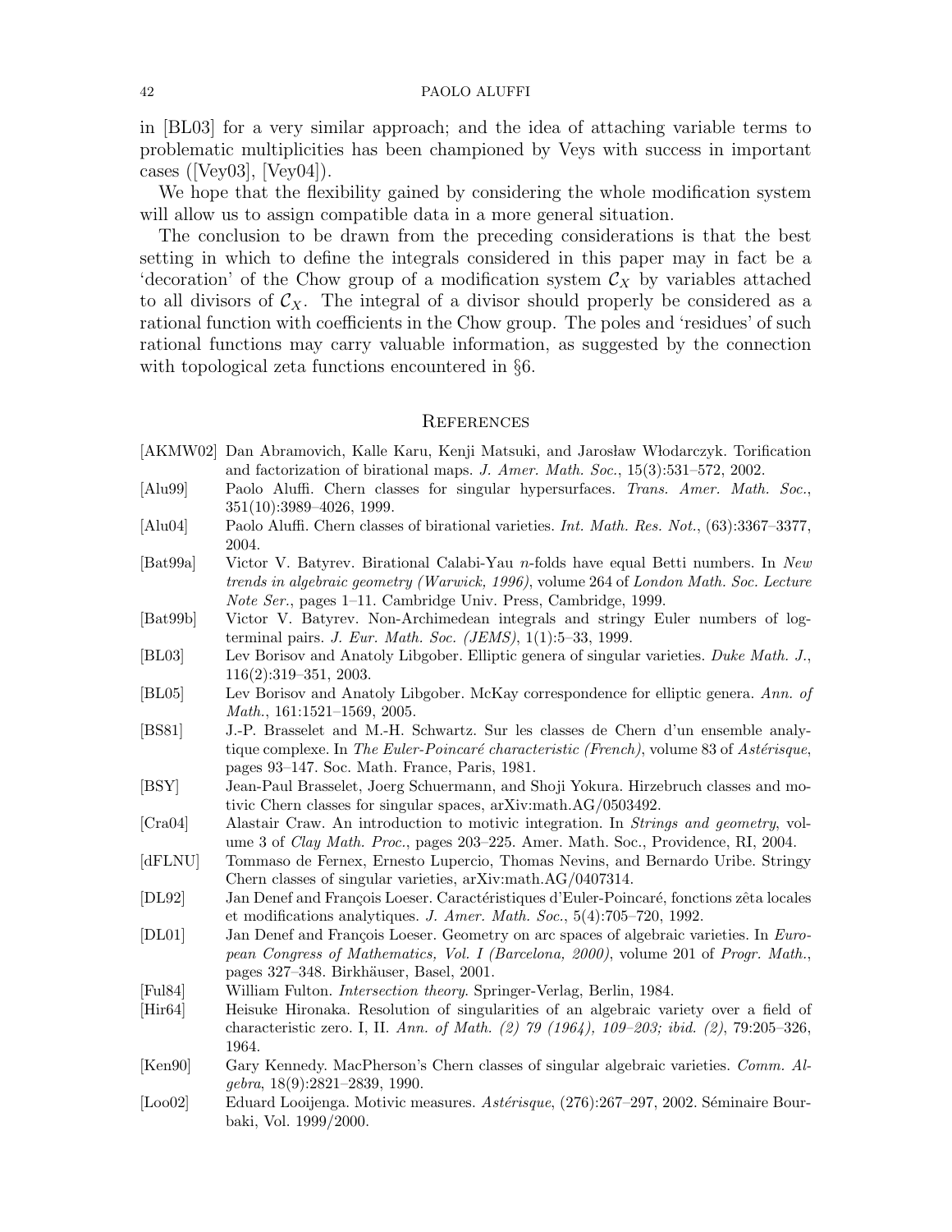in [BL03] for a very similar approach; and the idea of attaching variable terms to problematic multiplicities has been championed by Veys with success in important cases ([Vey03], [Vey04]).

We hope that the flexibility gained by considering the whole modification system will allow us to assign compatible data in a more general situation.

The conclusion to be drawn from the preceding considerations is that the best setting in which to define the integrals considered in this paper may in fact be a 'decoration' of the Chow group of a modification system $\mathcal{C}_X$ by variables attached to all divisors of $\mathcal{C}_X$. The integral of a divisor should properly be considered as a rational function with coefficients in the Chow group. The poles and 'residues' of such rational functions may carry valuable information, as suggested by the connection with topological zeta functions encountered in §6.

## References

[AKMW02] Dan Abramovich, Kalle Karu, Kenji Matsuki, and Jarosław Włodarczyk. Torification and factorization of birational maps. *J. Amer. Math. Soc.*, 15(3):531–572, 2002.

[Alu99] Paolo Aluffi. Chern classes for singular hypersurfaces. *Trans. Amer. Math. Soc.*, 351(10):3989–4026, 1999.

[Alu04] Paolo Aluffi. Chern classes of birational varieties. *Int. Math. Res. Not.*, (63):3367–3377, 2004.

[Bat99a] Victor V. Batyrev. Birational Calabi-Yau $n$-folds have equal Betti numbers. In *New trends in algebraic geometry (Warwick, 1996)*, volume 264 of *London Math. Soc. Lecture Note Ser.*, pages 1–11. Cambridge Univ. Press, Cambridge, 1999.

[Bat99b] Victor V. Batyrev. Non-Archimedean integrals and stringy Euler numbers of log-terminal pairs. *J. Eur. Math. Soc. (JEMS)*, 1(1):5–33, 1999.

[BL03] Lev Borisov and Anatoly Libgober. Elliptic genera of singular varieties. *Duke Math. J.*, 116(2):319–351, 2003.

[BL05] Lev Borisov and Anatoly Libgober. McKay correspondence for elliptic genera. *Ann. of Math.*, 161:1521–1569, 2005.

[BS81] J.-P. Brasselet and M.-H. Schwartz. Sur les classes de Chern d'un ensemble analytique complexe. In *The Euler-Poincaré characteristic (French)*, volume 83 of *Astérisque*, pages 93–147. Soc. Math. France, Paris, 1981.

[BSY] Jean-Paul Brasselet, Joerg Schuermann, and Shoji Yokura. Hirzebruch classes and motivic Chern classes for singular spaces, arXiv:math.AG/0503492.

[Cra04] Alastair Craw. An introduction to motivic integration. In *Strings and geometry*, volume 3 of *Clay Math. Proc.*, pages 203–225. Amer. Math. Soc., Providence, RI, 2004.

[dFLNU] Tommaso de Fernex, Ernesto Lupercio, Thomas Nevins, and Bernardo Uribe. Stringy Chern classes of singular varieties, arXiv:math.AG/0407314.

[DL92] Jan Denef and François Loeser. Caractéristiques d'Euler-Poincaré, fonctions zêta locales et modifications analytiques. *J. Amer. Math. Soc.*, 5(4):705–720, 1992.

[DL01] Jan Denef and François Loeser. Geometry on arc spaces of algebraic varieties. In *European Congress of Mathematics, Vol. I (Barcelona, 2000)*, volume 201 of *Progr. Math.*, pages 327–348. Birkhäuser, Basel, 2001.

[Ful84] William Fulton. *Intersection theory.* Springer-Verlag, Berlin, 1984.

[Hir64] Heisuke Hironaka. Resolution of singularities of an algebraic variety over a field of characteristic zero. I, II. *Ann. of Math. (2) 79 (1964), 109–203; ibid. (2)*, 79:205–326, 1964.

[Ken90] Gary Kennedy. MacPherson's Chern classes of singular algebraic varieties. *Comm. Algebra*, 18(9):2821–2839, 1990.

[Loo02] Eduard Looijenga. Motivic measures. *Astérisque*, (276):267–297, 2002. Séminaire Bourbaki, Vol. 1999/2000.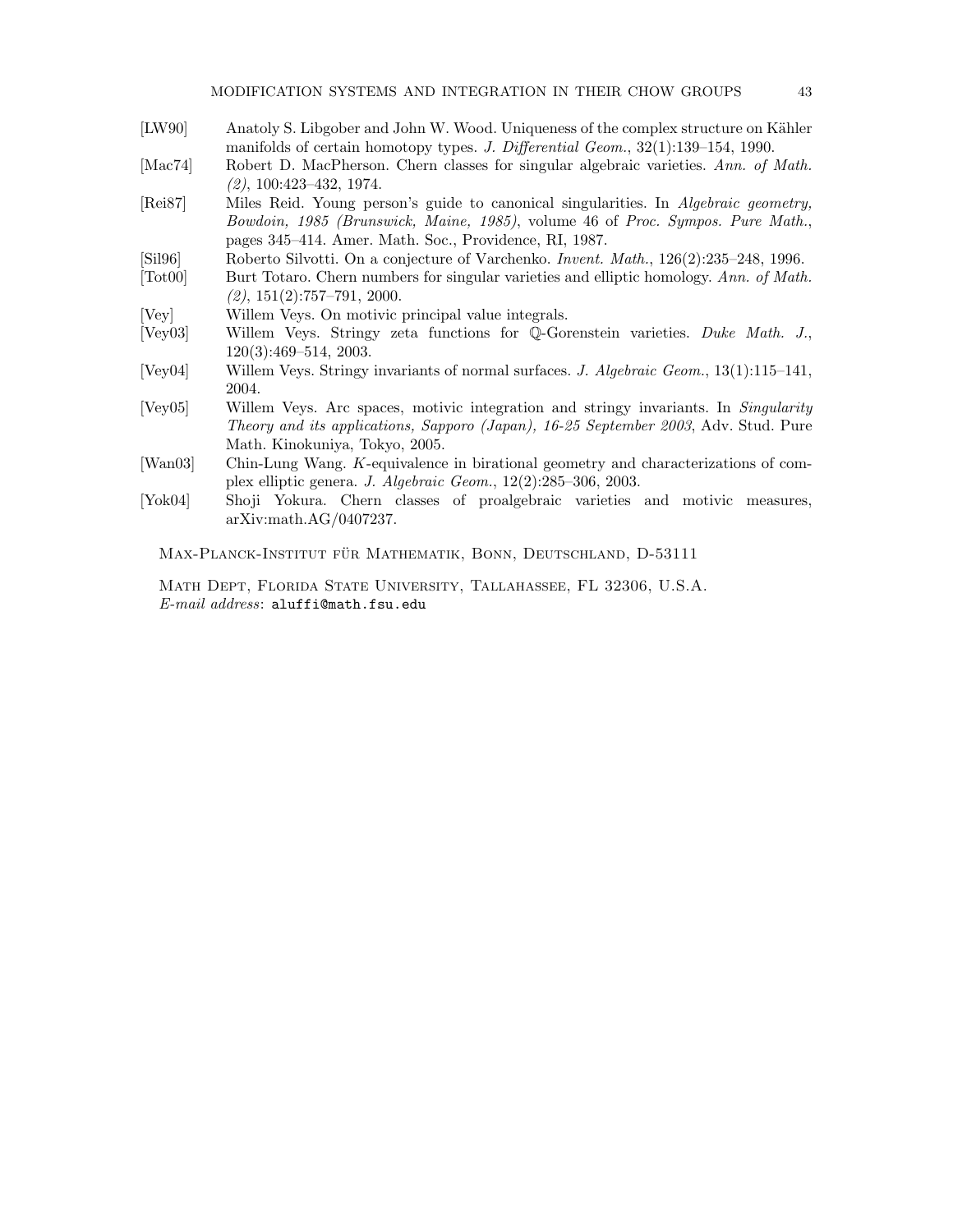[LW90] Anatoly S. Libgober and John W. Wood. Uniqueness of the complex structure on Kähler manifolds of certain homotopy types. *J. Differential Geom.*, 32(1):139–154, 1990.

[Mac74] Robert D. MacPherson. Chern classes for singular algebraic varieties. *Ann. of Math. (2)*, 100:423–432, 1974.

[Rei87] Miles Reid. Young person's guide to canonical singularities. In *Algebraic geometry, Bowdoin, 1985 (Brunswick, Maine, 1985)*, volume 46 of *Proc. Sympos. Pure Math.*, pages 345–414. Amer. Math. Soc., Providence, RI, 1987.

[Sil96] Roberto Silvotti. On a conjecture of Varchenko. *Invent. Math.*, 126(2):235–248, 1996.

[Tot00] Burt Totaro. Chern numbers for singular varieties and elliptic homology. *Ann. of Math. (2)*, 151(2):757–791, 2000.

[Vey] Willem Veys. On motivic principal value integrals.

[Vey03] Willem Veys. Stringy zeta functions for $\mathbb{Q}$-Gorenstein varieties. *Duke Math. J.*, 120(3):469–514, 2003.

[Vey04] Willem Veys. Stringy invariants of normal surfaces. *J. Algebraic Geom.*, 13(1):115–141, 2004.

[Vey05] Willem Veys. Arc spaces, motivic integration and stringy invariants. In *Singularity Theory and its applications, Sapporo (Japan), 16-25 September 2003*, Adv. Stud. Pure Math. Kinokuniya, Tokyo, 2005.

[Wan03] Chin-Lung Wang. $K$-equivalence in birational geometry and characterizations of complex elliptic genera. *J. Algebraic Geom.*, 12(2):285–306, 2003.

[Yok04] Shoji Yokura. Chern classes of proalgebraic varieties and motivic measures, arXiv:math.AG/0407237.

Max-Planck-Institut für Mathematik, Bonn, Deutschland, D-53111

Math Dept, Florida State University, Tallahassee, FL 32306, U.S.A.
*E-mail address*: aluffi@math.fsu.edu